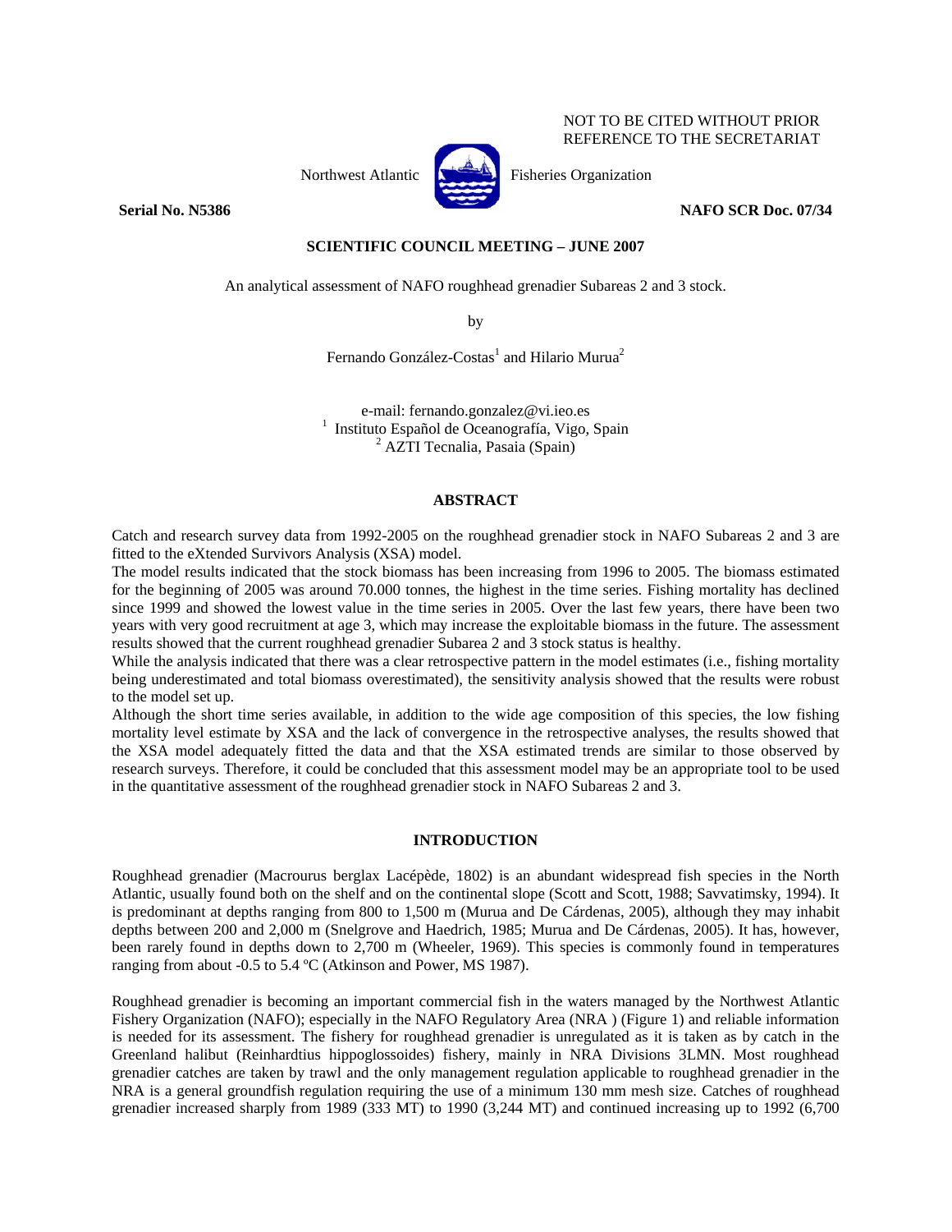NOT TO BE CITED WITHOUT PRIOR REFERENCE TO THE SECRETARIAT

Northwest Atlantic Fisheries Organization

**Serial No. N5386** **NAFO SCR Doc. 07/34**

**SCIENTIFIC COUNCIL MEETING – JUNE 2007**

An analytical assessment of NAFO roughhead grenadier Subareas 2 and 3 stock.

by

Fernando González-Costas[1] and Hilario Murua[2]

e-mail: fernando.gonzalez@vi.ieo.es
[1] Instituto Español de Oceanografía, Vigo, Spain
[2] AZTI Tecnalia, Pasaia (Spain)

## ABSTRACT

Catch and research survey data from 1992-2005 on the roughhead grenadier stock in NAFO Subareas 2 and 3 are fitted to the eXtended Survivors Analysis (XSA) model.
The model results indicated that the stock biomass has been increasing from 1996 to 2005. The biomass estimated for the beginning of 2005 was around 70.000 tonnes, the highest in the time series. Fishing mortality has declined since 1999 and showed the lowest value in the time series in 2005. Over the last few years, there have been two years with very good recruitment at age 3, which may increase the exploitable biomass in the future. The assessment results showed that the current roughhead grenadier Subarea 2 and 3 stock status is healthy.
While the analysis indicated that there was a clear retrospective pattern in the model estimates (i.e., fishing mortality being underestimated and total biomass overestimated), the sensitivity analysis showed that the results were robust to the model set up.
Although the short time series available, in addition to the wide age composition of this species, the low fishing mortality level estimate by XSA and the lack of convergence in the retrospective analyses, the results showed that the XSA model adequately fitted the data and that the XSA estimated trends are similar to those observed by research surveys. Therefore, it could be concluded that this assessment model may be an appropriate tool to be used in the quantitative assessment of the roughhead grenadier stock in NAFO Subareas 2 and 3.

## INTRODUCTION

Roughhead grenadier (Macrourus berglax Lacépède, 1802) is an abundant widespread fish species in the North Atlantic, usually found both on the shelf and on the continental slope (Scott and Scott, 1988; Savvatimsky, 1994). It is predominant at depths ranging from 800 to 1,500 m (Murua and De Cárdenas, 2005), although they may inhabit depths between 200 and 2,000 m (Snelgrove and Haedrich, 1985; Murua and De Cárdenas, 2005). It has, however, been rarely found in depths down to 2,700 m (Wheeler, 1969). This species is commonly found in temperatures ranging from about -0.5 to 5.4 ºC (Atkinson and Power, MS 1987).

Roughhead grenadier is becoming an important commercial fish in the waters managed by the Northwest Atlantic Fishery Organization (NAFO); especially in the NAFO Regulatory Area (NRA ) (Figure 1) and reliable information is needed for its assessment. The fishery for roughhead grenadier is unregulated as it is taken as by catch in the Greenland halibut (Reinhardtius hippoglossoides) fishery, mainly in NRA Divisions 3LMN. Most roughhead grenadier catches are taken by trawl and the only management regulation applicable to roughhead grenadier in the NRA is a general groundfish regulation requiring the use of a minimum 130 mm mesh size. Catches of roughhead grenadier increased sharply from 1989 (333 MT) to 1990 (3,244 MT) and continued increasing up to 1992 (6,700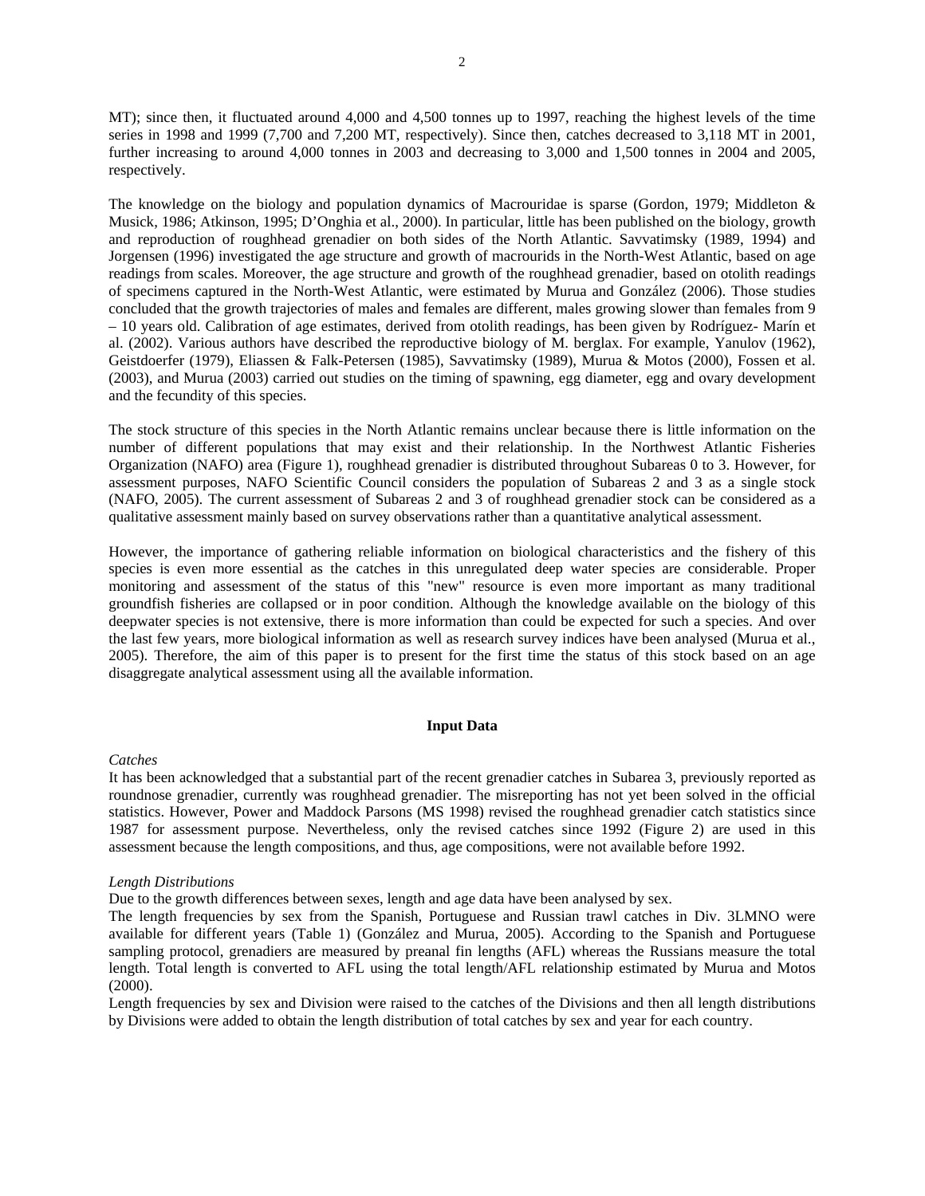MT); since then, it fluctuated around 4,000 and 4,500 tonnes up to 1997, reaching the highest levels of the time series in 1998 and 1999 (7,700 and 7,200 MT, respectively). Since then, catches decreased to 3,118 MT in 2001, further increasing to around 4,000 tonnes in 2003 and decreasing to 3,000 and 1,500 tonnes in 2004 and 2005, respectively.

The knowledge on the biology and population dynamics of Macrouridae is sparse (Gordon, 1979; Middleton & Musick, 1986; Atkinson, 1995; D'Onghia et al., 2000). In particular, little has been published on the biology, growth and reproduction of roughhead grenadier on both sides of the North Atlantic. Savvatimsky (1989, 1994) and Jorgensen (1996) investigated the age structure and growth of macrourids in the North-West Atlantic, based on age readings from scales. Moreover, the age structure and growth of the roughhead grenadier, based on otolith readings of specimens captured in the North-West Atlantic, were estimated by Murua and González (2006). Those studies concluded that the growth trajectories of males and females are different, males growing slower than females from 9 – 10 years old. Calibration of age estimates, derived from otolith readings, has been given by Rodríguez- Marín et al. (2002). Various authors have described the reproductive biology of M. berglax. For example, Yanulov (1962), Geistdoerfer (1979), Eliassen & Falk-Petersen (1985), Savvatimsky (1989), Murua & Motos (2000), Fossen et al. (2003), and Murua (2003) carried out studies on the timing of spawning, egg diameter, egg and ovary development and the fecundity of this species.

The stock structure of this species in the North Atlantic remains unclear because there is little information on the number of different populations that may exist and their relationship. In the Northwest Atlantic Fisheries Organization (NAFO) area (Figure 1), roughhead grenadier is distributed throughout Subareas 0 to 3. However, for assessment purposes, NAFO Scientific Council considers the population of Subareas 2 and 3 as a single stock (NAFO, 2005). The current assessment of Subareas 2 and 3 of roughhead grenadier stock can be considered as a qualitative assessment mainly based on survey observations rather than a quantitative analytical assessment.

However, the importance of gathering reliable information on biological characteristics and the fishery of this species is even more essential as the catches in this unregulated deep water species are considerable. Proper monitoring and assessment of the status of this "new" resource is even more important as many traditional groundfish fisheries are collapsed or in poor condition. Although the knowledge available on the biology of this deepwater species is not extensive, there is more information than could be expected for such a species. And over the last few years, more biological information as well as research survey indices have been analysed (Murua et al., 2005). Therefore, the aim of this paper is to present for the first time the status of this stock based on an age disaggregate analytical assessment using all the available information.

## Input Data

*Catches*

It has been acknowledged that a substantial part of the recent grenadier catches in Subarea 3, previously reported as roundnose grenadier, currently was roughhead grenadier. The misreporting has not yet been solved in the official statistics. However, Power and Maddock Parsons (MS 1998) revised the roughhead grenadier catch statistics since 1987 for assessment purpose. Nevertheless, only the revised catches since 1992 (Figure 2) are used in this assessment because the length compositions, and thus, age compositions, were not available before 1992.

*Length Distributions*

Due to the growth differences between sexes, length and age data have been analysed by sex.

The length frequencies by sex from the Spanish, Portuguese and Russian trawl catches in Div. 3LMNO were available for different years (Table 1) (González and Murua, 2005). According to the Spanish and Portuguese sampling protocol, grenadiers are measured by preanal fin lengths (AFL) whereas the Russians measure the total length. Total length is converted to AFL using the total length/AFL relationship estimated by Murua and Motos (2000).

Length frequencies by sex and Division were raised to the catches of the Divisions and then all length distributions by Divisions were added to obtain the length distribution of total catches by sex and year for each country.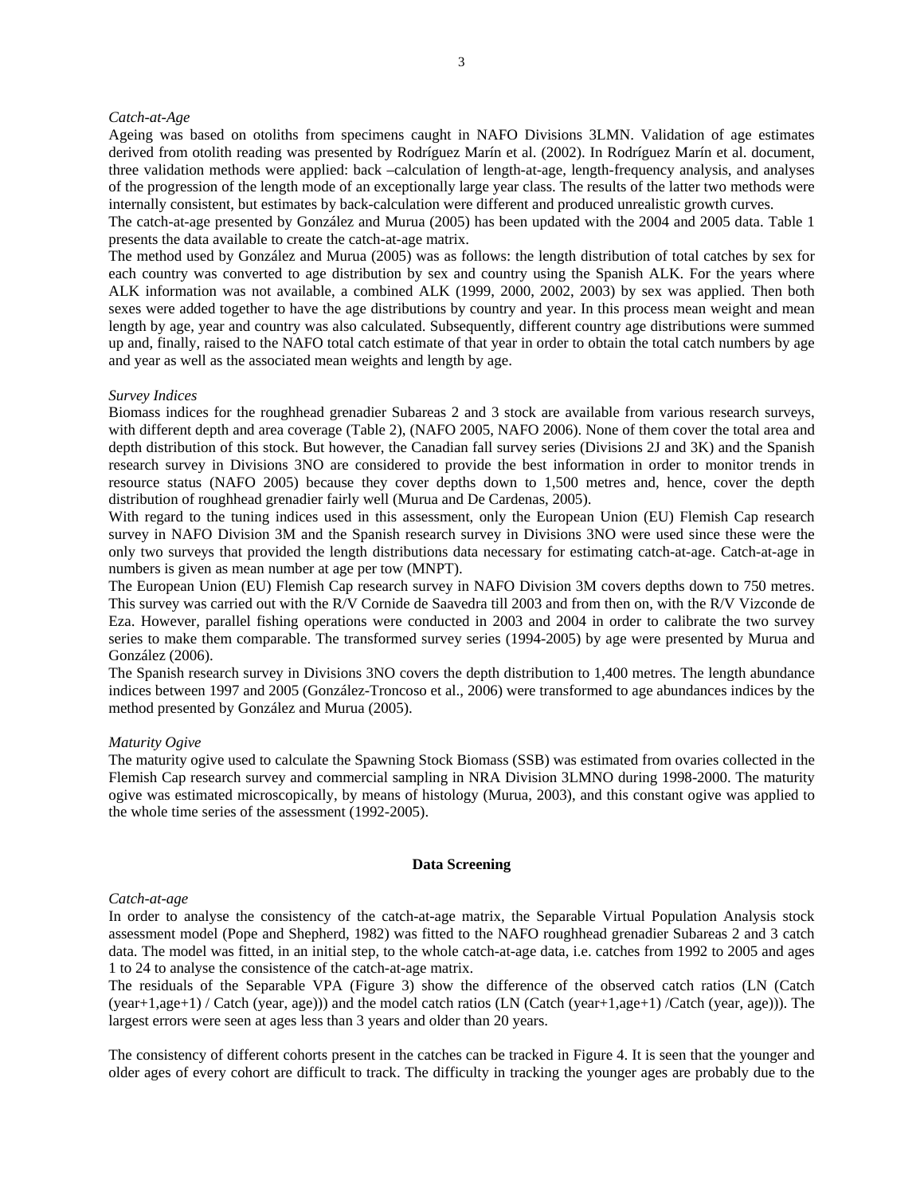*Catch-at-Age*

Ageing was based on otoliths from specimens caught in NAFO Divisions 3LMN. Validation of age estimates derived from otolith reading was presented by Rodríguez Marín et al. (2002). In Rodríguez Marín et al. document, three validation methods were applied: back –calculation of length-at-age, length-frequency analysis, and analyses of the progression of the length mode of an exceptionally large year class. The results of the latter two methods were internally consistent, but estimates by back-calculation were different and produced unrealistic growth curves.

The catch-at-age presented by González and Murua (2005) has been updated with the 2004 and 2005 data. Table 1 presents the data available to create the catch-at-age matrix.

The method used by González and Murua (2005) was as follows: the length distribution of total catches by sex for each country was converted to age distribution by sex and country using the Spanish ALK. For the years where ALK information was not available, a combined ALK (1999, 2000, 2002, 2003) by sex was applied. Then both sexes were added together to have the age distributions by country and year. In this process mean weight and mean length by age, year and country was also calculated. Subsequently, different country age distributions were summed up and, finally, raised to the NAFO total catch estimate of that year in order to obtain the total catch numbers by age and year as well as the associated mean weights and length by age.

*Survey Indices*

Biomass indices for the roughhead grenadier Subareas 2 and 3 stock are available from various research surveys, with different depth and area coverage (Table 2), (NAFO 2005, NAFO 2006). None of them cover the total area and depth distribution of this stock. But however, the Canadian fall survey series (Divisions 2J and 3K) and the Spanish research survey in Divisions 3NO are considered to provide the best information in order to monitor trends in resource status (NAFO 2005) because they cover depths down to 1,500 metres and, hence, cover the depth distribution of roughhead grenadier fairly well (Murua and De Cardenas, 2005).

With regard to the tuning indices used in this assessment, only the European Union (EU) Flemish Cap research survey in NAFO Division 3M and the Spanish research survey in Divisions 3NO were used since these were the only two surveys that provided the length distributions data necessary for estimating catch-at-age. Catch-at-age in numbers is given as mean number at age per tow (MNPT).

The European Union (EU) Flemish Cap research survey in NAFO Division 3M covers depths down to 750 metres. This survey was carried out with the R/V Cornide de Saavedra till 2003 and from then on, with the R/V Vizconde de Eza. However, parallel fishing operations were conducted in 2003 and 2004 in order to calibrate the two survey series to make them comparable. The transformed survey series (1994-2005) by age were presented by Murua and González (2006).

The Spanish research survey in Divisions 3NO covers the depth distribution to 1,400 metres. The length abundance indices between 1997 and 2005 (González-Troncoso et al., 2006) were transformed to age abundances indices by the method presented by González and Murua (2005).

*Maturity Ogive*

The maturity ogive used to calculate the Spawning Stock Biomass (SSB) was estimated from ovaries collected in the Flemish Cap research survey and commercial sampling in NRA Division 3LMNO during 1998-2000. The maturity ogive was estimated microscopically, by means of histology (Murua, 2003), and this constant ogive was applied to the whole time series of the assessment (1992-2005).

## Data Screening

*Catch-at-age*

In order to analyse the consistency of the catch-at-age matrix, the Separable Virtual Population Analysis stock assessment model (Pope and Shepherd, 1982) was fitted to the NAFO roughhead grenadier Subareas 2 and 3 catch data. The model was fitted, in an initial step, to the whole catch-at-age data, i.e. catches from 1992 to 2005 and ages 1 to 24 to analyse the consistence of the catch-at-age matrix.

The residuals of the Separable VPA (Figure 3) show the difference of the observed catch ratios (LN (Catch (year+1,age+1) / Catch (year, age))) and the model catch ratios (LN (Catch (year+1,age+1) /Catch (year, age))). The largest errors were seen at ages less than 3 years and older than 20 years.

The consistency of different cohorts present in the catches can be tracked in Figure 4. It is seen that the younger and older ages of every cohort are difficult to track. The difficulty in tracking the younger ages are probably due to the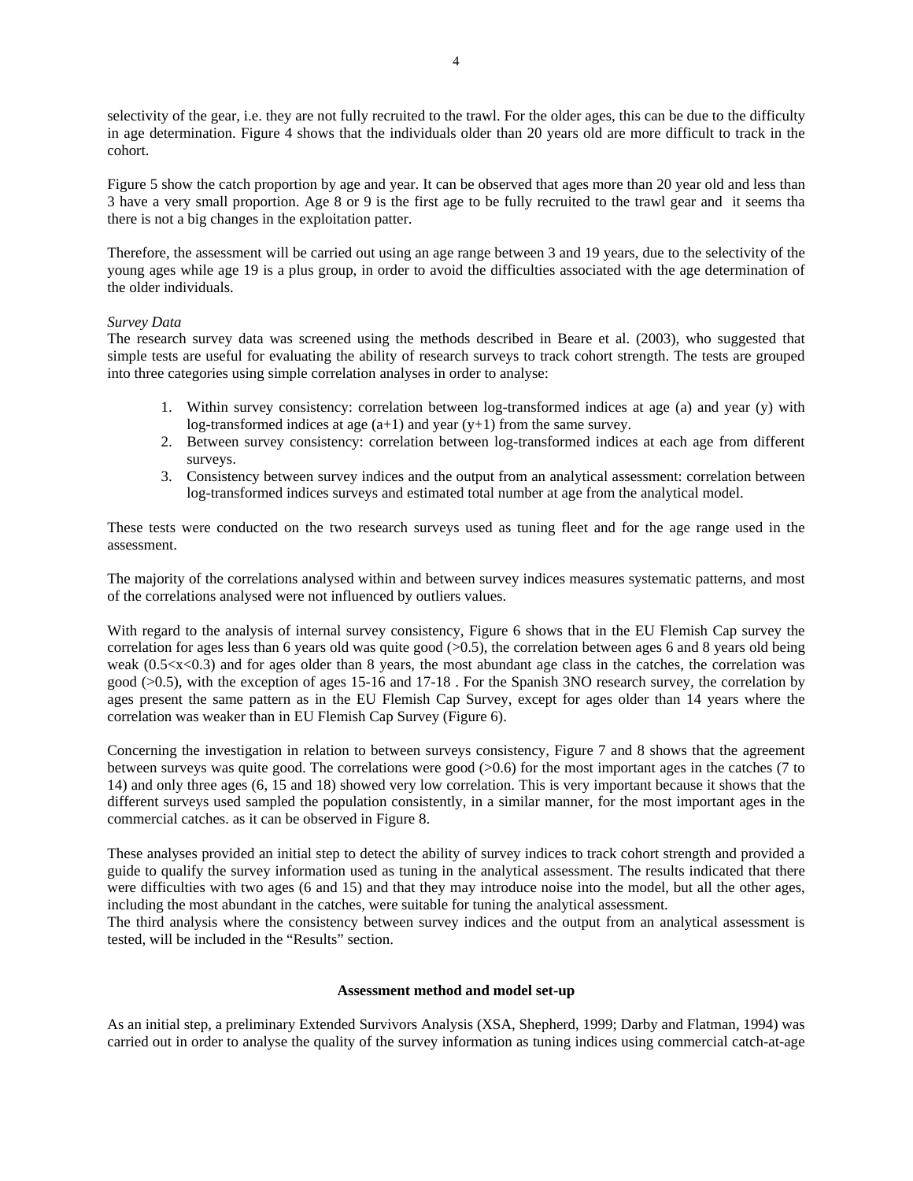selectivity of the gear, i.e. they are not fully recruited to the trawl. For the older ages, this can be due to the difficulty in age determination. Figure 4 shows that the individuals older than 20 years old are more difficult to track in the cohort.

Figure 5 show the catch proportion by age and year. It can be observed that ages more than 20 year old and less than 3 have a very small proportion. Age 8 or 9 is the first age to be fully recruited to the trawl gear and it seems tha there is not a big changes in the exploitation patter.

Therefore, the assessment will be carried out using an age range between 3 and 19 years, due to the selectivity of the young ages while age 19 is a plus group, in order to avoid the difficulties associated with the age determination of the older individuals.

*Survey Data*

The research survey data was screened using the methods described in Beare et al. (2003), who suggested that simple tests are useful for evaluating the ability of research surveys to track cohort strength. The tests are grouped into three categories using simple correlation analyses in order to analyse:

1. Within survey consistency: correlation between log-transformed indices at age (a) and year (y) with log-transformed indices at age (a+1) and year (y+1) from the same survey.
2. Between survey consistency: correlation between log-transformed indices at each age from different surveys.
3. Consistency between survey indices and the output from an analytical assessment: correlation between log-transformed indices surveys and estimated total number at age from the analytical model.

These tests were conducted on the two research surveys used as tuning fleet and for the age range used in the assessment.

The majority of the correlations analysed within and between survey indices measures systematic patterns, and most of the correlations analysed were not influenced by outliers values.

With regard to the analysis of internal survey consistency, Figure 6 shows that in the EU Flemish Cap survey the correlation for ages less than 6 years old was quite good (>0.5), the correlation between ages 6 and 8 years old being weak ($0.5<x<0.3$) and for ages older than 8 years, the most abundant age class in the catches, the correlation was good (>0.5), with the exception of ages 15-16 and 17-18 . For the Spanish 3NO research survey, the correlation by ages present the same pattern as in the EU Flemish Cap Survey, except for ages older than 14 years where the correlation was weaker than in EU Flemish Cap Survey (Figure 6).

Concerning the investigation in relation to between surveys consistency, Figure 7 and 8 shows that the agreement between surveys was quite good. The correlations were good (>0.6) for the most important ages in the catches (7 to 14) and only three ages (6, 15 and 18) showed very low correlation. This is very important because it shows that the different surveys used sampled the population consistently, in a similar manner, for the most important ages in the commercial catches. as it can be observed in Figure 8.

These analyses provided an initial step to detect the ability of survey indices to track cohort strength and provided a guide to qualify the survey information used as tuning in the analytical assessment. The results indicated that there were difficulties with two ages (6 and 15) and that they may introduce noise into the model, but all the other ages, including the most abundant in the catches, were suitable for tuning the analytical assessment.
The third analysis where the consistency between survey indices and the output from an analytical assessment is tested, will be included in the "Results" section.

**Assessment method and model set-up**

As an initial step, a preliminary Extended Survivors Analysis (XSA, Shepherd, 1999; Darby and Flatman, 1994) was carried out in order to analyse the quality of the survey information as tuning indices using commercial catch-at-age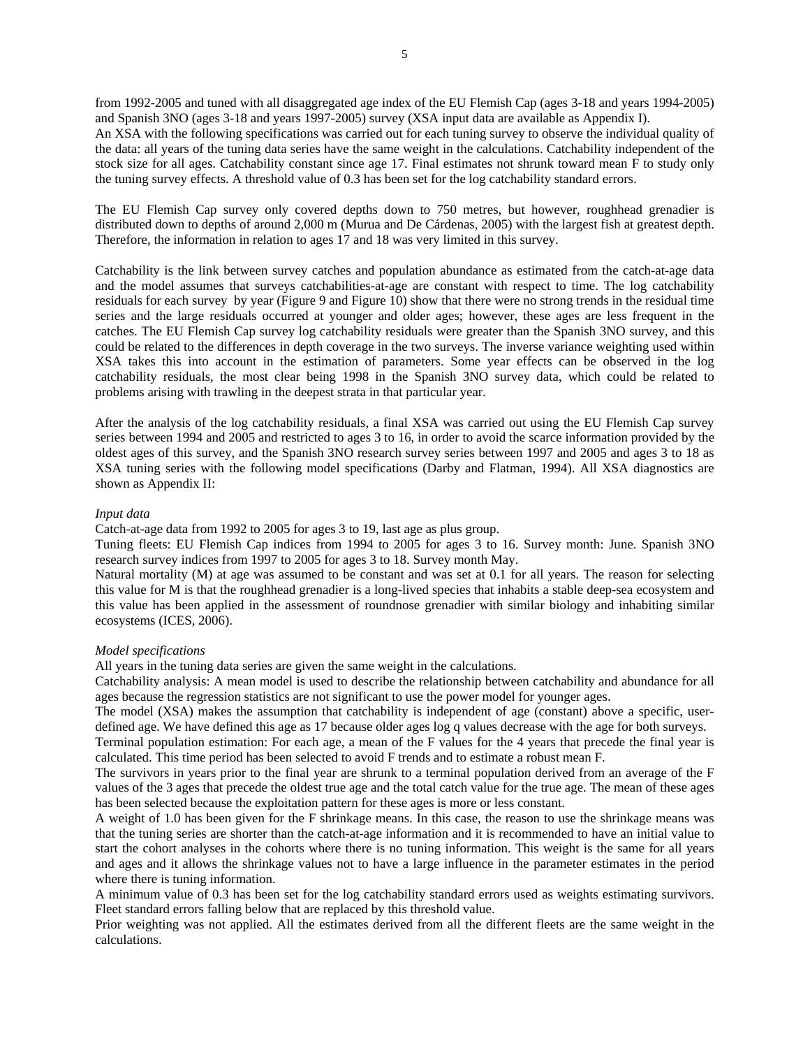from 1992-2005 and tuned with all disaggregated age index of the EU Flemish Cap (ages 3-18 and years 1994-2005) and Spanish 3NO (ages 3-18 and years 1997-2005) survey (XSA input data are available as Appendix I).
An XSA with the following specifications was carried out for each tuning survey to observe the individual quality of the data: all years of the tuning data series have the same weight in the calculations. Catchability independent of the stock size for all ages. Catchability constant since age 17. Final estimates not shrunk toward mean F to study only the tuning survey effects. A threshold value of 0.3 has been set for the log catchability standard errors.

The EU Flemish Cap survey only covered depths down to 750 metres, but however, roughhead grenadier is distributed down to depths of around 2,000 m (Murua and De Cárdenas, 2005) with the largest fish at greatest depth. Therefore, the information in relation to ages 17 and 18 was very limited in this survey.

Catchability is the link between survey catches and population abundance as estimated from the catch-at-age data and the model assumes that surveys catchabilities-at-age are constant with respect to time. The log catchability residuals for each survey by year (Figure 9 and Figure 10) show that there were no strong trends in the residual time series and the large residuals occurred at younger and older ages; however, these ages are less frequent in the catches. The EU Flemish Cap survey log catchability residuals were greater than the Spanish 3NO survey, and this could be related to the differences in depth coverage in the two surveys. The inverse variance weighting used within XSA takes this into account in the estimation of parameters. Some year effects can be observed in the log catchability residuals, the most clear being 1998 in the Spanish 3NO survey data, which could be related to problems arising with trawling in the deepest strata in that particular year.

After the analysis of the log catchability residuals, a final XSA was carried out using the EU Flemish Cap survey series between 1994 and 2005 and restricted to ages 3 to 16, in order to avoid the scarce information provided by the oldest ages of this survey, and the Spanish 3NO research survey series between 1997 and 2005 and ages 3 to 18 as XSA tuning series with the following model specifications (Darby and Flatman, 1994). All XSA diagnostics are shown as Appendix II:

*Input data*

Catch-at-age data from 1992 to 2005 for ages 3 to 19, last age as plus group.
Tuning fleets: EU Flemish Cap indices from 1994 to 2005 for ages 3 to 16. Survey month: June. Spanish 3NO research survey indices from 1997 to 2005 for ages 3 to 18. Survey month May.
Natural mortality (M) at age was assumed to be constant and was set at 0.1 for all years. The reason for selecting this value for M is that the roughhead grenadier is a long-lived species that inhabits a stable deep-sea ecosystem and this value has been applied in the assessment of roundnose grenadier with similar biology and inhabiting similar ecosystems (ICES, 2006).

*Model specifications*

All years in the tuning data series are given the same weight in the calculations.
Catchability analysis: A mean model is used to describe the relationship between catchability and abundance for all ages because the regression statistics are not significant to use the power model for younger ages.
The model (XSA) makes the assumption that catchability is independent of age (constant) above a specific, user-defined age. We have defined this age as 17 because older ages log q values decrease with the age for both surveys.
Terminal population estimation: For each age, a mean of the F values for the 4 years that precede the final year is calculated. This time period has been selected to avoid F trends and to estimate a robust mean F.
The survivors in years prior to the final year are shrunk to a terminal population derived from an average of the F values of the 3 ages that precede the oldest true age and the total catch value for the true age. The mean of these ages has been selected because the exploitation pattern for these ages is more or less constant.
A weight of 1.0 has been given for the F shrinkage means. In this case, the reason to use the shrinkage means was that the tuning series are shorter than the catch-at-age information and it is recommended to have an initial value to start the cohort analyses in the cohorts where there is no tuning information. This weight is the same for all years and ages and it allows the shrinkage values not to have a large influence in the parameter estimates in the period where there is tuning information.
A minimum value of 0.3 has been set for the log catchability standard errors used as weights estimating survivors. Fleet standard errors falling below that are replaced by this threshold value.
Prior weighting was not applied. All the estimates derived from all the different fleets are the same weight in the calculations.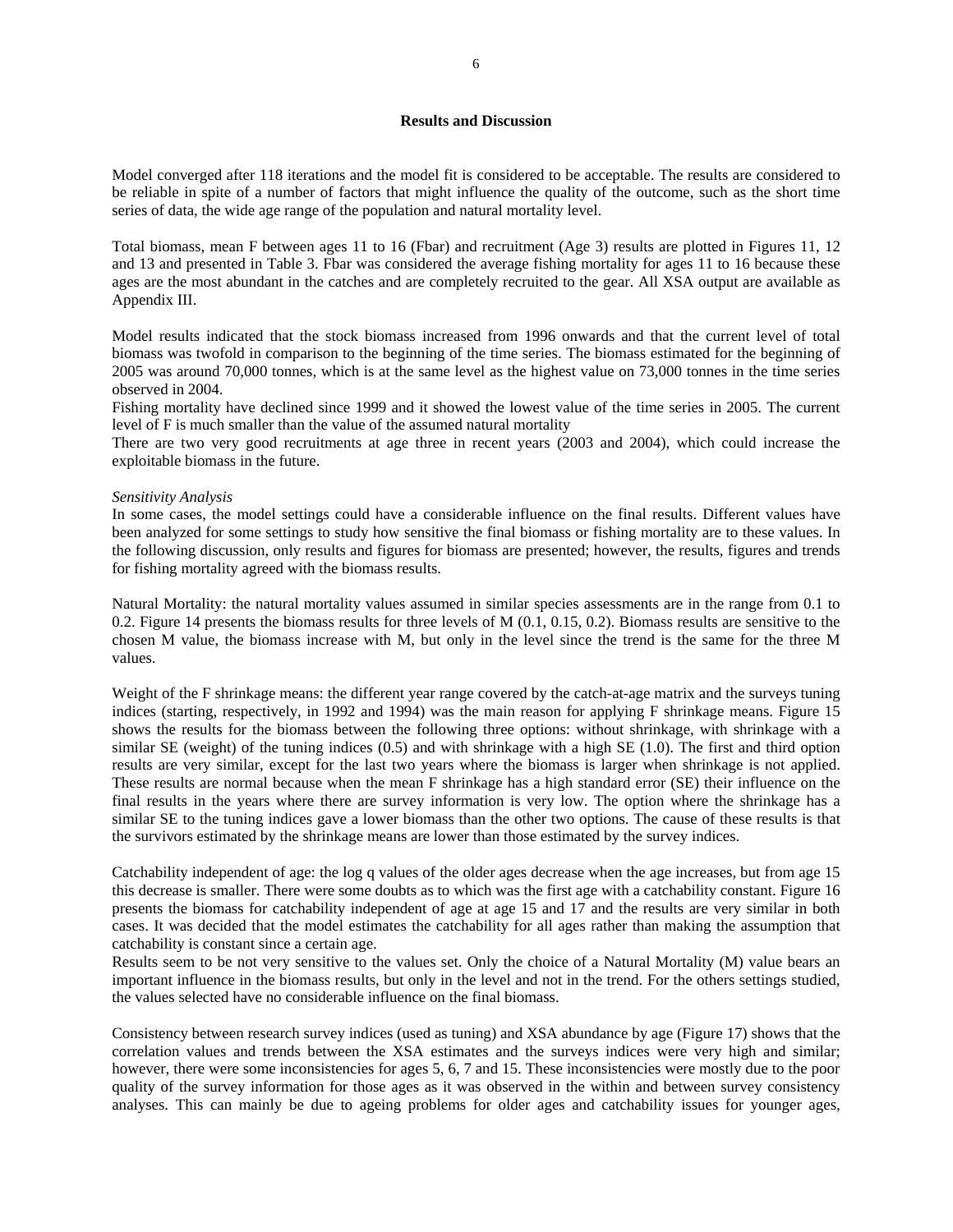## Results and Discussion

Model converged after 118 iterations and the model fit is considered to be acceptable. The results are considered to be reliable in spite of a number of factors that might influence the quality of the outcome, such as the short time series of data, the wide age range of the population and natural mortality level.

Total biomass, mean F between ages 11 to 16 (Fbar) and recruitment (Age 3) results are plotted in Figures 11, 12 and 13 and presented in Table 3. Fbar was considered the average fishing mortality for ages 11 to 16 because these ages are the most abundant in the catches and are completely recruited to the gear. All XSA output are available as Appendix III.

Model results indicated that the stock biomass increased from 1996 onwards and that the current level of total biomass was twofold in comparison to the beginning of the time series. The biomass estimated for the beginning of 2005 was around 70,000 tonnes, which is at the same level as the highest value on 73,000 tonnes in the time series observed in 2004.
Fishing mortality have declined since 1999 and it showed the lowest value of the time series in 2005. The current level of F is much smaller than the value of the assumed natural mortality
There are two very good recruitments at age three in recent years (2003 and 2004), which could increase the exploitable biomass in the future.

*Sensitivity Analysis*
In some cases, the model settings could have a considerable influence on the final results. Different values have been analyzed for some settings to study how sensitive the final biomass or fishing mortality are to these values. In the following discussion, only results and figures for biomass are presented; however, the results, figures and trends for fishing mortality agreed with the biomass results.

Natural Mortality: the natural mortality values assumed in similar species assessments are in the range from 0.1 to 0.2. Figure 14 presents the biomass results for three levels of M (0.1, 0.15, 0.2). Biomass results are sensitive to the chosen M value, the biomass increase with M, but only in the level since the trend is the same for the three M values.

Weight of the F shrinkage means: the different year range covered by the catch-at-age matrix and the surveys tuning indices (starting, respectively, in 1992 and 1994) was the main reason for applying F shrinkage means. Figure 15 shows the results for the biomass between the following three options: without shrinkage, with shrinkage with a similar SE (weight) of the tuning indices (0.5) and with shrinkage with a high SE (1.0). The first and third option results are very similar, except for the last two years where the biomass is larger when shrinkage is not applied. These results are normal because when the mean F shrinkage has a high standard error (SE) their influence on the final results in the years where there are survey information is very low. The option where the shrinkage has a similar SE to the tuning indices gave a lower biomass than the other two options. The cause of these results is that the survivors estimated by the shrinkage means are lower than those estimated by the survey indices.

Catchability independent of age: the log q values of the older ages decrease when the age increases, but from age 15 this decrease is smaller. There were some doubts as to which was the first age with a catchability constant. Figure 16 presents the biomass for catchability independent of age at age 15 and 17 and the results are very similar in both cases. It was decided that the model estimates the catchability for all ages rather than making the assumption that catchability is constant since a certain age.
Results seem to be not very sensitive to the values set. Only the choice of a Natural Mortality (M) value bears an important influence in the biomass results, but only in the level and not in the trend. For the others settings studied, the values selected have no considerable influence on the final biomass.

Consistency between research survey indices (used as tuning) and XSA abundance by age (Figure 17) shows that the correlation values and trends between the XSA estimates and the surveys indices were very high and similar; however, there were some inconsistencies for ages 5, 6, 7 and 15. These inconsistencies were mostly due to the poor quality of the survey information for those ages as it was observed in the within and between survey consistency analyses. This can mainly be due to ageing problems for older ages and catchability issues for younger ages,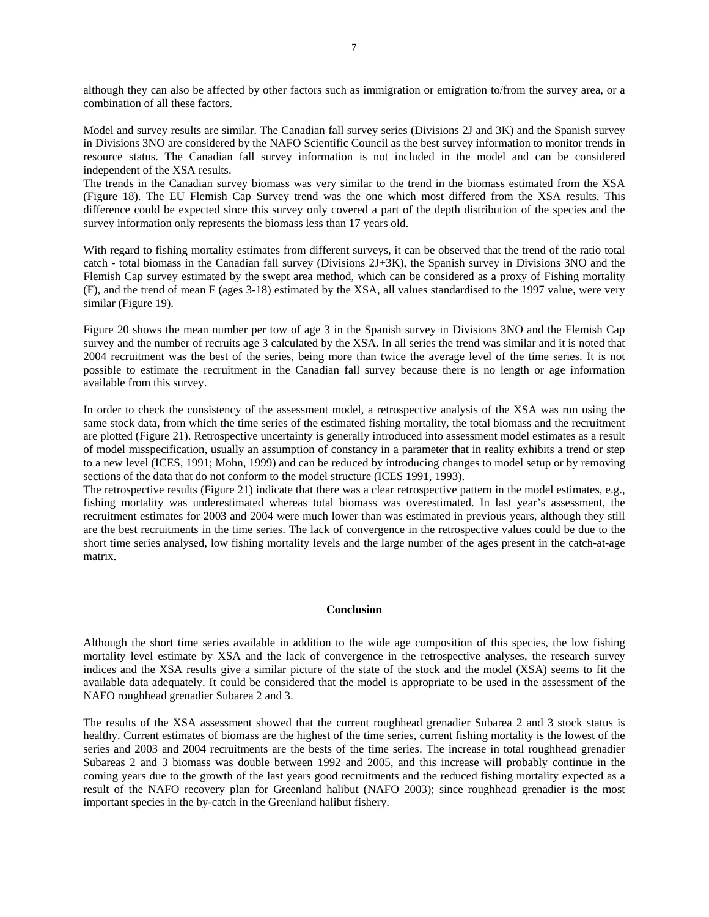although they can also be affected by other factors such as immigration or emigration to/from the survey area, or a combination of all these factors.

Model and survey results are similar. The Canadian fall survey series (Divisions 2J and 3K) and the Spanish survey in Divisions 3NO are considered by the NAFO Scientific Council as the best survey information to monitor trends in resource status. The Canadian fall survey information is not included in the model and can be considered independent of the XSA results.
The trends in the Canadian survey biomass was very similar to the trend in the biomass estimated from the XSA (Figure 18). The EU Flemish Cap Survey trend was the one which most differed from the XSA results. This difference could be expected since this survey only covered a part of the depth distribution of the species and the survey information only represents the biomass less than 17 years old.

With regard to fishing mortality estimates from different surveys, it can be observed that the trend of the ratio total catch - total biomass in the Canadian fall survey (Divisions 2J+3K), the Spanish survey in Divisions 3NO and the Flemish Cap survey estimated by the swept area method, which can be considered as a proxy of Fishing mortality (F), and the trend of mean F (ages 3-18) estimated by the XSA, all values standardised to the 1997 value, were very similar (Figure 19).

Figure 20 shows the mean number per tow of age 3 in the Spanish survey in Divisions 3NO and the Flemish Cap survey and the number of recruits age 3 calculated by the XSA. In all series the trend was similar and it is noted that 2004 recruitment was the best of the series, being more than twice the average level of the time series. It is not possible to estimate the recruitment in the Canadian fall survey because there is no length or age information available from this survey.

In order to check the consistency of the assessment model, a retrospective analysis of the XSA was run using the same stock data, from which the time series of the estimated fishing mortality, the total biomass and the recruitment are plotted (Figure 21). Retrospective uncertainty is generally introduced into assessment model estimates as a result of model misspecification, usually an assumption of constancy in a parameter that in reality exhibits a trend or step to a new level (ICES, 1991; Mohn, 1999) and can be reduced by introducing changes to model setup or by removing sections of the data that do not conform to the model structure (ICES 1991, 1993).
The retrospective results (Figure 21) indicate that there was a clear retrospective pattern in the model estimates, e.g., fishing mortality was underestimated whereas total biomass was overestimated. In last year's assessment, the recruitment estimates for 2003 and 2004 were much lower than was estimated in previous years, although they still are the best recruitments in the time series. The lack of convergence in the retrospective values could be due to the short time series analysed, low fishing mortality levels and the large number of the ages present in the catch-at-age matrix.

## Conclusion

Although the short time series available in addition to the wide age composition of this species, the low fishing mortality level estimate by XSA and the lack of convergence in the retrospective analyses, the research survey indices and the XSA results give a similar picture of the state of the stock and the model (XSA) seems to fit the available data adequately. It could be considered that the model is appropriate to be used in the assessment of the NAFO roughhead grenadier Subarea 2 and 3.

The results of the XSA assessment showed that the current roughhead grenadier Subarea 2 and 3 stock status is healthy. Current estimates of biomass are the highest of the time series, current fishing mortality is the lowest of the series and 2003 and 2004 recruitments are the bests of the time series. The increase in total roughhead grenadier Subareas 2 and 3 biomass was double between 1992 and 2005, and this increase will probably continue in the coming years due to the growth of the last years good recruitments and the reduced fishing mortality expected as a result of the NAFO recovery plan for Greenland halibut (NAFO 2003); since roughhead grenadier is the most important species in the by-catch in the Greenland halibut fishery.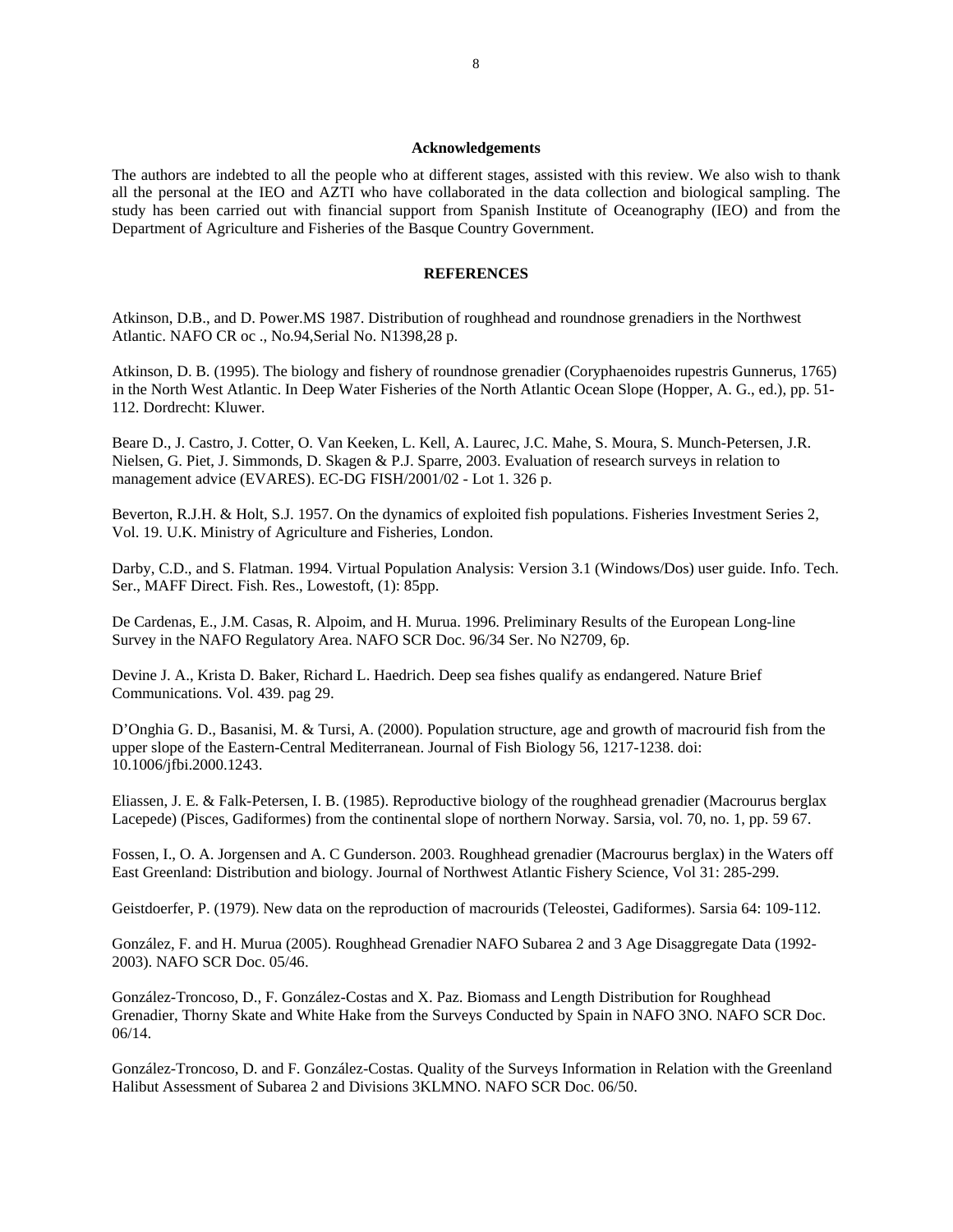## Acknowledgements

The authors are indebted to all the people who at different stages, assisted with this review. We also wish to thank all the personal at the IEO and AZTI who have collaborated in the data collection and biological sampling. The study has been carried out with financial support from Spanish Institute of Oceanography (IEO) and from the Department of Agriculture and Fisheries of the Basque Country Government.

## REFERENCES

Atkinson, D.B., and D. Power.MS 1987. Distribution of roughhead and roundnose grenadiers in the Northwest Atlantic. NAFO CR oc ., No.94,Serial No. N1398,28 p.

Atkinson, D. B. (1995). The biology and fishery of roundnose grenadier (Coryphaenoides rupestris Gunnerus, 1765) in the North West Atlantic. In Deep Water Fisheries of the North Atlantic Ocean Slope (Hopper, A. G., ed.), pp. 51-112. Dordrecht: Kluwer.

Beare D., J. Castro, J. Cotter, O. Van Keeken, L. Kell, A. Laurec, J.C. Mahe, S. Moura, S. Munch-Petersen, J.R. Nielsen, G. Piet, J. Simmonds, D. Skagen & P.J. Sparre, 2003. Evaluation of research surveys in relation to management advice (EVARES). EC-DG FISH/2001/02 - Lot 1. 326 p.

Beverton, R.J.H. & Holt, S.J. 1957. On the dynamics of exploited fish populations. Fisheries Investment Series 2, Vol. 19. U.K. Ministry of Agriculture and Fisheries, London.

Darby, C.D., and S. Flatman. 1994. Virtual Population Analysis: Version 3.1 (Windows/Dos) user guide. Info. Tech. Ser., MAFF Direct. Fish. Res., Lowestoft, (1): 85pp.

De Cardenas, E., J.M. Casas, R. Alpoim, and H. Murua. 1996. Preliminary Results of the European Long-line Survey in the NAFO Regulatory Area. NAFO SCR Doc. 96/34 Ser. No N2709, 6p.

Devine J. A., Krista D. Baker, Richard L. Haedrich. Deep sea fishes qualify as endangered. Nature Brief Communications. Vol. 439. pag 29.

D'Onghia G. D., Basanisi, M. & Tursi, A. (2000). Population structure, age and growth of macrourid fish from the upper slope of the Eastern-Central Mediterranean. Journal of Fish Biology 56, 1217-1238. doi: 10.1006/jfbi.2000.1243.

Eliassen, J. E. & Falk-Petersen, I. B. (1985). Reproductive biology of the roughhead grenadier (Macrourus berglax Lacepede) (Pisces, Gadiformes) from the continental slope of northern Norway. Sarsia, vol. 70, no. 1, pp. 59 67.

Fossen, I., O. A. Jorgensen and A. C Gunderson. 2003. Roughhead grenadier (Macrourus berglax) in the Waters off East Greenland: Distribution and biology. Journal of Northwest Atlantic Fishery Science, Vol 31: 285-299.

Geistdoerfer, P. (1979). New data on the reproduction of macrourids (Teleostei, Gadiformes). Sarsia 64: 109-112.

González, F. and H. Murua (2005). Roughhead Grenadier NAFO Subarea 2 and 3 Age Disaggregate Data (1992-2003). NAFO SCR Doc. 05/46.

González-Troncoso, D., F. González-Costas and X. Paz. Biomass and Length Distribution for Roughhead Grenadier, Thorny Skate and White Hake from the Surveys Conducted by Spain in NAFO 3NO. NAFO SCR Doc. 06/14.

González-Troncoso, D. and F. González-Costas. Quality of the Surveys Information in Relation with the Greenland Halibut Assessment of Subarea 2 and Divisions 3KLMNO. NAFO SCR Doc. 06/50.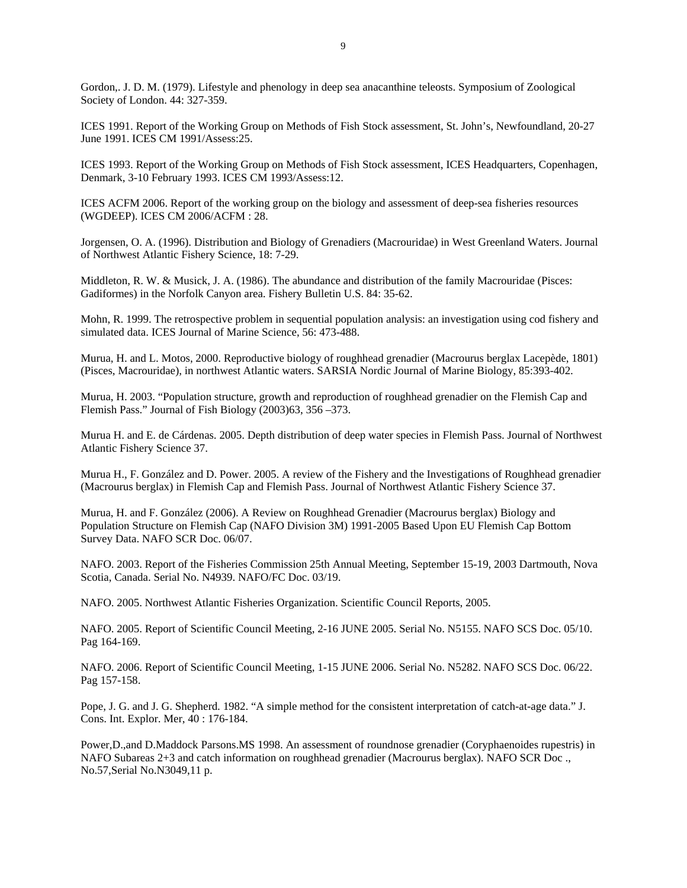Gordon,. J. D. M. (1979). Lifestyle and phenology in deep sea anacanthine teleosts. Symposium of Zoological Society of London. 44: 327-359.

ICES 1991. Report of the Working Group on Methods of Fish Stock assessment, St. John's, Newfoundland, 20-27 June 1991. ICES CM 1991/Assess:25.

ICES 1993. Report of the Working Group on Methods of Fish Stock assessment, ICES Headquarters, Copenhagen, Denmark, 3-10 February 1993. ICES CM 1993/Assess:12.

ICES ACFM 2006. Report of the working group on the biology and assessment of deep-sea fisheries resources (WGDEEP). ICES CM 2006/ACFM : 28.

Jorgensen, O. A. (1996). Distribution and Biology of Grenadiers (Macrouridae) in West Greenland Waters. Journal of Northwest Atlantic Fishery Science, 18: 7-29.

Middleton, R. W. & Musick, J. A. (1986). The abundance and distribution of the family Macrouridae (Pisces: Gadiformes) in the Norfolk Canyon area. Fishery Bulletin U.S. 84: 35-62.

Mohn, R. 1999. The retrospective problem in sequential population analysis: an investigation using cod fishery and simulated data. ICES Journal of Marine Science, 56: 473-488.

Murua, H. and L. Motos, 2000. Reproductive biology of roughhead grenadier (Macrourus berglax Lacepède, 1801) (Pisces, Macrouridae), in northwest Atlantic waters. SARSIA Nordic Journal of Marine Biology, 85:393-402.

Murua, H. 2003. "Population structure, growth and reproduction of roughhead grenadier on the Flemish Cap and Flemish Pass." Journal of Fish Biology (2003)63, 356 –373.

Murua H. and E. de Cárdenas. 2005. Depth distribution of deep water species in Flemish Pass. Journal of Northwest Atlantic Fishery Science 37.

Murua H., F. González and D. Power. 2005. A review of the Fishery and the Investigations of Roughhead grenadier (Macrourus berglax) in Flemish Cap and Flemish Pass. Journal of Northwest Atlantic Fishery Science 37.

Murua, H. and F. González (2006). A Review on Roughhead Grenadier (Macrourus berglax) Biology and Population Structure on Flemish Cap (NAFO Division 3M) 1991-2005 Based Upon EU Flemish Cap Bottom Survey Data. NAFO SCR Doc. 06/07.

NAFO. 2003. Report of the Fisheries Commission 25th Annual Meeting, September 15-19, 2003 Dartmouth, Nova Scotia, Canada. Serial No. N4939. NAFO/FC Doc. 03/19.

NAFO. 2005. Northwest Atlantic Fisheries Organization. Scientific Council Reports, 2005.

NAFO. 2005. Report of Scientific Council Meeting, 2-16 JUNE 2005. Serial No. N5155. NAFO SCS Doc. 05/10. Pag 164-169.

NAFO. 2006. Report of Scientific Council Meeting, 1-15 JUNE 2006. Serial No. N5282. NAFO SCS Doc. 06/22. Pag 157-158.

Pope, J. G. and J. G. Shepherd. 1982. "A simple method for the consistent interpretation of catch-at-age data." J. Cons. Int. Explor. Mer, 40 : 176-184.

Power,D.,and D.Maddock Parsons.MS 1998. An assessment of roundnose grenadier (Coryphaenoides rupestris) in NAFO Subareas 2+3 and catch information on roughhead grenadier (Macrourus berglax). NAFO SCR Doc ., No.57,Serial No.N3049,11 p.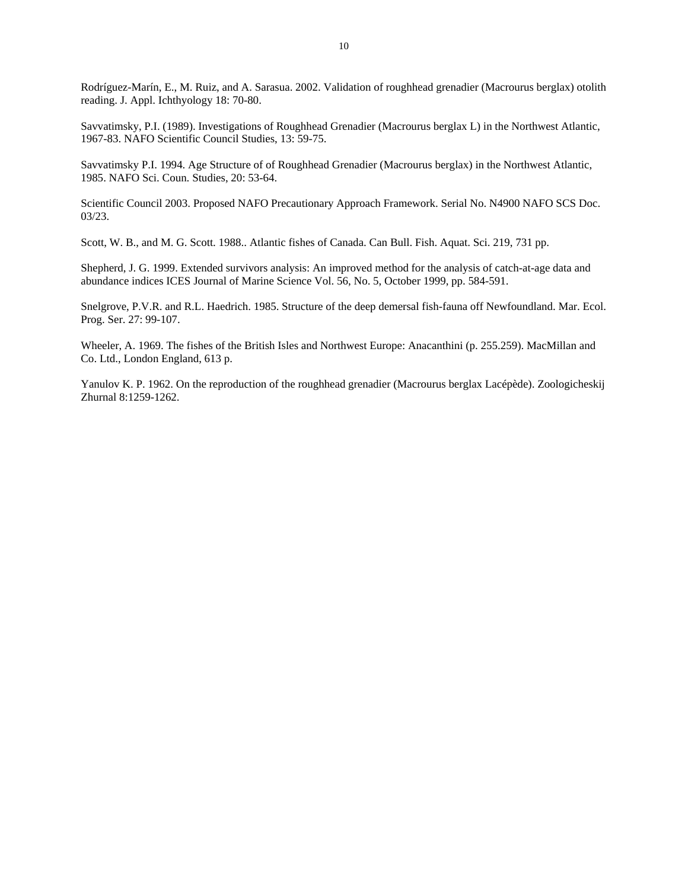Rodríguez-Marín, E., M. Ruiz, and A. Sarasua. 2002. Validation of roughhead grenadier (Macrourus berglax) otolith reading. J. Appl. Ichthyology 18: 70-80.

Savvatimsky, P.I. (1989). Investigations of Roughhead Grenadier (Macrourus berglax L) in the Northwest Atlantic, 1967-83. NAFO Scientific Council Studies, 13: 59-75.

Savvatimsky P.I. 1994. Age Structure of of Roughhead Grenadier (Macrourus berglax) in the Northwest Atlantic, 1985. NAFO Sci. Coun. Studies, 20: 53-64.

Scientific Council 2003. Proposed NAFO Precautionary Approach Framework. Serial No. N4900 NAFO SCS Doc. 03/23.

Scott, W. B., and M. G. Scott. 1988.. Atlantic fishes of Canada. Can Bull. Fish. Aquat. Sci. 219, 731 pp.

Shepherd, J. G. 1999. Extended survivors analysis: An improved method for the analysis of catch-at-age data and abundance indices ICES Journal of Marine Science Vol. 56, No. 5, October 1999, pp. 584-591.

Snelgrove, P.V.R. and R.L. Haedrich. 1985. Structure of the deep demersal fish-fauna off Newfoundland. Mar. Ecol. Prog. Ser. 27: 99-107.

Wheeler, A. 1969. The fishes of the British Isles and Northwest Europe: Anacanthini (p. 255.259). MacMillan and Co. Ltd., London England, 613 p.

Yanulov K. P. 1962. On the reproduction of the roughhead grenadier (Macrourus berglax Lacépède). Zoologicheskij Zhurnal 8:1259-1262.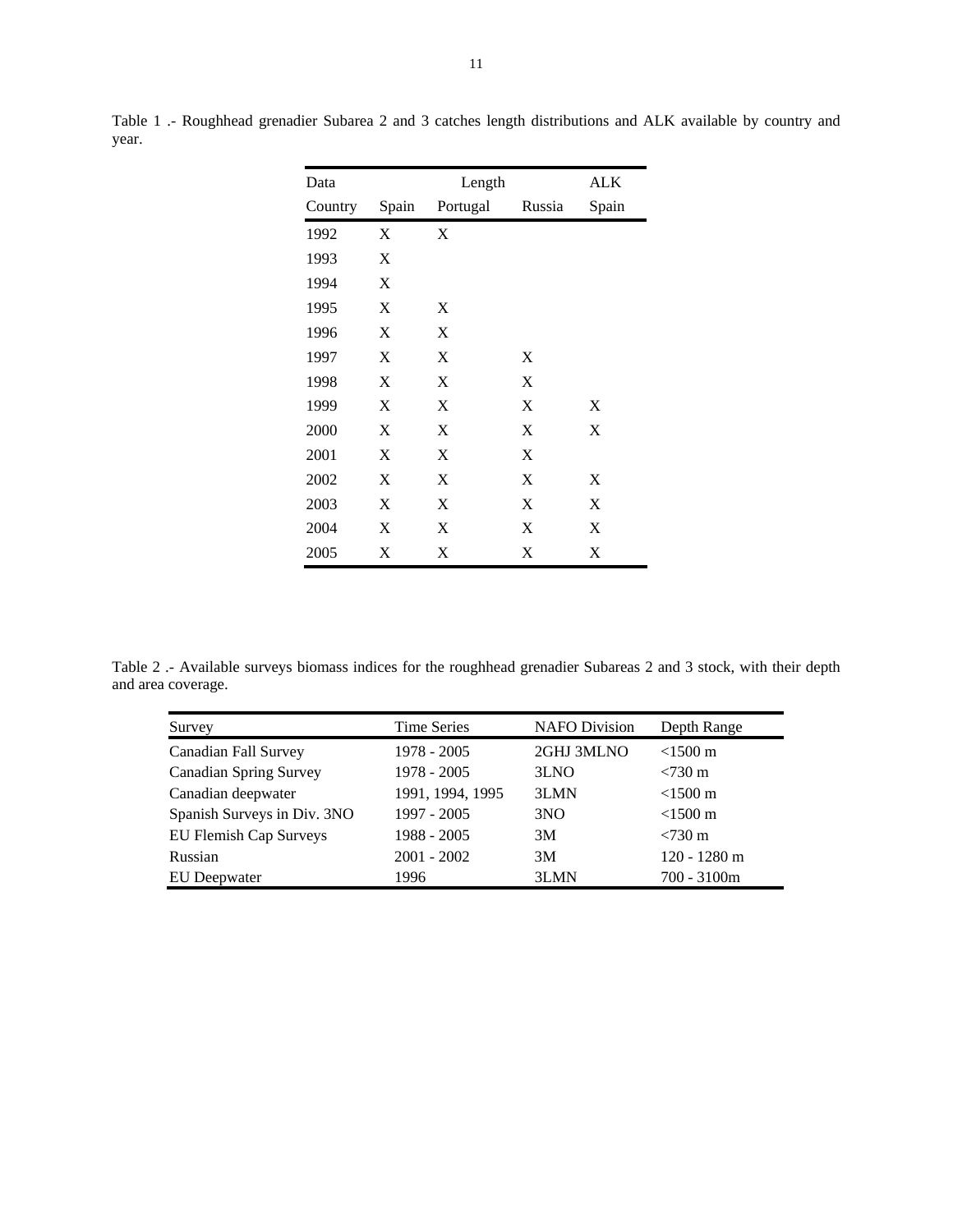Table 1 .- Roughhead grenadier Subarea 2 and 3 catches length distributions and ALK available by country and year.

| Data | Length | | | ALK |
|---|---|---|---|---|
| Country | Spain | Portugal | Russia | Spain |
| 1992 | X | X | | |
| 1993 | X | | | |
| 1994 | X | | | |
| 1995 | X | X | | |
| 1996 | X | X | | |
| 1997 | X | X | X | |
| 1998 | X | X | X | |
| 1999 | X | X | X | X |
| 2000 | X | X | X | X |
| 2001 | X | X | X | |
| 2002 | X | X | X | X |
| 2003 | X | X | X | X |
| 2004 | X | X | X | X |
| 2005 | X | X | X | X |

Table 2 .- Available surveys biomass indices for the roughhead grenadier Subareas 2 and 3 stock, with their depth and area coverage.

| Survey | Time Series | NAFO Division | Depth Range |
|---|---|---|---|
| Canadian Fall Survey | 1978 - 2005 | 2GHJ 3MLNO | <1500 m |
| Canadian Spring Survey | 1978 - 2005 | 3LNO | <730 m |
| Canadian deepwater | 1991, 1994, 1995 | 3LMN | <1500 m |
| Spanish Surveys in Div. 3NO | 1997 - 2005 | 3NO | <1500 m |
| EU Flemish Cap Surveys | 1988 - 2005 | 3M | <730 m |
| Russian | 2001 - 2002 | 3M | 120 - 1280 m |
| EU Deepwater | 1996 | 3LMN | 700 - 3100m |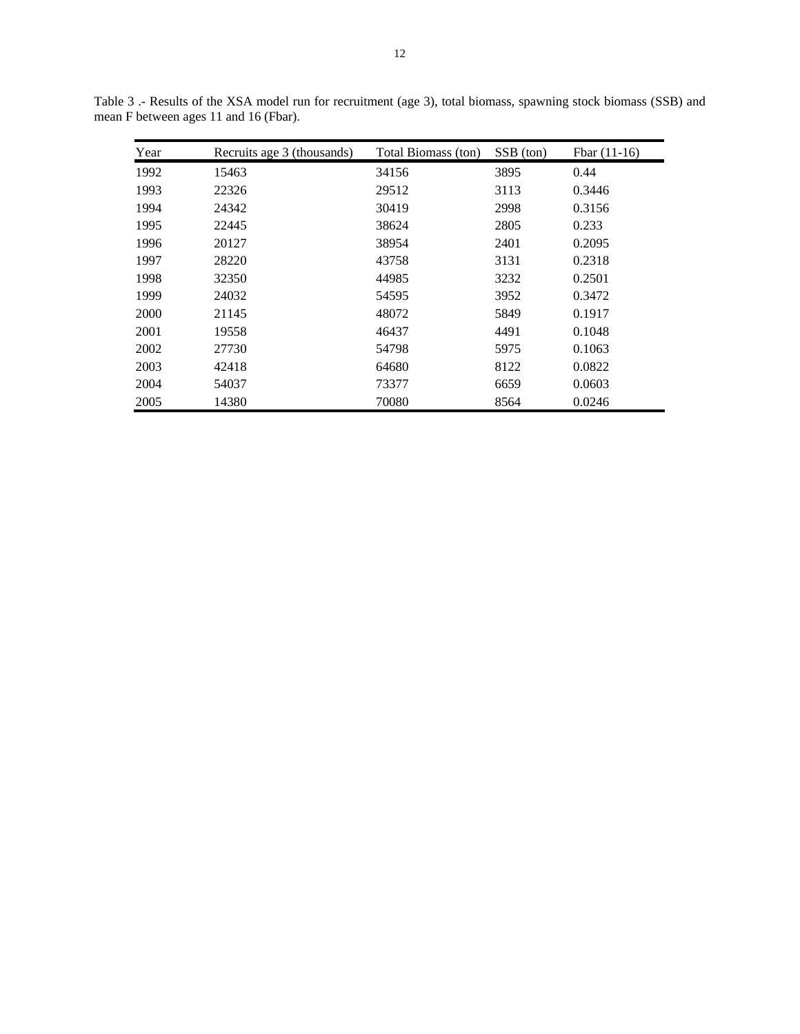Table 3 .- Results of the XSA model run for recruitment (age 3), total biomass, spawning stock biomass (SSB) and mean F between ages 11 and 16 (Fbar).

| Year | Recruits age 3 (thousands) | Total Biomass (ton) | SSB (ton) | Fbar (11-16) |
|---|---|---|---|---|
| 1992 | 15463 | 34156 | 3895 | 0.44 |
| 1993 | 22326 | 29512 | 3113 | 0.3446 |
| 1994 | 24342 | 30419 | 2998 | 0.3156 |
| 1995 | 22445 | 38624 | 2805 | 0.233 |
| 1996 | 20127 | 38954 | 2401 | 0.2095 |
| 1997 | 28220 | 43758 | 3131 | 0.2318 |
| 1998 | 32350 | 44985 | 3232 | 0.2501 |
| 1999 | 24032 | 54595 | 3952 | 0.3472 |
| 2000 | 21145 | 48072 | 5849 | 0.1917 |
| 2001 | 19558 | 46437 | 4491 | 0.1048 |
| 2002 | 27730 | 54798 | 5975 | 0.1063 |
| 2003 | 42418 | 64680 | 8122 | 0.0822 |
| 2004 | 54037 | 73377 | 6659 | 0.0603 |
| 2005 | 14380 | 70080 | 8564 | 0.0246 |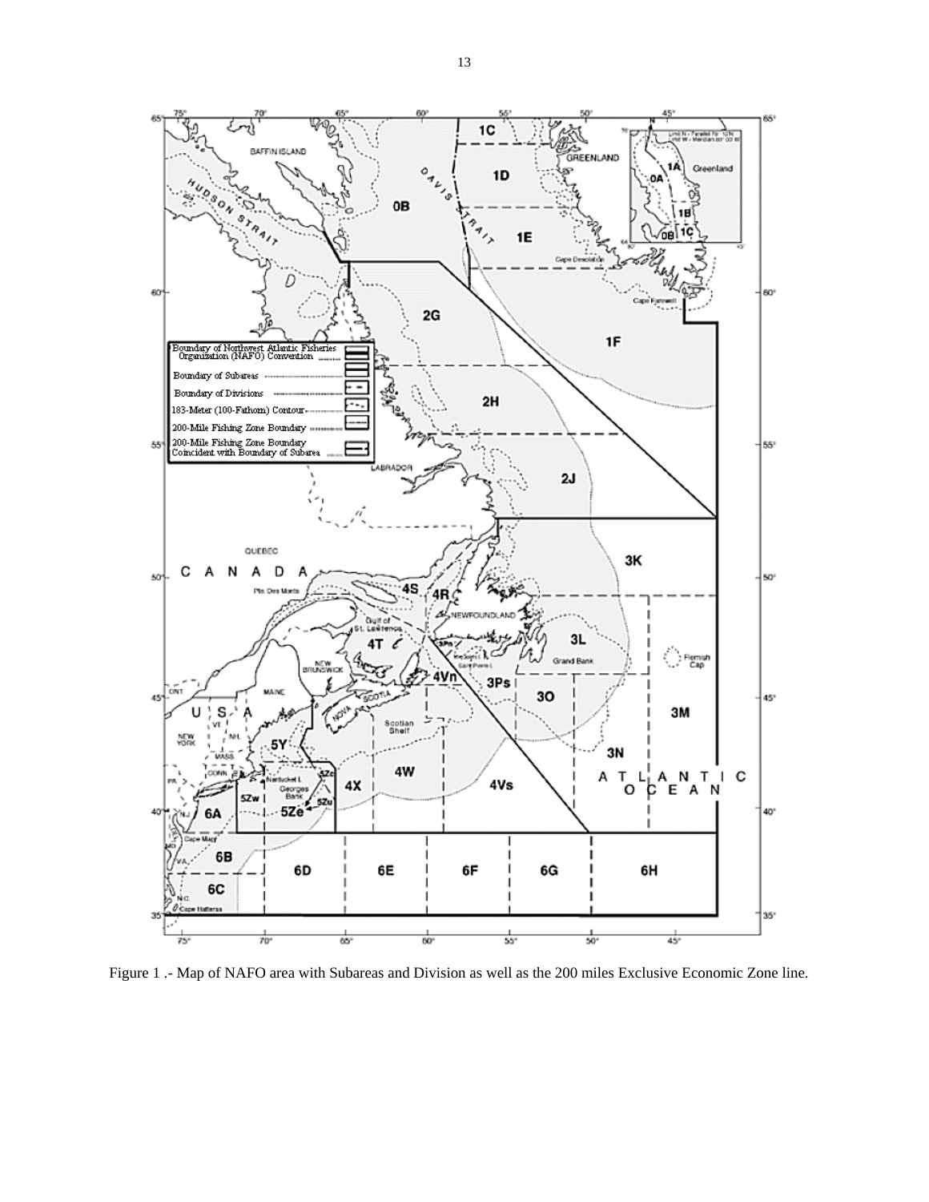Figure 1 .- Map of NAFO area with Subareas and Division as well as the 200 miles Exclusive Economic Zone line.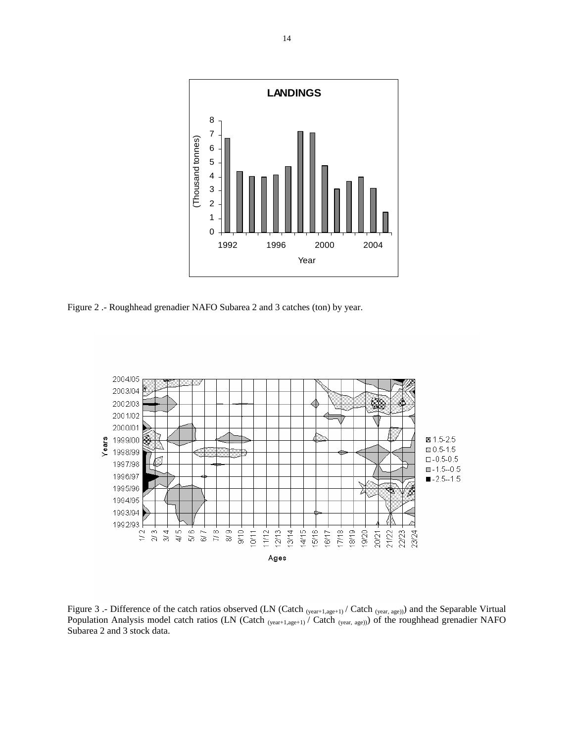Figure 2 .- Roughhead grenadier NAFO Subarea 2 and 3 catches (ton) by year.

Figure 3 .- Difference of the catch ratios observed (LN (Catch $_{(year+1,age+1)}$ / Catch $_{(year, age)}$)) and the Separable Virtual Population Analysis model catch ratios (LN (Catch $_{(year+1,age+1)}$ / Catch $_{(year, age)}$)) of the roughhead grenadier NAFO Subarea 2 and 3 stock data.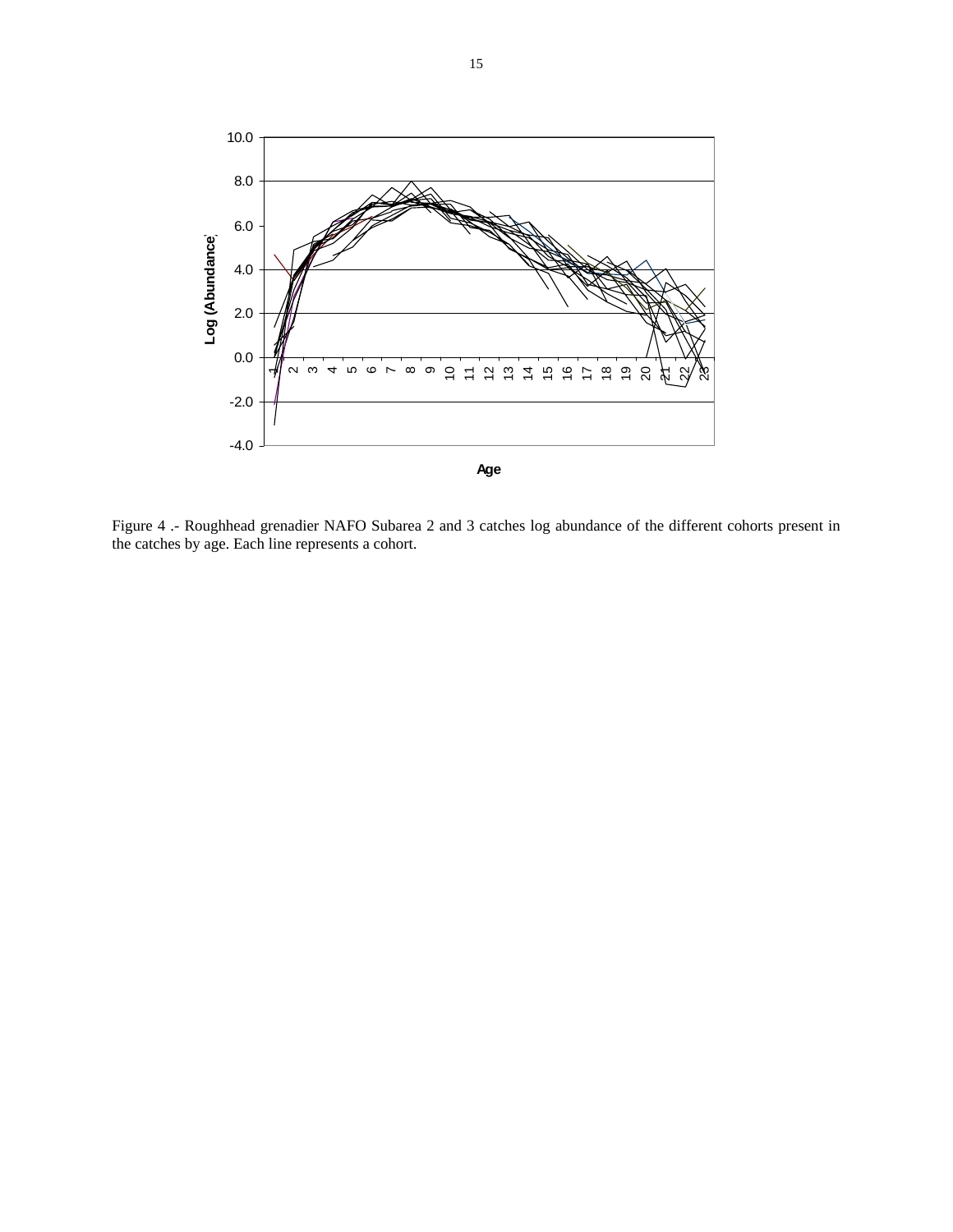Figure 4 .- Roughhead grenadier NAFO Subarea 2 and 3 catches log abundance of the different cohorts present in the catches by age. Each line represents a cohort.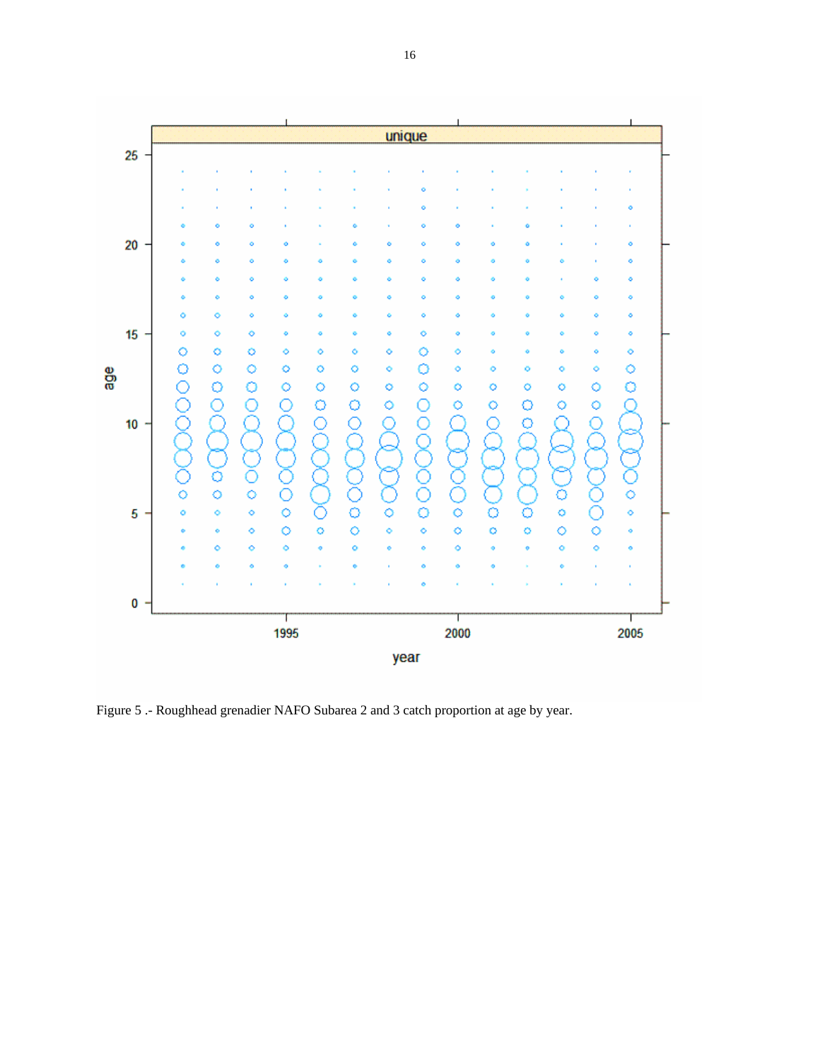Figure 5 .- Roughhead grenadier NAFO Subarea 2 and 3 catch proportion at age by year.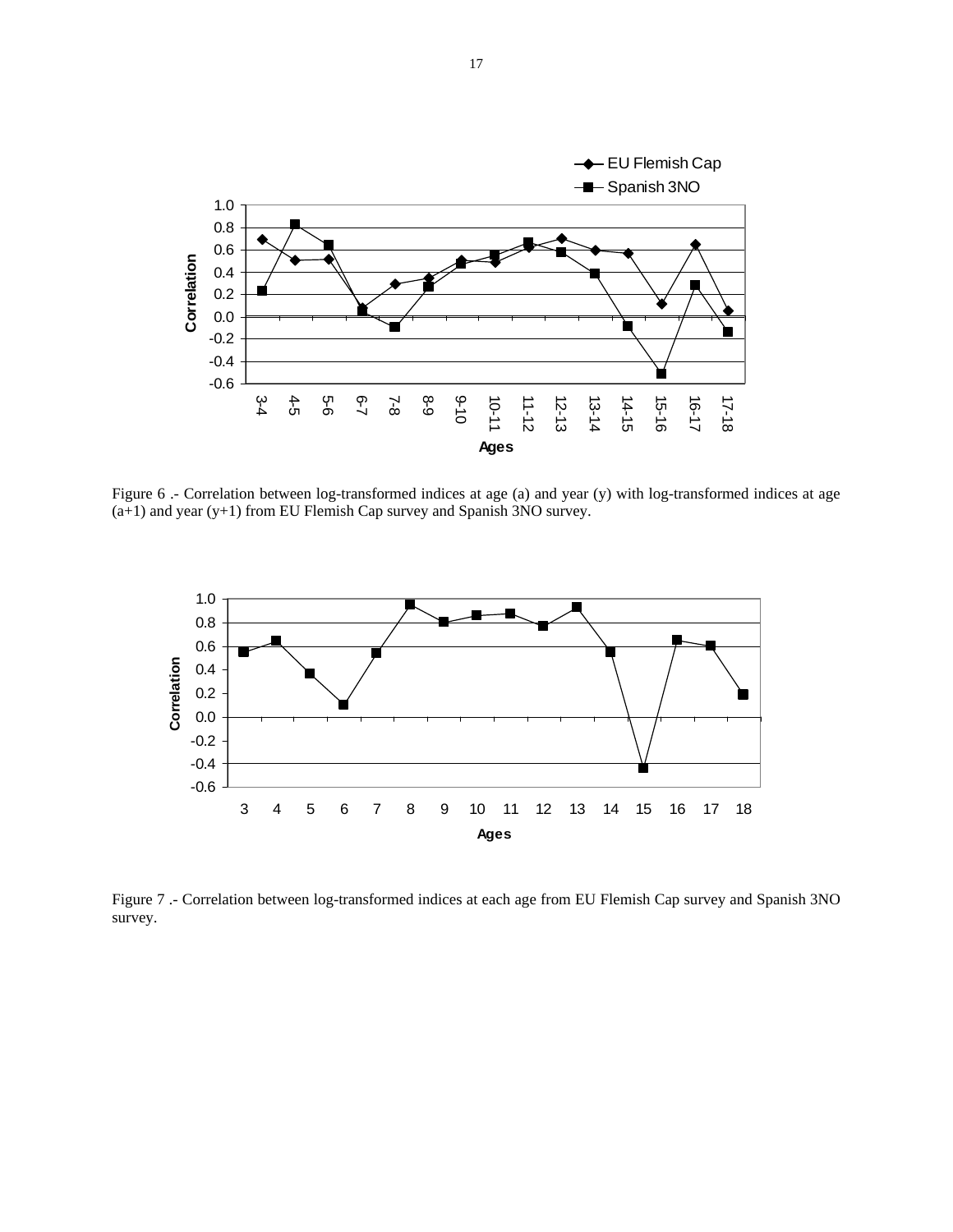Figure 6 .- Correlation between log-transformed indices at age (a) and year (y) with log-transformed indices at age (a+1) and year (y+1) from EU Flemish Cap survey and Spanish 3NO survey.

Figure 7 .- Correlation between log-transformed indices at each age from EU Flemish Cap survey and Spanish 3NO survey.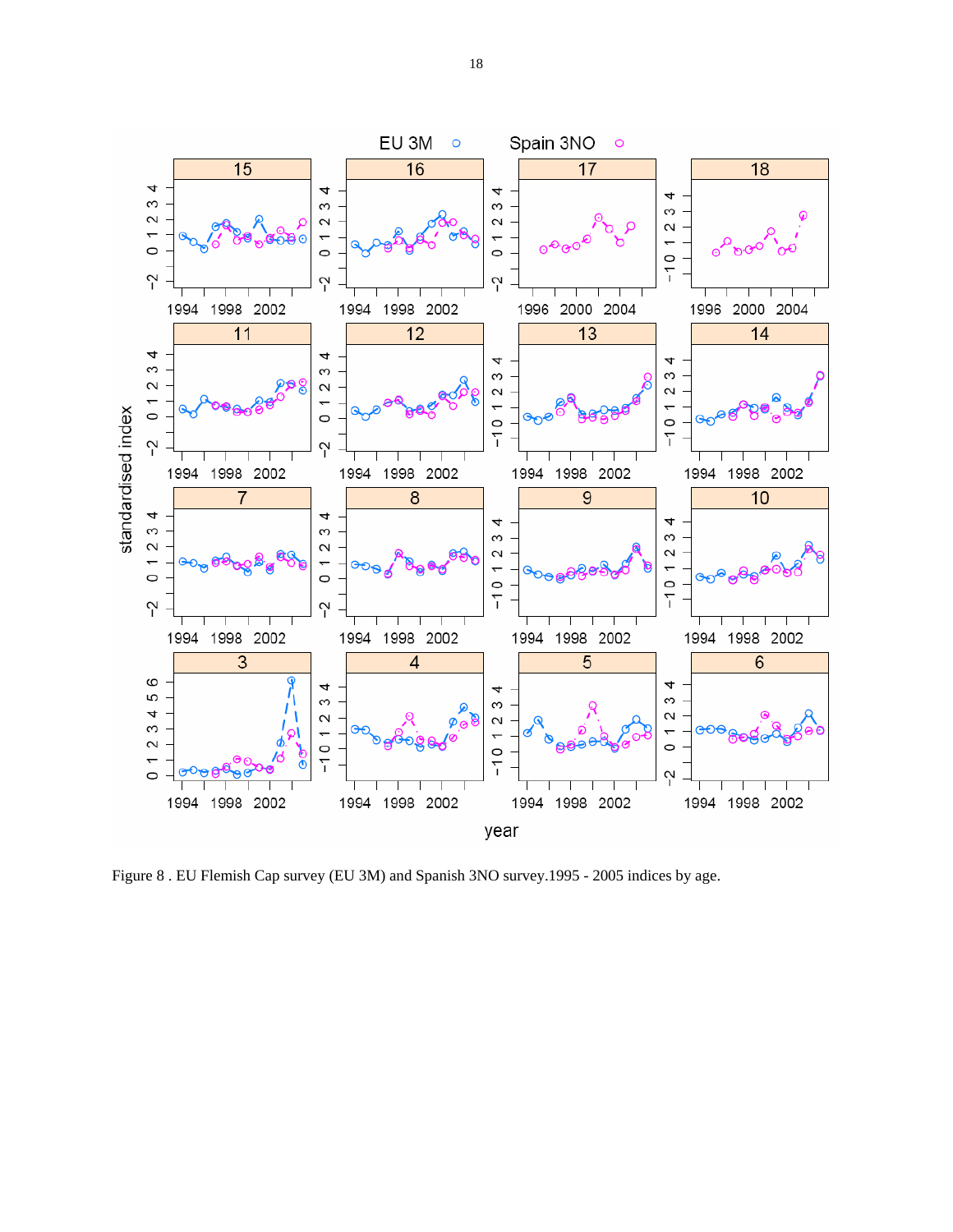Figure 8 . EU Flemish Cap survey (EU 3M) and Spanish 3NO survey.1995 - 2005 indices by age.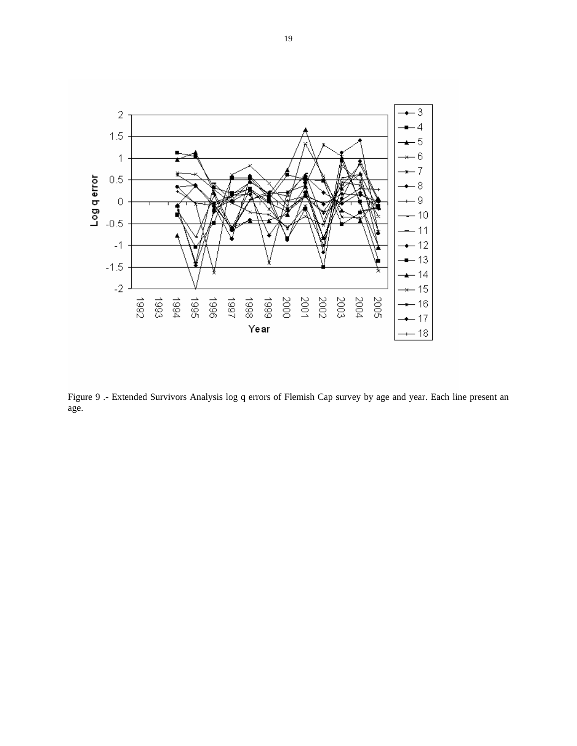Figure 9 .- Extended Survivors Analysis log q errors of Flemish Cap survey by age and year. Each line present an age.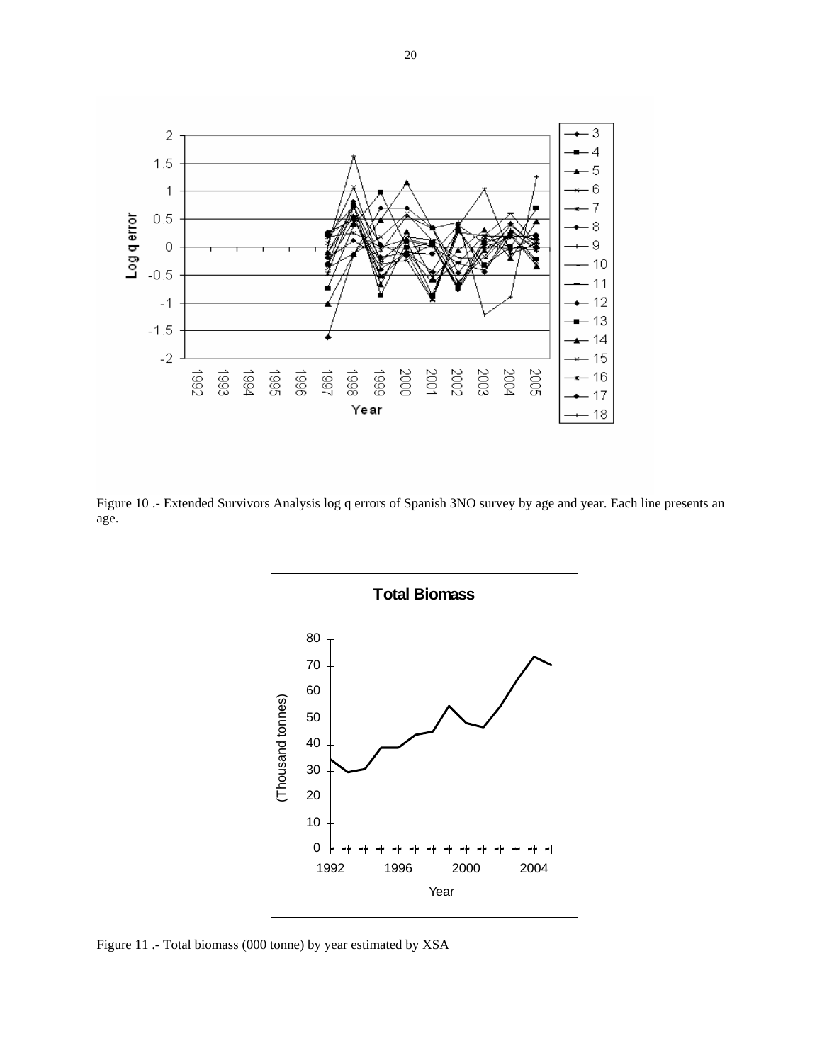Figure 10 .- Extended Survivors Analysis log q errors of Spanish 3NO survey by age and year. Each line presents an age.

Figure 11 .- Total biomass (000 tonne) by year estimated by XSA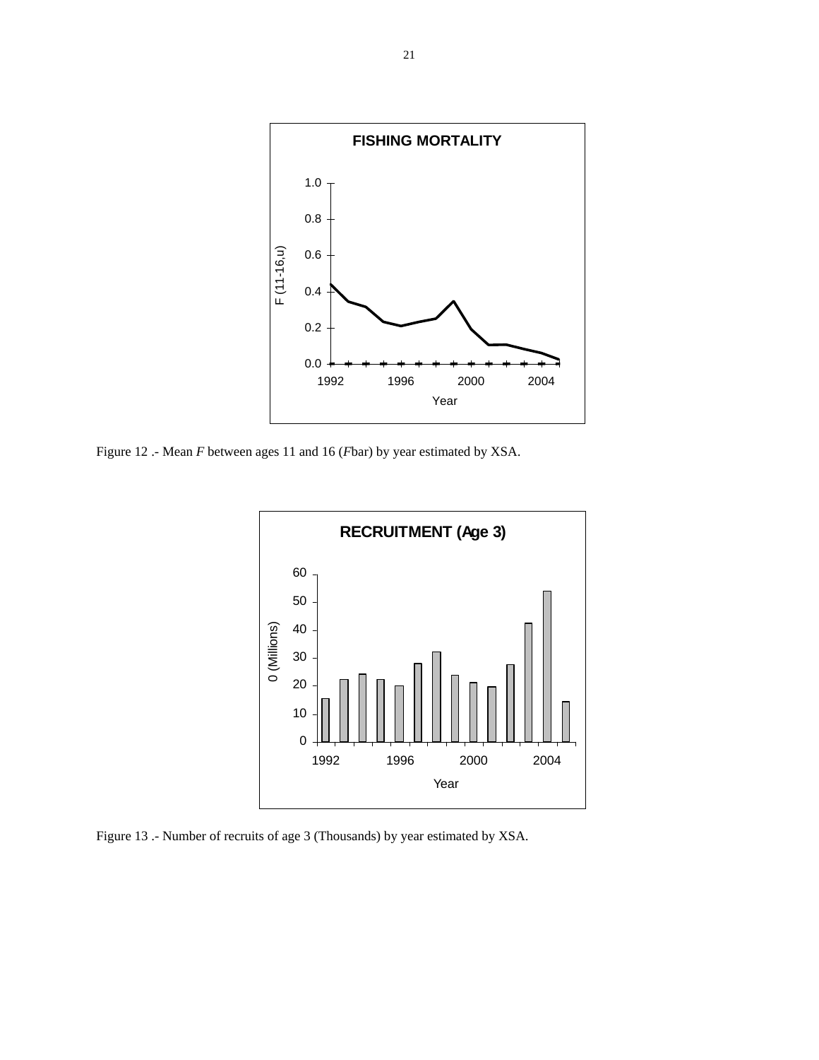Figure 12 .- Mean *F* between ages 11 and 16 (*F*bar) by year estimated by XSA.

Figure 13 .- Number of recruits of age 3 (Thousands) by year estimated by XSA.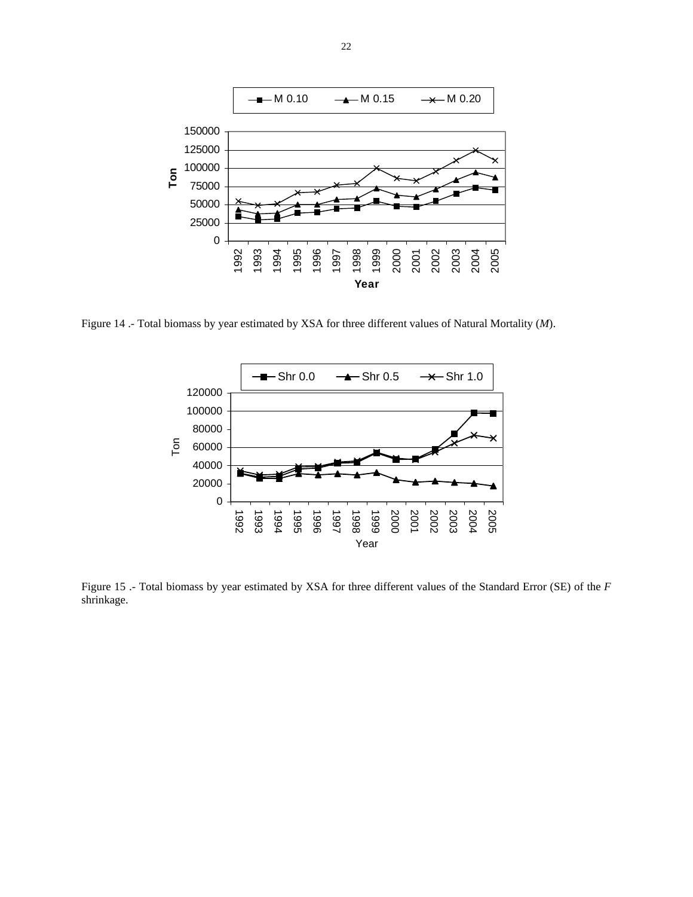Figure 14 .- Total biomass by year estimated by XSA for three different values of Natural Mortality (*M*).

Figure 15 .- Total biomass by year estimated by XSA for three different values of the Standard Error (SE) of the *F* shrinkage.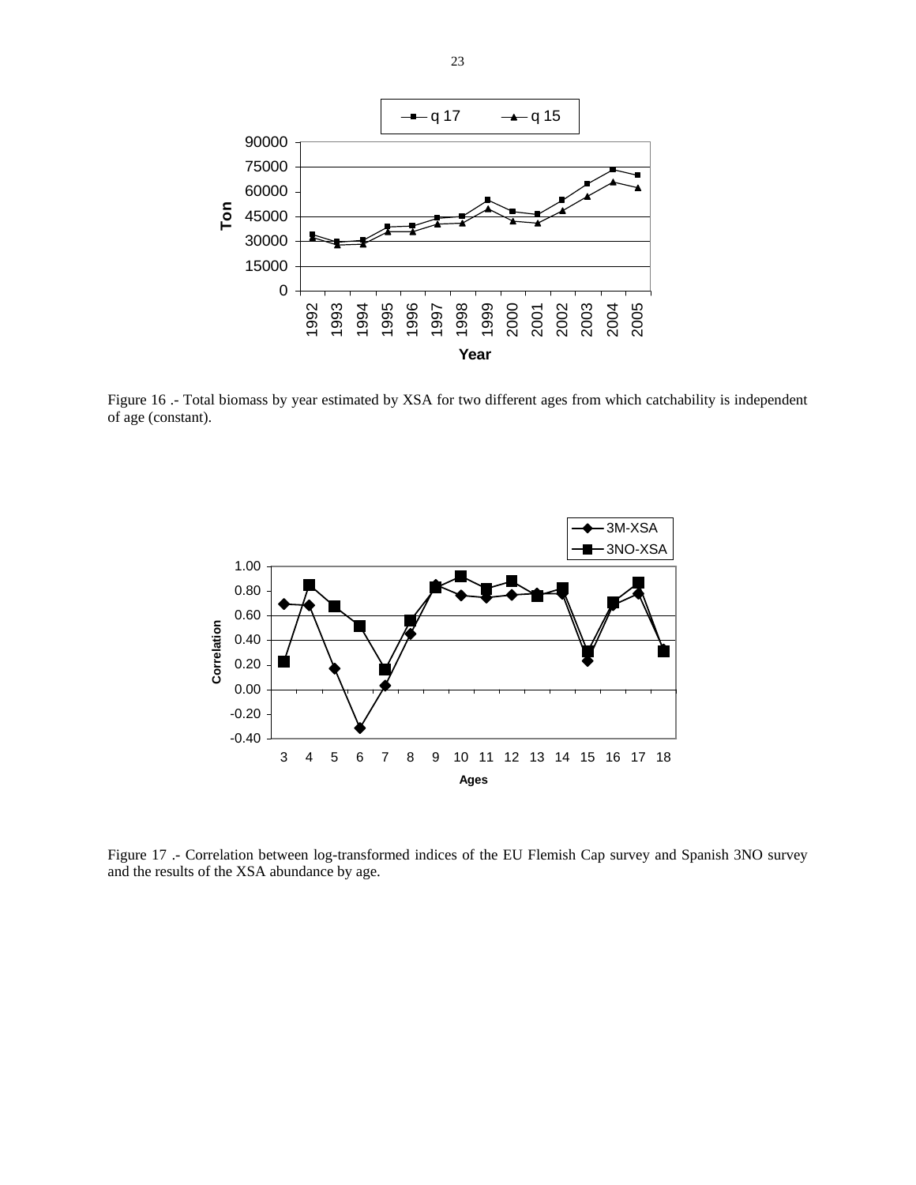Figure 16 .- Total biomass by year estimated by XSA for two different ages from which catchability is independent of age (constant).

Figure 17 .- Correlation between log-transformed indices of the EU Flemish Cap survey and Spanish 3NO survey and the results of the XSA abundance by age.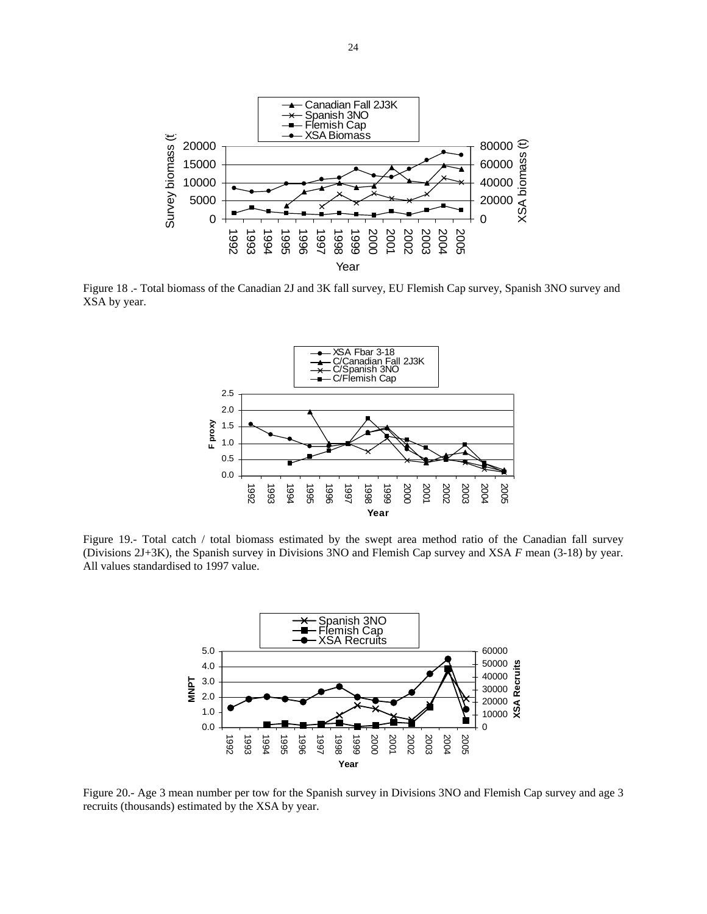Figure 18 .- Total biomass of the Canadian 2J and 3K fall survey, EU Flemish Cap survey, Spanish 3NO survey and XSA by year.

Figure 19.- Total catch / total biomass estimated by the swept area method ratio of the Canadian fall survey (Divisions 2J+3K), the Spanish survey in Divisions 3NO and Flemish Cap survey and XSA *F* mean (3-18) by year. All values standardised to 1997 value.

Figure 20.- Age 3 mean number per tow for the Spanish survey in Divisions 3NO and Flemish Cap survey and age 3 recruits (thousands) estimated by the XSA by year.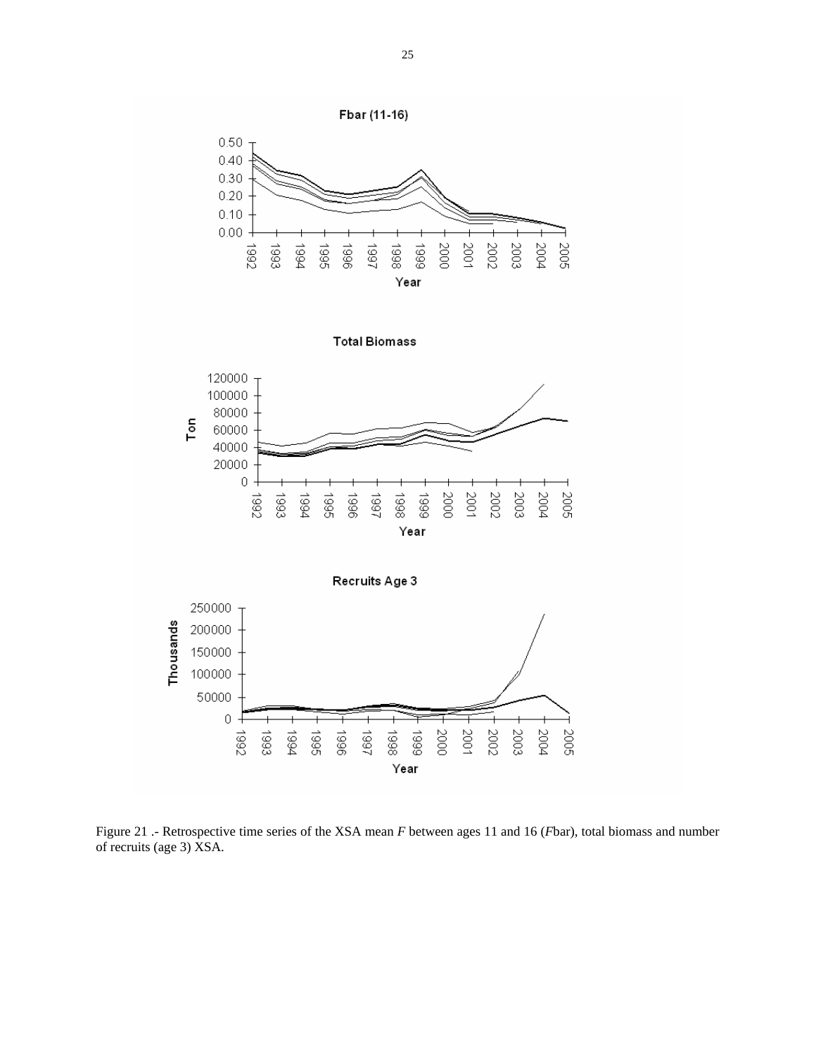Figure 21 .- Retrospective time series of the XSA mean *F* between ages 11 and 16 (*F*bar), total biomass and number of recruits (age 3) XSA.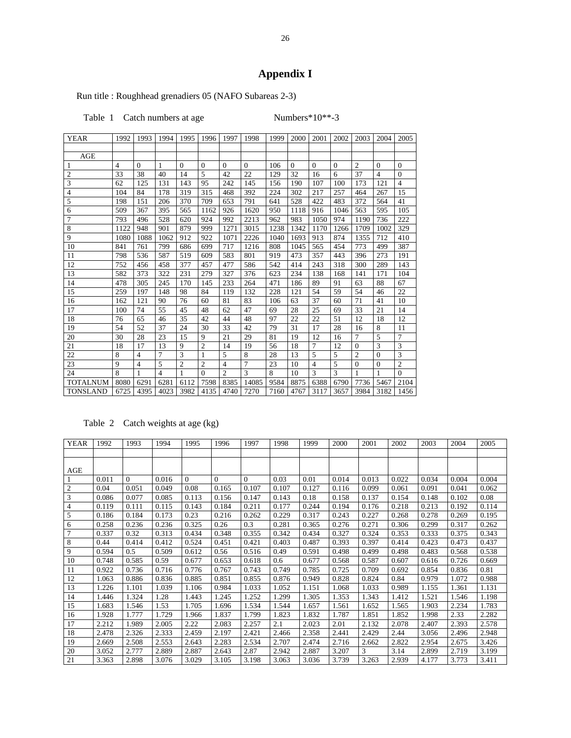# Appendix I

Run title : Roughhead grenadiers 05 (NAFO Subareas 2-3)

Table 1 Catch numbers at age Numbers*10**-3

| YEAR | 1992 | 1993 | 1994 | 1995 | 1996 | 1997 | 1998 | 1999 | 2000 | 2001 | 2002 | 2003 | 2004 | 2005 |
|---|---|---|---|---|---|---|---|---|---|---|---|---|---|---|
| | | | | | | | | | | | | | | |
| AGE | | | | | | | | | | | | | | |
| 1 | 4 | 0 | 1 | 0 | 0 | 0 | 0 | 106 | 0 | 0 | 0 | 2 | 0 | 0 |
| 2 | 33 | 38 | 40 | 14 | 5 | 42 | 22 | 129 | 32 | 16 | 6 | 37 | 4 | 0 |
| 3 | 62 | 125 | 131 | 143 | 95 | 242 | 145 | 156 | 190 | 107 | 100 | 173 | 121 | 4 |
| 4 | 104 | 84 | 178 | 319 | 315 | 468 | 392 | 224 | 302 | 217 | 257 | 464 | 267 | 15 |
| 5 | 198 | 151 | 206 | 370 | 709 | 653 | 791 | 641 | 528 | 422 | 483 | 372 | 564 | 41 |
| 6 | 509 | 367 | 395 | 565 | 1162 | 926 | 1620 | 950 | 1118 | 916 | 1046 | 563 | 595 | 105 |
| 7 | 793 | 496 | 528 | 620 | 924 | 992 | 2213 | 962 | 983 | 1050 | 974 | 1190 | 736 | 222 |
| 8 | 1122 | 948 | 901 | 879 | 999 | 1271 | 3015 | 1238 | 1342 | 1170 | 1266 | 1709 | 1002 | 329 |
| 9 | 1080 | 1088 | 1062 | 912 | 922 | 1071 | 2226 | 1040 | 1693 | 913 | 874 | 1355 | 712 | 410 |
| 10 | 841 | 761 | 799 | 686 | 699 | 717 | 1216 | 808 | 1045 | 565 | 454 | 773 | 499 | 387 |
| 11 | 798 | 536 | 587 | 519 | 609 | 583 | 801 | 919 | 473 | 357 | 443 | 396 | 273 | 191 |
| 12 | 752 | 456 | 458 | 377 | 457 | 477 | 586 | 542 | 414 | 243 | 318 | 300 | 289 | 143 |
| 13 | 582 | 373 | 322 | 231 | 279 | 327 | 376 | 623 | 234 | 138 | 168 | 141 | 171 | 104 |
| 14 | 478 | 305 | 245 | 170 | 145 | 233 | 264 | 471 | 186 | 89 | 91 | 63 | 88 | 67 |
| 15 | 259 | 197 | 148 | 98 | 84 | 119 | 132 | 228 | 121 | 54 | 59 | 54 | 46 | 22 |
| 16 | 162 | 121 | 90 | 76 | 60 | 81 | 83 | 106 | 63 | 37 | 60 | 71 | 41 | 10 |
| 17 | 100 | 74 | 55 | 45 | 48 | 62 | 47 | 69 | 28 | 25 | 69 | 33 | 21 | 14 |
| 18 | 76 | 65 | 46 | 35 | 42 | 44 | 48 | 97 | 22 | 22 | 51 | 12 | 18 | 12 |
| 19 | 54 | 52 | 37 | 24 | 30 | 33 | 42 | 79 | 31 | 17 | 28 | 16 | 8 | 11 |
| 20 | 30 | 28 | 23 | 15 | 9 | 21 | 29 | 81 | 19 | 12 | 16 | 7 | 5 | 7 |
| 21 | 18 | 17 | 13 | 9 | 2 | 14 | 19 | 56 | 18 | 7 | 12 | 0 | 3 | 3 |
| 22 | 8 | 4 | 7 | 3 | 1 | 5 | 8 | 28 | 13 | 5 | 5 | 2 | 0 | 3 |
| 23 | 9 | 4 | 5 | 2 | 2 | 4 | 7 | 23 | 10 | 4 | 5 | 0 | 0 | 2 |
| 24 | 8 | 1 | 4 | 1 | 0 | 2 | 3 | 8 | 10 | 3 | 3 | 1 | 1 | 0 |
| TOTALNUM | 8080 | 6291 | 6281 | 6112 | 7598 | 8385 | 14085 | 9584 | 8875 | 6388 | 6790 | 7736 | 5467 | 2104 |
| TONSLAND | 6725 | 4395 | 4023 | 3982 | 4135 | 4740 | 7270 | 7160 | 4767 | 3117 | 3657 | 3984 | 3182 | 1456 |

Table 2 Catch weights at age (kg)

| YEAR | 1992 | 1993 | 1994 | 1995 | 1996 | 1997 | 1998 | 1999 | 2000 | 2001 | 2002 | 2003 | 2004 | 2005 |
|---|---|---|---|---|---|---|---|---|---|---|---|---|---|---|
| | | | | | | | | | | | | | | |
| AGE | | | | | | | | | | | | | | |
| 1 | 0.011 | 0 | 0.016 | 0 | 0 | 0 | 0.03 | 0.01 | 0.014 | 0.013 | 0.022 | 0.034 | 0.004 | 0.004 |
| 2 | 0.04 | 0.051 | 0.049 | 0.08 | 0.165 | 0.107 | 0.107 | 0.127 | 0.116 | 0.099 | 0.061 | 0.091 | 0.041 | 0.062 |
| 3 | 0.086 | 0.077 | 0.085 | 0.113 | 0.156 | 0.147 | 0.143 | 0.18 | 0.158 | 0.137 | 0.154 | 0.148 | 0.102 | 0.08 |
| 4 | 0.119 | 0.111 | 0.115 | 0.143 | 0.184 | 0.211 | 0.177 | 0.244 | 0.194 | 0.176 | 0.218 | 0.213 | 0.192 | 0.114 |
| 5 | 0.186 | 0.184 | 0.173 | 0.23 | 0.216 | 0.262 | 0.229 | 0.317 | 0.243 | 0.227 | 0.268 | 0.278 | 0.269 | 0.195 |
| 6 | 0.258 | 0.236 | 0.236 | 0.325 | 0.26 | 0.3 | 0.281 | 0.365 | 0.276 | 0.271 | 0.306 | 0.299 | 0.317 | 0.262 |
| 7 | 0.337 | 0.32 | 0.313 | 0.434 | 0.348 | 0.355 | 0.342 | 0.434 | 0.327 | 0.324 | 0.353 | 0.333 | 0.375 | 0.343 |
| 8 | 0.44 | 0.414 | 0.412 | 0.524 | 0.451 | 0.421 | 0.403 | 0.487 | 0.393 | 0.397 | 0.414 | 0.423 | 0.473 | 0.437 |
| 9 | 0.594 | 0.5 | 0.509 | 0.612 | 0.56 | 0.516 | 0.49 | 0.591 | 0.498 | 0.499 | 0.498 | 0.483 | 0.568 | 0.538 |
| 10 | 0.748 | 0.585 | 0.59 | 0.677 | 0.653 | 0.618 | 0.6 | 0.677 | 0.568 | 0.587 | 0.607 | 0.616 | 0.726 | 0.669 |
| 11 | 0.922 | 0.736 | 0.716 | 0.776 | 0.767 | 0.743 | 0.749 | 0.785 | 0.725 | 0.709 | 0.692 | 0.854 | 0.836 | 0.81 |
| 12 | 1.063 | 0.886 | 0.836 | 0.885 | 0.851 | 0.855 | 0.876 | 0.949 | 0.828 | 0.824 | 0.84 | 0.979 | 1.072 | 0.988 |
| 13 | 1.226 | 1.101 | 1.039 | 1.106 | 0.984 | 1.033 | 1.052 | 1.151 | 1.068 | 1.033 | 0.989 | 1.155 | 1.361 | 1.131 |
| 14 | 1.446 | 1.324 | 1.28 | 1.443 | 1.245 | 1.252 | 1.299 | 1.305 | 1.353 | 1.343 | 1.412 | 1.521 | 1.546 | 1.198 |
| 15 | 1.683 | 1.546 | 1.53 | 1.705 | 1.696 | 1.534 | 1.544 | 1.657 | 1.561 | 1.652 | 1.565 | 1.903 | 2.234 | 1.783 |
| 16 | 1.928 | 1.777 | 1.729 | 1.966 | 1.837 | 1.799 | 1.823 | 1.832 | 1.787 | 1.851 | 1.852 | 1.998 | 2.33 | 2.282 |
| 17 | 2.212 | 1.989 | 2.005 | 2.22 | 2.083 | 2.257 | 2.1 | 2.023 | 2.01 | 2.132 | 2.078 | 2.407 | 2.393 | 2.578 |
| 18 | 2.478 | 2.326 | 2.333 | 2.459 | 2.197 | 2.421 | 2.466 | 2.358 | 2.441 | 2.429 | 2.44 | 3.056 | 2.496 | 2.948 |
| 19 | 2.669 | 2.508 | 2.553 | 2.643 | 2.283 | 2.534 | 2.707 | 2.474 | 2.716 | 2.662 | 2.822 | 2.954 | 2.675 | 3.426 |
| 20 | 3.052 | 2.777 | 2.889 | 2.887 | 2.643 | 2.87 | 2.942 | 2.887 | 3.207 | 3 | 3.14 | 2.899 | 2.719 | 3.199 |
| 21 | 3.363 | 2.898 | 3.076 | 3.029 | 3.105 | 3.198 | 3.063 | 3.036 | 3.739 | 3.263 | 2.939 | 4.177 | 3.773 | 3.411 |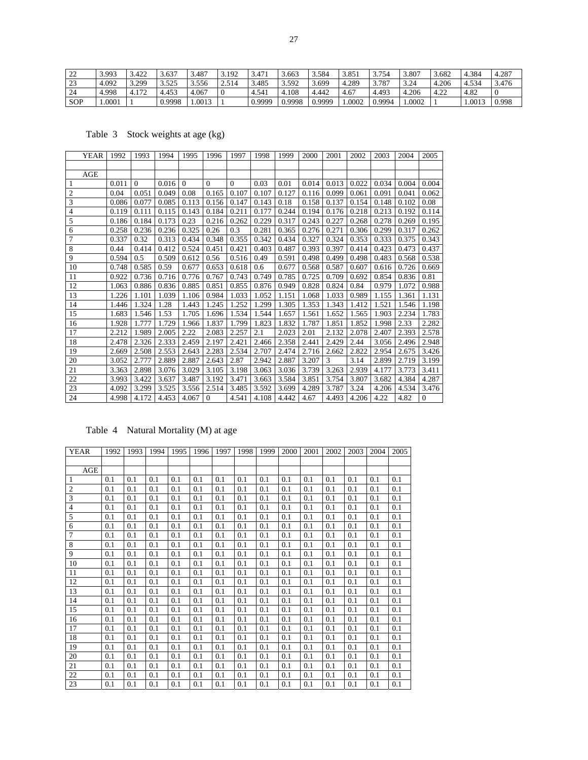| | | | | | | | | | | | | | | |
|---|---|---|---|---|---|---|---|---|---|---|---|---|---|---|
| 22 | 3.993 | 3.422 | 3.637 | 3.487 | 3.192 | 3.471 | 3.663 | 3.584 | 3.851 | 3.754 | 3.807 | 3.682 | 4.384 | 4.287 |
| 23 | 4.092 | 3.299 | 3.525 | 3.556 | 2.514 | 3.485 | 3.592 | 3.699 | 4.289 | 3.787 | 3.24 | 4.206 | 4.534 | 3.476 |
| 24 | 4.998 | 4.172 | 4.453 | 4.067 | 0 | 4.541 | 4.108 | 4.442 | 4.67 | 4.493 | 4.206 | 4.22 | 4.82 | 0 |
| SOP | 1.0001 | 1 | 0.9998 | 1.0013 | 1 | 0.9999 | 0.9998 | 0.9999 | 1.0002 | 0.9994 | 1.0002 | 1 | 1.0013 | 0.998 |

Table 3 Stock weights at age (kg)

| YEAR | 1992 | 1993 | 1994 | 1995 | 1996 | 1997 | 1998 | 1999 | 2000 | 2001 | 2002 | 2003 | 2004 | 2005 |
|---|---|---|---|---|---|---|---|---|---|---|---|---|---|---|
| | | | | | | | | | | | | | | |
| AGE | | | | | | | | | | | | | | |
| 1 | 0.011 | 0 | 0.016 | 0 | 0 | 0 | 0.03 | 0.01 | 0.014 | 0.013 | 0.022 | 0.034 | 0.004 | 0.004 |
| 2 | 0.04 | 0.051 | 0.049 | 0.08 | 0.165 | 0.107 | 0.107 | 0.127 | 0.116 | 0.099 | 0.061 | 0.091 | 0.041 | 0.062 |
| 3 | 0.086 | 0.077 | 0.085 | 0.113 | 0.156 | 0.147 | 0.143 | 0.18 | 0.158 | 0.137 | 0.154 | 0.148 | 0.102 | 0.08 |
| 4 | 0.119 | 0.111 | 0.115 | 0.143 | 0.184 | 0.211 | 0.177 | 0.244 | 0.194 | 0.176 | 0.218 | 0.213 | 0.192 | 0.114 |
| 5 | 0.186 | 0.184 | 0.173 | 0.23 | 0.216 | 0.262 | 0.229 | 0.317 | 0.243 | 0.227 | 0.268 | 0.278 | 0.269 | 0.195 |
| 6 | 0.258 | 0.236 | 0.236 | 0.325 | 0.26 | 0.3 | 0.281 | 0.365 | 0.276 | 0.271 | 0.306 | 0.299 | 0.317 | 0.262 |
| 7 | 0.337 | 0.32 | 0.313 | 0.434 | 0.348 | 0.355 | 0.342 | 0.434 | 0.327 | 0.324 | 0.353 | 0.333 | 0.375 | 0.343 |
| 8 | 0.44 | 0.414 | 0.412 | 0.524 | 0.451 | 0.421 | 0.403 | 0.487 | 0.393 | 0.397 | 0.414 | 0.423 | 0.473 | 0.437 |
| 9 | 0.594 | 0.5 | 0.509 | 0.612 | 0.56 | 0.516 | 0.49 | 0.591 | 0.498 | 0.499 | 0.498 | 0.483 | 0.568 | 0.538 |
| 10 | 0.748 | 0.585 | 0.59 | 0.677 | 0.653 | 0.618 | 0.6 | 0.677 | 0.568 | 0.587 | 0.607 | 0.616 | 0.726 | 0.669 |
| 11 | 0.922 | 0.736 | 0.716 | 0.776 | 0.767 | 0.743 | 0.749 | 0.785 | 0.725 | 0.709 | 0.692 | 0.854 | 0.836 | 0.81 |
| 12 | 1.063 | 0.886 | 0.836 | 0.885 | 0.851 | 0.855 | 0.876 | 0.949 | 0.828 | 0.824 | 0.84 | 0.979 | 1.072 | 0.988 |
| 13 | 1.226 | 1.101 | 1.039 | 1.106 | 0.984 | 1.033 | 1.052 | 1.151 | 1.068 | 1.033 | 0.989 | 1.155 | 1.361 | 1.131 |
| 14 | 1.446 | 1.324 | 1.28 | 1.443 | 1.245 | 1.252 | 1.299 | 1.305 | 1.353 | 1.343 | 1.412 | 1.521 | 1.546 | 1.198 |
| 15 | 1.683 | 1.546 | 1.53 | 1.705 | 1.696 | 1.534 | 1.544 | 1.657 | 1.561 | 1.652 | 1.565 | 1.903 | 2.234 | 1.783 |
| 16 | 1.928 | 1.777 | 1.729 | 1.966 | 1.837 | 1.799 | 1.823 | 1.832 | 1.787 | 1.851 | 1.852 | 1.998 | 2.33 | 2.282 |
| 17 | 2.212 | 1.989 | 2.005 | 2.22 | 2.083 | 2.257 | 2.1 | 2.023 | 2.01 | 2.132 | 2.078 | 2.407 | 2.393 | 2.578 |
| 18 | 2.478 | 2.326 | 2.333 | 2.459 | 2.197 | 2.421 | 2.466 | 2.358 | 2.441 | 2.429 | 2.44 | 3.056 | 2.496 | 2.948 |
| 19 | 2.669 | 2.508 | 2.553 | 2.643 | 2.283 | 2.534 | 2.707 | 2.474 | 2.716 | 2.662 | 2.822 | 2.954 | 2.675 | 3.426 |
| 20 | 3.052 | 2.777 | 2.889 | 2.887 | 2.643 | 2.87 | 2.942 | 2.887 | 3.207 | 3 | 3.14 | 2.899 | 2.719 | 3.199 |
| 21 | 3.363 | 2.898 | 3.076 | 3.029 | 3.105 | 3.198 | 3.063 | 3.036 | 3.739 | 3.263 | 2.939 | 4.177 | 3.773 | 3.411 |
| 22 | 3.993 | 3.422 | 3.637 | 3.487 | 3.192 | 3.471 | 3.663 | 3.584 | 3.851 | 3.754 | 3.807 | 3.682 | 4.384 | 4.287 |
| 23 | 4.092 | 3.299 | 3.525 | 3.556 | 2.514 | 3.485 | 3.592 | 3.699 | 4.289 | 3.787 | 3.24 | 4.206 | 4.534 | 3.476 |
| 24 | 4.998 | 4.172 | 4.453 | 4.067 | 0 | 4.541 | 4.108 | 4.442 | 4.67 | 4.493 | 4.206 | 4.22 | 4.82 | 0 |

Table 4 Natural Mortality (M) at age

| YEAR | 1992 | 1993 | 1994 | 1995 | 1996 | 1997 | 1998 | 1999 | 2000 | 2001 | 2002 | 2003 | 2004 | 2005 |
|---|---|---|---|---|---|---|---|---|---|---|---|---|---|---|
| | | | | | | | | | | | | | | |
| AGE | | | | | | | | | | | | | | |
| 1 | 0.1 | 0.1 | 0.1 | 0.1 | 0.1 | 0.1 | 0.1 | 0.1 | 0.1 | 0.1 | 0.1 | 0.1 | 0.1 | 0.1 |
| 2 | 0.1 | 0.1 | 0.1 | 0.1 | 0.1 | 0.1 | 0.1 | 0.1 | 0.1 | 0.1 | 0.1 | 0.1 | 0.1 | 0.1 |
| 3 | 0.1 | 0.1 | 0.1 | 0.1 | 0.1 | 0.1 | 0.1 | 0.1 | 0.1 | 0.1 | 0.1 | 0.1 | 0.1 | 0.1 |
| 4 | 0.1 | 0.1 | 0.1 | 0.1 | 0.1 | 0.1 | 0.1 | 0.1 | 0.1 | 0.1 | 0.1 | 0.1 | 0.1 | 0.1 |
| 5 | 0.1 | 0.1 | 0.1 | 0.1 | 0.1 | 0.1 | 0.1 | 0.1 | 0.1 | 0.1 | 0.1 | 0.1 | 0.1 | 0.1 |
| 6 | 0.1 | 0.1 | 0.1 | 0.1 | 0.1 | 0.1 | 0.1 | 0.1 | 0.1 | 0.1 | 0.1 | 0.1 | 0.1 | 0.1 |
| 7 | 0.1 | 0.1 | 0.1 | 0.1 | 0.1 | 0.1 | 0.1 | 0.1 | 0.1 | 0.1 | 0.1 | 0.1 | 0.1 | 0.1 |
| 8 | 0.1 | 0.1 | 0.1 | 0.1 | 0.1 | 0.1 | 0.1 | 0.1 | 0.1 | 0.1 | 0.1 | 0.1 | 0.1 | 0.1 |
| 9 | 0.1 | 0.1 | 0.1 | 0.1 | 0.1 | 0.1 | 0.1 | 0.1 | 0.1 | 0.1 | 0.1 | 0.1 | 0.1 | 0.1 |
| 10 | 0.1 | 0.1 | 0.1 | 0.1 | 0.1 | 0.1 | 0.1 | 0.1 | 0.1 | 0.1 | 0.1 | 0.1 | 0.1 | 0.1 |
| 11 | 0.1 | 0.1 | 0.1 | 0.1 | 0.1 | 0.1 | 0.1 | 0.1 | 0.1 | 0.1 | 0.1 | 0.1 | 0.1 | 0.1 |
| 12 | 0.1 | 0.1 | 0.1 | 0.1 | 0.1 | 0.1 | 0.1 | 0.1 | 0.1 | 0.1 | 0.1 | 0.1 | 0.1 | 0.1 |
| 13 | 0.1 | 0.1 | 0.1 | 0.1 | 0.1 | 0.1 | 0.1 | 0.1 | 0.1 | 0.1 | 0.1 | 0.1 | 0.1 | 0.1 |
| 14 | 0.1 | 0.1 | 0.1 | 0.1 | 0.1 | 0.1 | 0.1 | 0.1 | 0.1 | 0.1 | 0.1 | 0.1 | 0.1 | 0.1 |
| 15 | 0.1 | 0.1 | 0.1 | 0.1 | 0.1 | 0.1 | 0.1 | 0.1 | 0.1 | 0.1 | 0.1 | 0.1 | 0.1 | 0.1 |
| 16 | 0.1 | 0.1 | 0.1 | 0.1 | 0.1 | 0.1 | 0.1 | 0.1 | 0.1 | 0.1 | 0.1 | 0.1 | 0.1 | 0.1 |
| 17 | 0.1 | 0.1 | 0.1 | 0.1 | 0.1 | 0.1 | 0.1 | 0.1 | 0.1 | 0.1 | 0.1 | 0.1 | 0.1 | 0.1 |
| 18 | 0.1 | 0.1 | 0.1 | 0.1 | 0.1 | 0.1 | 0.1 | 0.1 | 0.1 | 0.1 | 0.1 | 0.1 | 0.1 | 0.1 |
| 19 | 0.1 | 0.1 | 0.1 | 0.1 | 0.1 | 0.1 | 0.1 | 0.1 | 0.1 | 0.1 | 0.1 | 0.1 | 0.1 | 0.1 |
| 20 | 0.1 | 0.1 | 0.1 | 0.1 | 0.1 | 0.1 | 0.1 | 0.1 | 0.1 | 0.1 | 0.1 | 0.1 | 0.1 | 0.1 |
| 21 | 0.1 | 0.1 | 0.1 | 0.1 | 0.1 | 0.1 | 0.1 | 0.1 | 0.1 | 0.1 | 0.1 | 0.1 | 0.1 | 0.1 |
| 22 | 0.1 | 0.1 | 0.1 | 0.1 | 0.1 | 0.1 | 0.1 | 0.1 | 0.1 | 0.1 | 0.1 | 0.1 | 0.1 | 0.1 |
| 23 | 0.1 | 0.1 | 0.1 | 0.1 | 0.1 | 0.1 | 0.1 | 0.1 | 0.1 | 0.1 | 0.1 | 0.1 | 0.1 | 0.1 |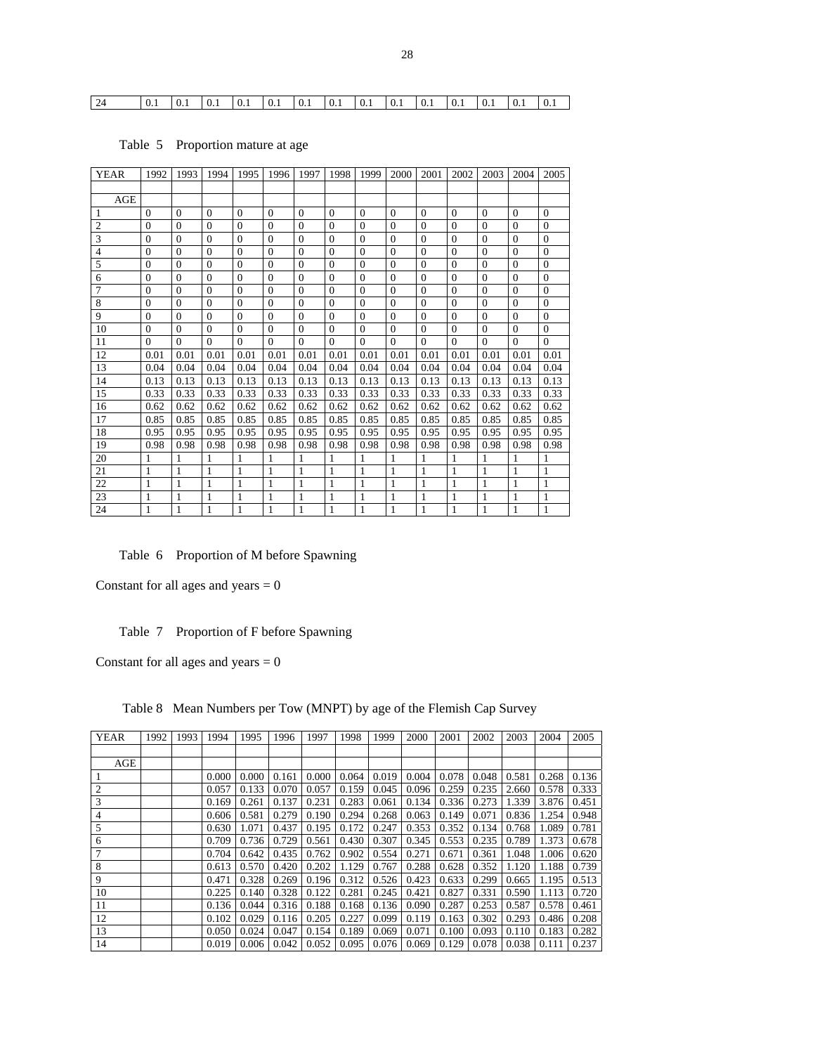| 24 | 0.1 | 0.1 | 0.1 | 0.1 | 0.1 | 0.1 | 0.1 | 0.1 | 0.1 | 0.1 | 0.1 | 0.1 | 0.1 | 0.1 |
|---|---|---|---|---|---|---|---|---|---|---|---|---|---|---|

Table 5 Proportion mature at age

| YEAR | 1992 | 1993 | 1994 | 1995 | 1996 | 1997 | 1998 | 1999 | 2000 | 2001 | 2002 | 2003 | 2004 | 2005 |
|---|---|---|---|---|---|---|---|---|---|---|---|---|---|---|
| | | | | | | | | | | | | | | |
| AGE | | | | | | | | | | | | | | |
| 1 | 0 | 0 | 0 | 0 | 0 | 0 | 0 | 0 | 0 | 0 | 0 | 0 | 0 | 0 |
| 2 | 0 | 0 | 0 | 0 | 0 | 0 | 0 | 0 | 0 | 0 | 0 | 0 | 0 | 0 |
| 3 | 0 | 0 | 0 | 0 | 0 | 0 | 0 | 0 | 0 | 0 | 0 | 0 | 0 | 0 |
| 4 | 0 | 0 | 0 | 0 | 0 | 0 | 0 | 0 | 0 | 0 | 0 | 0 | 0 | 0 |
| 5 | 0 | 0 | 0 | 0 | 0 | 0 | 0 | 0 | 0 | 0 | 0 | 0 | 0 | 0 |
| 6 | 0 | 0 | 0 | 0 | 0 | 0 | 0 | 0 | 0 | 0 | 0 | 0 | 0 | 0 |
| 7 | 0 | 0 | 0 | 0 | 0 | 0 | 0 | 0 | 0 | 0 | 0 | 0 | 0 | 0 |
| 8 | 0 | 0 | 0 | 0 | 0 | 0 | 0 | 0 | 0 | 0 | 0 | 0 | 0 | 0 |
| 9 | 0 | 0 | 0 | 0 | 0 | 0 | 0 | 0 | 0 | 0 | 0 | 0 | 0 | 0 |
| 10 | 0 | 0 | 0 | 0 | 0 | 0 | 0 | 0 | 0 | 0 | 0 | 0 | 0 | 0 |
| 11 | 0 | 0 | 0 | 0 | 0 | 0 | 0 | 0 | 0 | 0 | 0 | 0 | 0 | 0 |
| 12 | 0.01 | 0.01 | 0.01 | 0.01 | 0.01 | 0.01 | 0.01 | 0.01 | 0.01 | 0.01 | 0.01 | 0.01 | 0.01 | 0.01 |
| 13 | 0.04 | 0.04 | 0.04 | 0.04 | 0.04 | 0.04 | 0.04 | 0.04 | 0.04 | 0.04 | 0.04 | 0.04 | 0.04 | 0.04 |
| 14 | 0.13 | 0.13 | 0.13 | 0.13 | 0.13 | 0.13 | 0.13 | 0.13 | 0.13 | 0.13 | 0.13 | 0.13 | 0.13 | 0.13 |
| 15 | 0.33 | 0.33 | 0.33 | 0.33 | 0.33 | 0.33 | 0.33 | 0.33 | 0.33 | 0.33 | 0.33 | 0.33 | 0.33 | 0.33 |
| 16 | 0.62 | 0.62 | 0.62 | 0.62 | 0.62 | 0.62 | 0.62 | 0.62 | 0.62 | 0.62 | 0.62 | 0.62 | 0.62 | 0.62 |
| 17 | 0.85 | 0.85 | 0.85 | 0.85 | 0.85 | 0.85 | 0.85 | 0.85 | 0.85 | 0.85 | 0.85 | 0.85 | 0.85 | 0.85 |
| 18 | 0.95 | 0.95 | 0.95 | 0.95 | 0.95 | 0.95 | 0.95 | 0.95 | 0.95 | 0.95 | 0.95 | 0.95 | 0.95 | 0.95 |
| 19 | 0.98 | 0.98 | 0.98 | 0.98 | 0.98 | 0.98 | 0.98 | 0.98 | 0.98 | 0.98 | 0.98 | 0.98 | 0.98 | 0.98 |
| 20 | 1 | 1 | 1 | 1 | 1 | 1 | 1 | 1 | 1 | 1 | 1 | 1 | 1 | 1 |
| 21 | 1 | 1 | 1 | 1 | 1 | 1 | 1 | 1 | 1 | 1 | 1 | 1 | 1 | 1 |
| 22 | 1 | 1 | 1 | 1 | 1 | 1 | 1 | 1 | 1 | 1 | 1 | 1 | 1 | 1 |
| 23 | 1 | 1 | 1 | 1 | 1 | 1 | 1 | 1 | 1 | 1 | 1 | 1 | 1 | 1 |
| 24 | 1 | 1 | 1 | 1 | 1 | 1 | 1 | 1 | 1 | 1 | 1 | 1 | 1 | 1 |

Table 6 Proportion of M before Spawning

Constant for all ages and years = 0

Table 7 Proportion of F before Spawning

Constant for all ages and years = 0

Table 8 Mean Numbers per Tow (MNPT) by age of the Flemish Cap Survey

| YEAR | 1992 | 1993 | 1994 | 1995 | 1996 | 1997 | 1998 | 1999 | 2000 | 2001 | 2002 | 2003 | 2004 | 2005 |
|---|---|---|---|---|---|---|---|---|---|---|---|---|---|---|
| | | | | | | | | | | | | | | |
| AGE | | | | | | | | | | | | | | |
| 1 | | | 0.000 | 0.000 | 0.161 | 0.000 | 0.064 | 0.019 | 0.004 | 0.078 | 0.048 | 0.581 | 0.268 | 0.136 |
| 2 | | | 0.057 | 0.133 | 0.070 | 0.057 | 0.159 | 0.045 | 0.096 | 0.259 | 0.235 | 2.660 | 0.578 | 0.333 |
| 3 | | | 0.169 | 0.261 | 0.137 | 0.231 | 0.283 | 0.061 | 0.134 | 0.336 | 0.273 | 1.339 | 3.876 | 0.451 |
| 4 | | | 0.606 | 0.581 | 0.279 | 0.190 | 0.294 | 0.268 | 0.063 | 0.149 | 0.071 | 0.836 | 1.254 | 0.948 |
| 5 | | | 0.630 | 1.071 | 0.437 | 0.195 | 0.172 | 0.247 | 0.353 | 0.352 | 0.134 | 0.768 | 1.089 | 0.781 |
| 6 | | | 0.709 | 0.736 | 0.729 | 0.561 | 0.430 | 0.307 | 0.345 | 0.553 | 0.235 | 0.789 | 1.373 | 0.678 |
| 7 | | | 0.704 | 0.642 | 0.435 | 0.762 | 0.902 | 0.554 | 0.271 | 0.671 | 0.361 | 1.048 | 1.006 | 0.620 |
| 8 | | | 0.613 | 0.570 | 0.420 | 0.202 | 1.129 | 0.767 | 0.288 | 0.628 | 0.352 | 1.120 | 1.188 | 0.739 |
| 9 | | | 0.471 | 0.328 | 0.269 | 0.196 | 0.312 | 0.526 | 0.423 | 0.633 | 0.299 | 0.665 | 1.195 | 0.513 |
| 10 | | | 0.225 | 0.140 | 0.328 | 0.122 | 0.281 | 0.245 | 0.421 | 0.827 | 0.331 | 0.590 | 1.113 | 0.720 |
| 11 | | | 0.136 | 0.044 | 0.316 | 0.188 | 0.168 | 0.136 | 0.090 | 0.287 | 0.253 | 0.587 | 0.578 | 0.461 |
| 12 | | | 0.102 | 0.029 | 0.116 | 0.205 | 0.227 | 0.099 | 0.119 | 0.163 | 0.302 | 0.293 | 0.486 | 0.208 |
| 13 | | | 0.050 | 0.024 | 0.047 | 0.154 | 0.189 | 0.069 | 0.071 | 0.100 | 0.093 | 0.110 | 0.183 | 0.282 |
| 14 | | | 0.019 | 0.006 | 0.042 | 0.052 | 0.095 | 0.076 | 0.069 | 0.129 | 0.078 | 0.038 | 0.111 | 0.237 |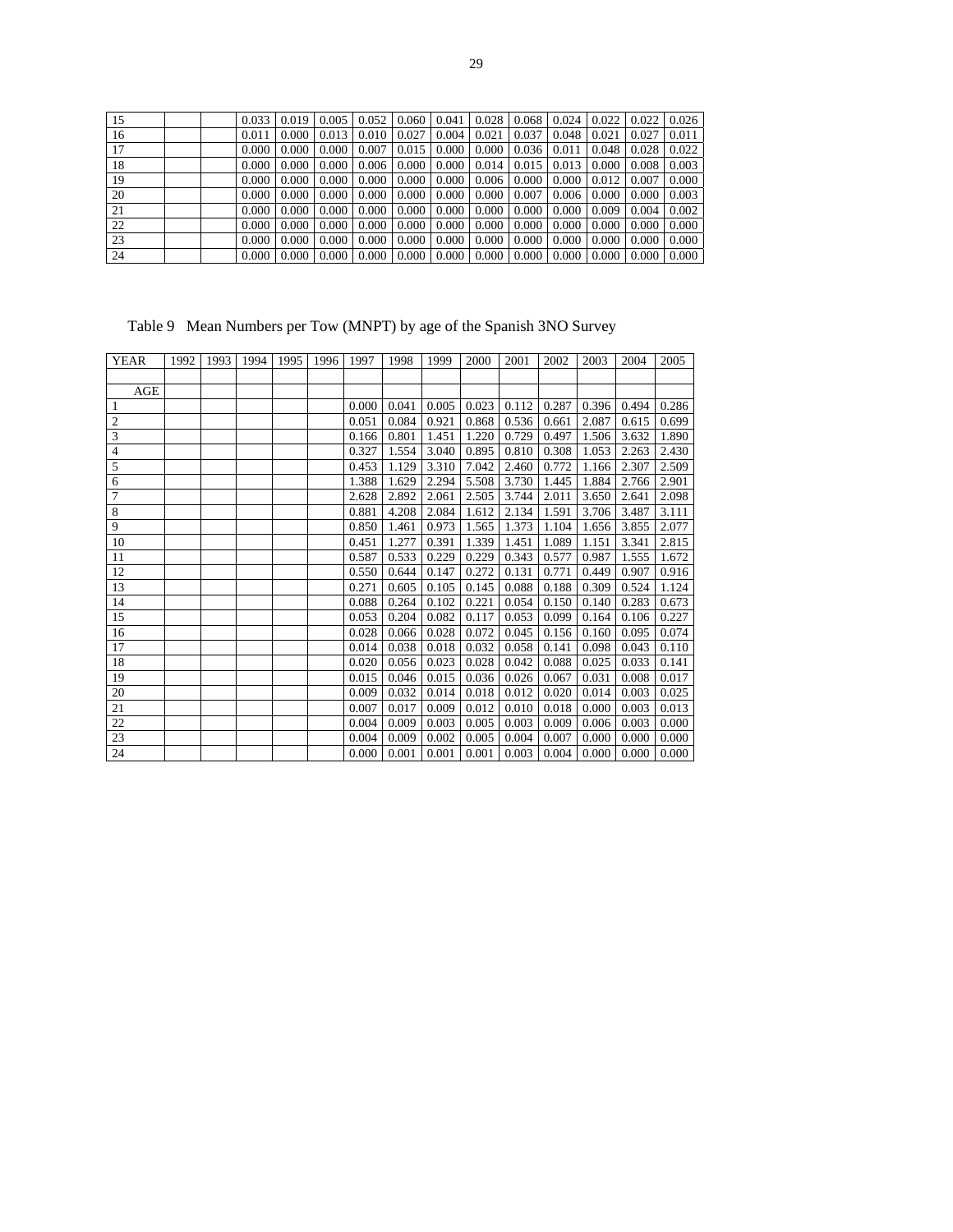| | | | | | | | | | | | | | |
|---|---|---|---|---|---|---|---|---|---|---|---|---|---|
| 15 | | | 0.033 | 0.019 | 0.005 | 0.052 | 0.060 | 0.041 | 0.028 | 0.068 | 0.024 | 0.022 | 0.022 | 0.026 |
| 16 | | | 0.011 | 0.000 | 0.013 | 0.010 | 0.027 | 0.004 | 0.021 | 0.037 | 0.048 | 0.021 | 0.027 | 0.011 |
| 17 | | | 0.000 | 0.000 | 0.000 | 0.007 | 0.015 | 0.000 | 0.000 | 0.036 | 0.011 | 0.048 | 0.028 | 0.022 |
| 18 | | | 0.000 | 0.000 | 0.000 | 0.006 | 0.000 | 0.000 | 0.014 | 0.015 | 0.013 | 0.000 | 0.008 | 0.003 |
| 19 | | | 0.000 | 0.000 | 0.000 | 0.000 | 0.000 | 0.000 | 0.006 | 0.000 | 0.000 | 0.012 | 0.007 | 0.000 |
| 20 | | | 0.000 | 0.000 | 0.000 | 0.000 | 0.000 | 0.000 | 0.000 | 0.007 | 0.006 | 0.000 | 0.000 | 0.003 |
| 21 | | | 0.000 | 0.000 | 0.000 | 0.000 | 0.000 | 0.000 | 0.000 | 0.000 | 0.000 | 0.009 | 0.004 | 0.002 |
| 22 | | | 0.000 | 0.000 | 0.000 | 0.000 | 0.000 | 0.000 | 0.000 | 0.000 | 0.000 | 0.000 | 0.000 | 0.000 |
| 23 | | | 0.000 | 0.000 | 0.000 | 0.000 | 0.000 | 0.000 | 0.000 | 0.000 | 0.000 | 0.000 | 0.000 | 0.000 |
| 24 | | | 0.000 | 0.000 | 0.000 | 0.000 | 0.000 | 0.000 | 0.000 | 0.000 | 0.000 | 0.000 | 0.000 | 0.000 |

Table 9 Mean Numbers per Tow (MNPT) by age of the Spanish 3NO Survey

| YEAR | 1992 | 1993 | 1994 | 1995 | 1996 | 1997 | 1998 | 1999 | 2000 | 2001 | 2002 | 2003 | 2004 | 2005 |
|---|---|---|---|---|---|---|---|---|---|---|---|---|---|---|
| | | | | | | | | | | | | | | |
| AGE | | | | | | | | | | | | | | |
| 1 | | | | | | 0.000 | 0.041 | 0.005 | 0.023 | 0.112 | 0.287 | 0.396 | 0.494 | 0.286 |
| 2 | | | | | | 0.051 | 0.084 | 0.921 | 0.868 | 0.536 | 0.661 | 2.087 | 0.615 | 0.699 |
| 3 | | | | | | 0.166 | 0.801 | 1.451 | 1.220 | 0.729 | 0.497 | 1.506 | 3.632 | 1.890 |
| 4 | | | | | | 0.327 | 1.554 | 3.040 | 0.895 | 0.810 | 0.308 | 1.053 | 2.263 | 2.430 |
| 5 | | | | | | 0.453 | 1.129 | 3.310 | 7.042 | 2.460 | 0.772 | 1.166 | 2.307 | 2.509 |
| 6 | | | | | | 1.388 | 1.629 | 2.294 | 5.508 | 3.730 | 1.445 | 1.884 | 2.766 | 2.901 |
| 7 | | | | | | 2.628 | 2.892 | 2.061 | 2.505 | 3.744 | 2.011 | 3.650 | 2.641 | 2.098 |
| 8 | | | | | | 0.881 | 4.208 | 2.084 | 1.612 | 2.134 | 1.591 | 3.706 | 3.487 | 3.111 |
| 9 | | | | | | 0.850 | 1.461 | 0.973 | 1.565 | 1.373 | 1.104 | 1.656 | 3.855 | 2.077 |
| 10 | | | | | | 0.451 | 1.277 | 0.391 | 1.339 | 1.451 | 1.089 | 1.151 | 3.341 | 2.815 |
| 11 | | | | | | 0.587 | 0.533 | 0.229 | 0.229 | 0.343 | 0.577 | 0.987 | 1.555 | 1.672 |
| 12 | | | | | | 0.550 | 0.644 | 0.147 | 0.272 | 0.131 | 0.771 | 0.449 | 0.907 | 0.916 |
| 13 | | | | | | 0.271 | 0.605 | 0.105 | 0.145 | 0.088 | 0.188 | 0.309 | 0.524 | 1.124 |
| 14 | | | | | | 0.088 | 0.264 | 0.102 | 0.221 | 0.054 | 0.150 | 0.140 | 0.283 | 0.673 |
| 15 | | | | | | 0.053 | 0.204 | 0.082 | 0.117 | 0.053 | 0.099 | 0.164 | 0.106 | 0.227 |
| 16 | | | | | | 0.028 | 0.066 | 0.028 | 0.072 | 0.045 | 0.156 | 0.160 | 0.095 | 0.074 |
| 17 | | | | | | 0.014 | 0.038 | 0.018 | 0.032 | 0.058 | 0.141 | 0.098 | 0.043 | 0.110 |
| 18 | | | | | | 0.020 | 0.056 | 0.023 | 0.028 | 0.042 | 0.088 | 0.025 | 0.033 | 0.141 |
| 19 | | | | | | 0.015 | 0.046 | 0.015 | 0.036 | 0.026 | 0.067 | 0.031 | 0.008 | 0.017 |
| 20 | | | | | | 0.009 | 0.032 | 0.014 | 0.018 | 0.012 | 0.020 | 0.014 | 0.003 | 0.025 |
| 21 | | | | | | 0.007 | 0.017 | 0.009 | 0.012 | 0.010 | 0.018 | 0.000 | 0.003 | 0.013 |
| 22 | | | | | | 0.004 | 0.009 | 0.003 | 0.005 | 0.003 | 0.009 | 0.006 | 0.003 | 0.000 |
| 23 | | | | | | 0.004 | 0.009 | 0.002 | 0.005 | 0.004 | 0.007 | 0.000 | 0.000 | 0.000 |
| 24 | | | | | | 0.000 | 0.001 | 0.001 | 0.001 | 0.003 | 0.004 | 0.000 | 0.000 | 0.000 |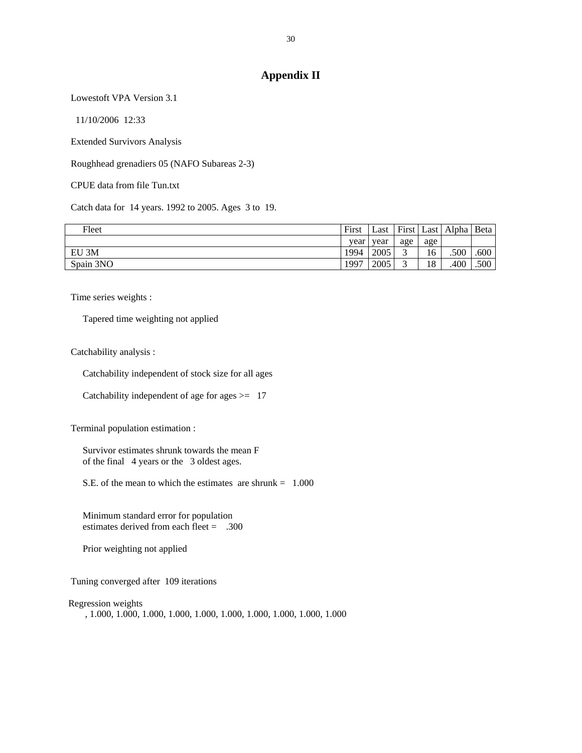## Appendix II

Lowestoft VPA Version 3.1

11/10/2006 12:33

Extended Survivors Analysis

Roughhead grenadiers 05 (NAFO Subareas 2-3)

CPUE data from file Tun.txt

Catch data for 14 years. 1992 to 2005. Ages 3 to 19.

| Fleet | First year | Last year | First age | Last age | Alpha | Beta |
|---|---|---|---|---|---|---|
| EU 3M | 1994 | 2005 | 3 | 16 | .500 | .600 |
| Spain 3NO | 1997 | 2005 | 3 | 18 | .400 | .500 |

Time series weights :

Tapered time weighting not applied

Catchability analysis :

Catchability independent of stock size for all ages

Catchability independent of age for ages >= 17

Terminal population estimation :

Survivor estimates shrunk towards the mean F
of the final 4 years or the 3 oldest ages.

S.E. of the mean to which the estimates are shrunk = 1.000

Minimum standard error for population
estimates derived from each fleet = .300

Prior weighting not applied

Tuning converged after 109 iterations

Regression weights
, 1.000, 1.000, 1.000, 1.000, 1.000, 1.000, 1.000, 1.000, 1.000, 1.000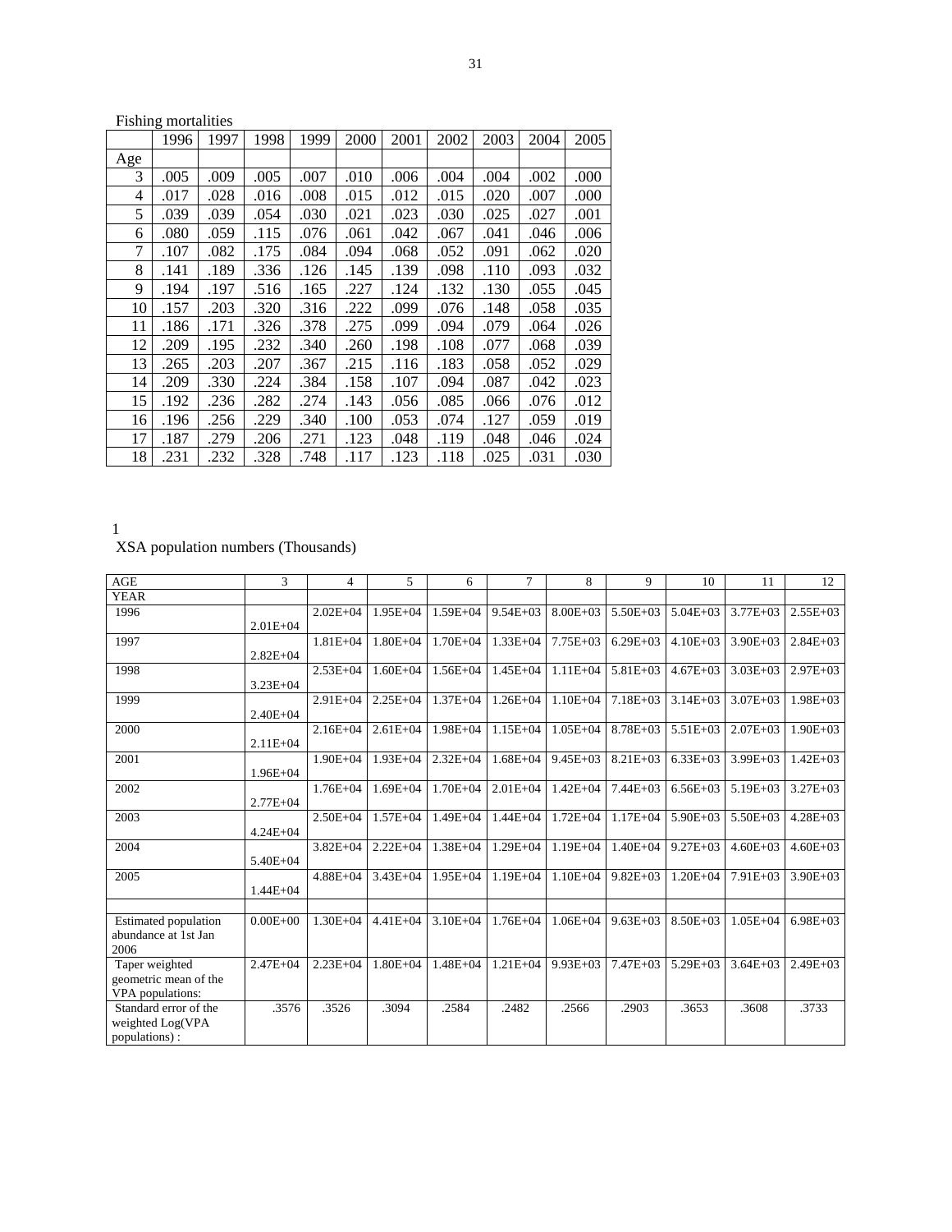Fishing mortalities

| | 1996 | 1997 | 1998 | 1999 | 2000 | 2001 | 2002 | 2003 | 2004 | 2005 |
|---|---|---|---|---|---|---|---|---|---|---|
| Age | | | | | | | | | | |
| 3 | .005 | .009 | .005 | .007 | .010 | .006 | .004 | .004 | .002 | .000 |
| 4 | .017 | .028 | .016 | .008 | .015 | .012 | .015 | .020 | .007 | .000 |
| 5 | .039 | .039 | .054 | .030 | .021 | .023 | .030 | .025 | .027 | .001 |
| 6 | .080 | .059 | .115 | .076 | .061 | .042 | .067 | .041 | .046 | .006 |
| 7 | .107 | .082 | .175 | .084 | .094 | .068 | .052 | .091 | .062 | .020 |
| 8 | .141 | .189 | .336 | .126 | .145 | .139 | .098 | .110 | .093 | .032 |
| 9 | .194 | .197 | .516 | .165 | .227 | .124 | .132 | .130 | .055 | .045 |
| 10 | .157 | .203 | .320 | .316 | .222 | .099 | .076 | .148 | .058 | .035 |
| 11 | .186 | .171 | .326 | .378 | .275 | .099 | .094 | .079 | .064 | .026 |
| 12 | .209 | .195 | .232 | .340 | .260 | .198 | .108 | .077 | .068 | .039 |
| 13 | .265 | .203 | .207 | .367 | .215 | .116 | .183 | .058 | .052 | .029 |
| 14 | .209 | .330 | .224 | .384 | .158 | .107 | .094 | .087 | .042 | .023 |
| 15 | .192 | .236 | .282 | .274 | .143 | .056 | .085 | .066 | .076 | .012 |
| 16 | .196 | .256 | .229 | .340 | .100 | .053 | .074 | .127 | .059 | .019 |
| 17 | .187 | .279 | .206 | .271 | .123 | .048 | .119 | .048 | .046 | .024 |
| 18 | .231 | .232 | .328 | .748 | .117 | .123 | .118 | .025 | .031 | .030 |

1

XSA population numbers (Thousands)

| AGE | 3 | 4 | 5 | 6 | 7 | 8 | 9 | 10 | 11 | 12 |
|---|---|---|---|---|---|---|---|---|---|---|
| YEAR | | | | | | | | | | |
| 1996 | 2.01E+04 | 2.02E+04 | 1.95E+04 | 1.59E+04 | 9.54E+03 | 8.00E+03 | 5.50E+03 | 5.04E+03 | 3.77E+03 | 2.55E+03 |
| 1997 | 2.82E+04 | 1.81E+04 | 1.80E+04 | 1.70E+04 | 1.33E+04 | 7.75E+03 | 6.29E+03 | 4.10E+03 | 3.90E+03 | 2.84E+03 |
| 1998 | 3.23E+04 | 2.53E+04 | 1.60E+04 | 1.56E+04 | 1.45E+04 | 1.11E+04 | 5.81E+03 | 4.67E+03 | 3.03E+03 | 2.97E+03 |
| 1999 | 2.40E+04 | 2.91E+04 | 2.25E+04 | 1.37E+04 | 1.26E+04 | 1.10E+04 | 7.18E+03 | 3.14E+03 | 3.07E+03 | 1.98E+03 |
| 2000 | 2.11E+04 | 2.16E+04 | 2.61E+04 | 1.98E+04 | 1.15E+04 | 1.05E+04 | 8.78E+03 | 5.51E+03 | 2.07E+03 | 1.90E+03 |
| 2001 | 1.96E+04 | 1.90E+04 | 1.93E+04 | 2.32E+04 | 1.68E+04 | 9.45E+03 | 8.21E+03 | 6.33E+03 | 3.99E+03 | 1.42E+03 |
| 2002 | 2.77E+04 | 1.76E+04 | 1.69E+04 | 1.70E+04 | 2.01E+04 | 1.42E+04 | 7.44E+03 | 6.56E+03 | 5.19E+03 | 3.27E+03 |
| 2003 | 4.24E+04 | 2.50E+04 | 1.57E+04 | 1.49E+04 | 1.44E+04 | 1.72E+04 | 1.17E+04 | 5.90E+03 | 5.50E+03 | 4.28E+03 |
| 2004 | 5.40E+04 | 3.82E+04 | 2.22E+04 | 1.38E+04 | 1.29E+04 | 1.19E+04 | 1.40E+04 | 9.27E+03 | 4.60E+03 | 4.60E+03 |
| 2005 | 1.44E+04 | 4.88E+04 | 3.43E+04 | 1.95E+04 | 1.19E+04 | 1.10E+04 | 9.82E+03 | 1.20E+04 | 7.91E+03 | 3.90E+03 |
| | | | | | | | | | | |
| Estimated population abundance at 1st Jan 2006 | 0.00E+00 | 1.30E+04 | 4.41E+04 | 3.10E+04 | 1.76E+04 | 1.06E+04 | 9.63E+03 | 8.50E+03 | 1.05E+04 | 6.98E+03 |
| Taper weighted geometric mean of the VPA populations: | 2.47E+04 | 2.23E+04 | 1.80E+04 | 1.48E+04 | 1.21E+04 | 9.93E+03 | 7.47E+03 | 5.29E+03 | 3.64E+03 | 2.49E+03 |
| Standard error of the weighted Log(VPA populations) : | .3576 | .3526 | .3094 | .2584 | .2482 | .2566 | .2903 | .3653 | .3608 | .3733 |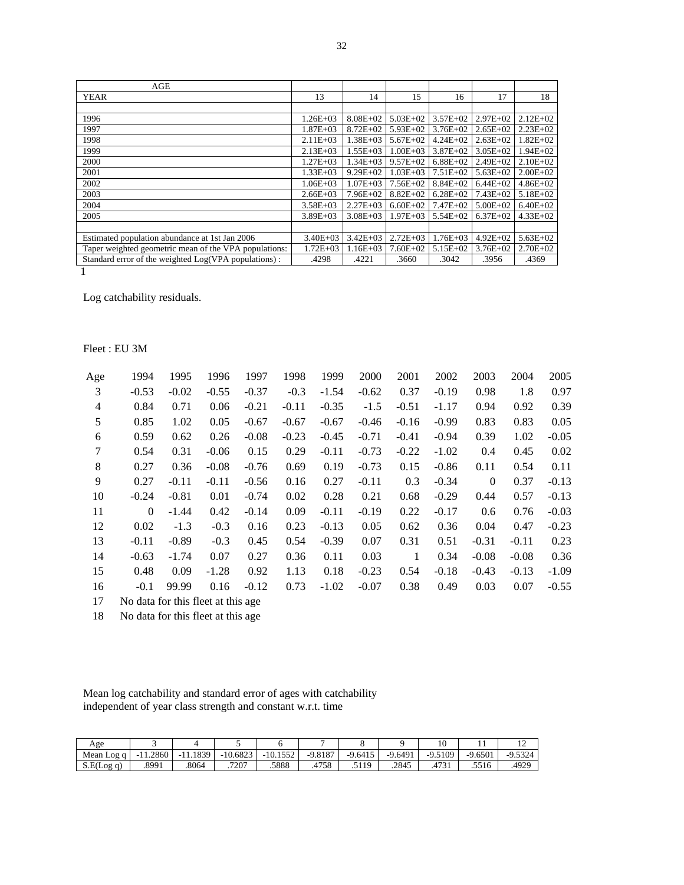| AGE | | | | | | |
|---|---|---|---|---|---|---|
| YEAR | 13 | 14 | 15 | 16 | 17 | 18 |
| | | | | | | |
| 1996 | 1.26E+03 | 8.08E+02 | 5.03E+02 | 3.57E+02 | 2.97E+02 | 2.12E+02 |
| 1997 | 1.87E+03 | 8.72E+02 | 5.93E+02 | 3.76E+02 | 2.65E+02 | 2.23E+02 |
| 1998 | 2.11E+03 | 1.38E+03 | 5.67E+02 | 4.24E+02 | 2.63E+02 | 1.82E+02 |
| 1999 | 2.13E+03 | 1.55E+03 | 1.00E+03 | 3.87E+02 | 3.05E+02 | 1.94E+02 |
| 2000 | 1.27E+03 | 1.34E+03 | 9.57E+02 | 6.88E+02 | 2.49E+02 | 2.10E+02 |
| 2001 | 1.33E+03 | 9.29E+02 | 1.03E+03 | 7.51E+02 | 5.63E+02 | 2.00E+02 |
| 2002 | 1.06E+03 | 1.07E+03 | 7.56E+02 | 8.84E+02 | 6.44E+02 | 4.86E+02 |
| 2003 | 2.66E+03 | 7.96E+02 | 8.82E+02 | 6.28E+02 | 7.43E+02 | 5.18E+02 |
| 2004 | 3.58E+03 | 2.27E+03 | 6.60E+02 | 7.47E+02 | 5.00E+02 | 6.40E+02 |
| 2005 | 3.89E+03 | 3.08E+03 | 1.97E+03 | 5.54E+02 | 6.37E+02 | 4.33E+02 |
| | | | | | | |
| Estimated population abundance at 1st Jan 2006 | 3.40E+03 | 3.42E+03 | 2.72E+03 | 1.76E+03 | 4.92E+02 | 5.63E+02 |
| Taper weighted geometric mean of the VPA populations: | 1.72E+03 | 1.16E+03 | 7.60E+02 | 5.15E+02 | 3.76E+02 | 2.70E+02 |
| Standard error of the weighted Log(VPA populations) : | .4298 | .4221 | .3660 | .3042 | .3956 | .4369 |

1

Log catchability residuals.

Fleet : EU 3M

| Age | 1994 | 1995 | 1996 | 1997 | 1998 | 1999 | 2000 | 2001 | 2002 | 2003 | 2004 | 2005 |
|---|---|---|---|---|---|---|---|---|---|---|---|---|
| 3 | -0.53 | -0.02 | -0.55 | -0.37 | -0.3 | -1.54 | -0.62 | 0.37 | -0.19 | 0.98 | 1.8 | 0.97 |
| 4 | 0.84 | 0.71 | 0.06 | -0.21 | -0.11 | -0.35 | -1.5 | -0.51 | -1.17 | 0.94 | 0.92 | 0.39 |
| 5 | 0.85 | 1.02 | 0.05 | -0.67 | -0.67 | -0.67 | -0.46 | -0.16 | -0.99 | 0.83 | 0.83 | 0.05 |
| 6 | 0.59 | 0.62 | 0.26 | -0.08 | -0.23 | -0.45 | -0.71 | -0.41 | -0.94 | 0.39 | 1.02 | -0.05 |
| 7 | 0.54 | 0.31 | -0.06 | 0.15 | 0.29 | -0.11 | -0.73 | -0.22 | -1.02 | 0.4 | 0.45 | 0.02 |
| 8 | 0.27 | 0.36 | -0.08 | -0.76 | 0.69 | 0.19 | -0.73 | 0.15 | -0.86 | 0.11 | 0.54 | 0.11 |
| 9 | 0.27 | -0.11 | -0.11 | -0.56 | 0.16 | 0.27 | -0.11 | 0.3 | -0.34 | 0 | 0.37 | -0.13 |
| 10 | -0.24 | -0.81 | 0.01 | -0.74 | 0.02 | 0.28 | 0.21 | 0.68 | -0.29 | 0.44 | 0.57 | -0.13 |
| 11 | 0 | -1.44 | 0.42 | -0.14 | 0.09 | -0.11 | -0.19 | 0.22 | -0.17 | 0.6 | 0.76 | -0.03 |
| 12 | 0.02 | -1.3 | -0.3 | 0.16 | 0.23 | -0.13 | 0.05 | 0.62 | 0.36 | 0.04 | 0.47 | -0.23 |
| 13 | -0.11 | -0.89 | -0.3 | 0.45 | 0.54 | -0.39 | 0.07 | 0.31 | 0.51 | -0.31 | -0.11 | 0.23 |
| 14 | -0.63 | -1.74 | 0.07 | 0.27 | 0.36 | 0.11 | 0.03 | 1 | 0.34 | -0.08 | -0.08 | 0.36 |
| 15 | 0.48 | 0.09 | -1.28 | 0.92 | 1.13 | 0.18 | -0.23 | 0.54 | -0.18 | -0.43 | -0.13 | -1.09 |
| 16 | -0.1 | 99.99 | 0.16 | -0.12 | 0.73 | -1.02 | -0.07 | 0.38 | 0.49 | 0.03 | 0.07 | -0.55 |
| 17 | No data for this fleet at this age | | | | | | | | | | | |
| 18 | No data for this fleet at this age | | | | | | | | | | | |

Mean log catchability and standard error of ages with catchability independent of year class strength and constant w.r.t. time

| Age | 3 | 4 | 5 | 6 | 7 | 8 | 9 | 10 | 11 | 12 |
|---|---|---|---|---|---|---|---|---|---|---|
| Mean Log q | -11.2860 | -11.1839 | -10.6823 | -10.1552 | -9.8187 | -9.6415 | -9.6491 | -9.5109 | -9.6501 | -9.5324 |
| S.E(Log q) | .8991 | .8064 | .7207 | .5888 | .4758 | .5119 | .2845 | .4731 | .5516 | .4929 |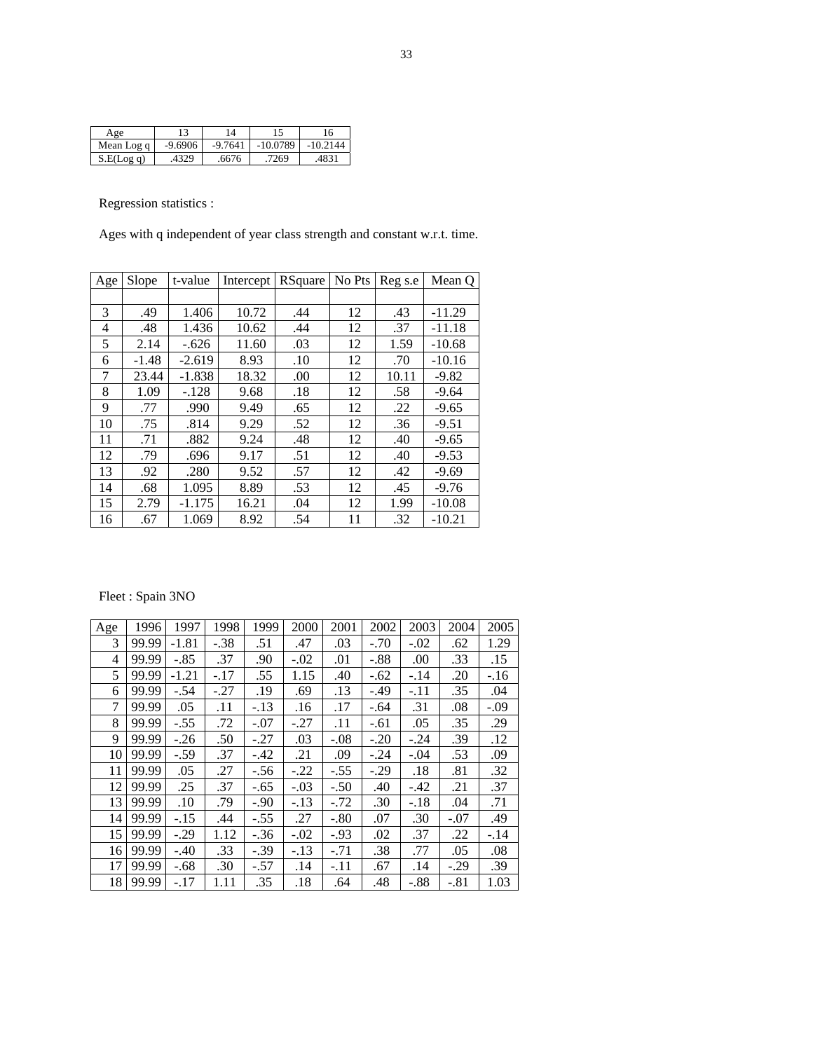| Age | 13 | 14 | 15 | 16 |
|---|---|---|---|---|
| Mean Log q | -9.6906 | -9.7641 | -10.0789 | -10.2144 |
| S.E(Log q) | .4329 | .6676 | .7269 | .4831 |

Regression statistics :

Ages with q independent of year class strength and constant w.r.t. time.

| Age | Slope | t-value | Intercept | RSquare | No Pts | Reg s.e | Mean Q |
|---|---|---|---|---|---|---|---|
| 3 | .49 | 1.406 | 10.72 | .44 | 12 | .43 | -11.29 |
| 4 | .48 | 1.436 | 10.62 | .44 | 12 | .37 | -11.18 |
| 5 | 2.14 | -.626 | 11.60 | .03 | 12 | 1.59 | -10.68 |
| 6 | -1.48 | -2.619 | 8.93 | .10 | 12 | .70 | -10.16 |
| 7 | 23.44 | -1.838 | 18.32 | .00 | 12 | 10.11 | -9.82 |
| 8 | 1.09 | -.128 | 9.68 | .18 | 12 | .58 | -9.64 |
| 9 | .77 | .990 | 9.49 | .65 | 12 | .22 | -9.65 |
| 10 | .75 | .814 | 9.29 | .52 | 12 | .36 | -9.51 |
| 11 | .71 | .882 | 9.24 | .48 | 12 | .40 | -9.65 |
| 12 | .79 | .696 | 9.17 | .51 | 12 | .40 | -9.53 |
| 13 | .92 | .280 | 9.52 | .57 | 12 | .42 | -9.69 |
| 14 | .68 | 1.095 | 8.89 | .53 | 12 | .45 | -9.76 |
| 15 | 2.79 | -1.175 | 16.21 | .04 | 12 | 1.99 | -10.08 |
| 16 | .67 | 1.069 | 8.92 | .54 | 11 | .32 | -10.21 |

Fleet : Spain 3NO

| Age | 1996 | 1997 | 1998 | 1999 | 2000 | 2001 | 2002 | 2003 | 2004 | 2005 |
|---|---|---|---|---|---|---|---|---|---|---|
| 3 | 99.99 | -1.81 | -.38 | .51 | .47 | .03 | -.70 | -.02 | .62 | 1.29 |
| 4 | 99.99 | -.85 | .37 | .90 | -.02 | .01 | -.88 | .00 | .33 | .15 |
| 5 | 99.99 | -1.21 | -.17 | .55 | 1.15 | .40 | -.62 | -.14 | .20 | -.16 |
| 6 | 99.99 | -.54 | -.27 | .19 | .69 | .13 | -.49 | -.11 | .35 | .04 |
| 7 | 99.99 | .05 | .11 | -.13 | .16 | .17 | -.64 | .31 | .08 | -.09 |
| 8 | 99.99 | -.55 | .72 | -.07 | -.27 | .11 | -.61 | .05 | .35 | .29 |
| 9 | 99.99 | -.26 | .50 | -.27 | .03 | -.08 | -.20 | -.24 | .39 | .12 |
| 10 | 99.99 | -.59 | .37 | -.42 | .21 | .09 | -.24 | -.04 | .53 | .09 |
| 11 | 99.99 | .05 | .27 | -.56 | -.22 | -.55 | -.29 | .18 | .81 | .32 |
| 12 | 99.99 | .25 | .37 | -.65 | -.03 | -.50 | .40 | -.42 | .21 | .37 |
| 13 | 99.99 | .10 | .79 | -.90 | -.13 | -.72 | .30 | -.18 | .04 | .71 |
| 14 | 99.99 | -.15 | .44 | -.55 | .27 | -.80 | .07 | .30 | -.07 | .49 |
| 15 | 99.99 | -.29 | 1.12 | -.36 | -.02 | -.93 | .02 | .37 | .22 | -.14 |
| 16 | 99.99 | -.40 | .33 | -.39 | -.13 | -.71 | .38 | .77 | .05 | .08 |
| 17 | 99.99 | -.68 | .30 | -.57 | .14 | -.11 | .67 | .14 | -.29 | .39 |
| 18 | 99.99 | -.17 | 1.11 | .35 | .18 | .64 | .48 | -.88 | -.81 | 1.03 |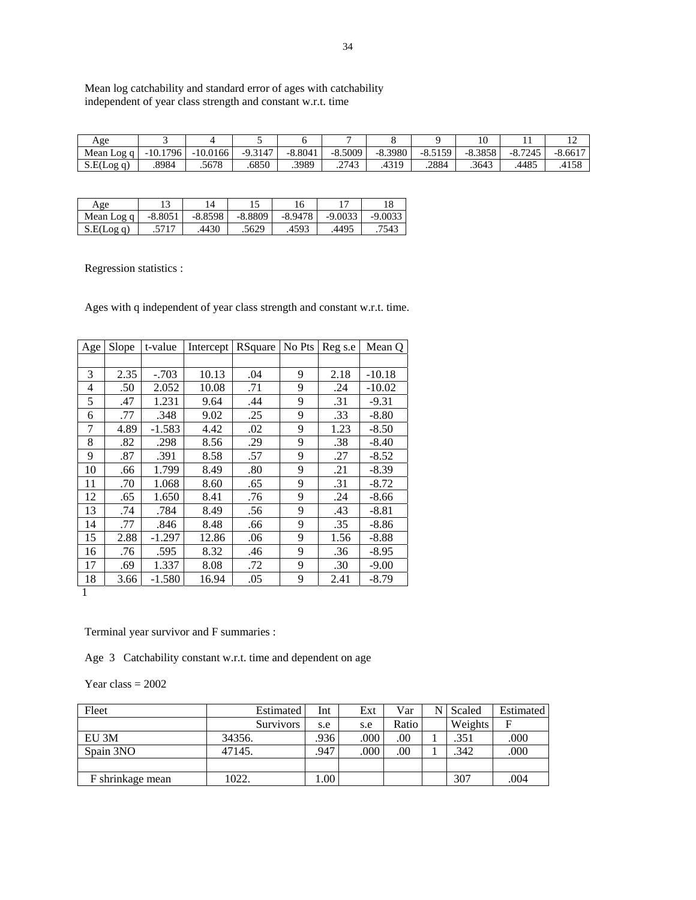Mean log catchability and standard error of ages with catchability independent of year class strength and constant w.r.t. time

| Age | 3 | 4 | 5 | 6 | 7 | 8 | 9 | 10 | 11 | 12 |
|---|---|---|---|---|---|---|---|---|---|---|
| Mean Log q | -10.1796 | -10.0166 | -9.3147 | -8.8041 | -8.5009 | -8.3980 | -8.5159 | -8.3858 | -8.7245 | -8.6617 |
| S.E(Log q) | .8984 | .5678 | .6850 | .3989 | .2743 | .4319 | .2884 | .3643 | .4485 | .4158 |

| Age | 13 | 14 | 15 | 16 | 17 | 18 |
|---|---|---|---|---|---|---|
| Mean Log q | -8.8051 | -8.8598 | -8.8809 | -8.9478 | -9.0033 | -9.0033 |
| S.E(Log q) | .5717 | .4430 | .5629 | .4593 | .4495 | .7543 |

Regression statistics :

Ages with q independent of year class strength and constant w.r.t. time.

| Age | Slope | t-value | Intercept | RSquare | No Pts | Reg s.e | Mean Q |
|---|---|---|---|---|---|---|---|
| | | | | | | | |
| 3 | 2.35 | -.703 | 10.13 | .04 | 9 | 2.18 | -10.18 |
| 4 | .50 | 2.052 | 10.08 | .71 | 9 | .24 | -10.02 |
| 5 | .47 | 1.231 | 9.64 | .44 | 9 | .31 | -9.31 |
| 6 | .77 | .348 | 9.02 | .25 | 9 | .33 | -8.80 |
| 7 | 4.89 | -1.583 | 4.42 | .02 | 9 | 1.23 | -8.50 |
| 8 | .82 | .298 | 8.56 | .29 | 9 | .38 | -8.40 |
| 9 | .87 | .391 | 8.58 | .57 | 9 | .27 | -8.52 |
| 10 | .66 | 1.799 | 8.49 | .80 | 9 | .21 | -8.39 |
| 11 | .70 | 1.068 | 8.60 | .65 | 9 | .31 | -8.72 |
| 12 | .65 | 1.650 | 8.41 | .76 | 9 | .24 | -8.66 |
| 13 | .74 | .784 | 8.49 | .56 | 9 | .43 | -8.81 |
| 14 | .77 | .846 | 8.48 | .66 | 9 | .35 | -8.86 |
| 15 | 2.88 | -1.297 | 12.86 | .06 | 9 | 1.56 | -8.88 |
| 16 | .76 | .595 | 8.32 | .46 | 9 | .36 | -8.95 |
| 17 | .69 | 1.337 | 8.08 | .72 | 9 | .30 | -9.00 |
| 18 | 3.66 | -1.580 | 16.94 | .05 | 9 | 2.41 | -8.79 |

1

Terminal year survivor and F summaries :

Age 3 Catchability constant w.r.t. time and dependent on age

Year class = 2002

| Fleet | Estimated | Int | Ext | Var | N | Scaled | Estimated |
|---|---|---|---|---|---|---|---|
| | Survivors | s.e | s.e | Ratio | | Weights | F |
| EU 3M | 34356. | .936 | .000 | .00 | 1 | .351 | .000 |
| Spain 3NO | 47145. | .947 | .000 | .00 | 1 | .342 | .000 |
| | | | | | | | |
| F shrinkage mean | 1022. | 1.00 | | | | 307 | .004 |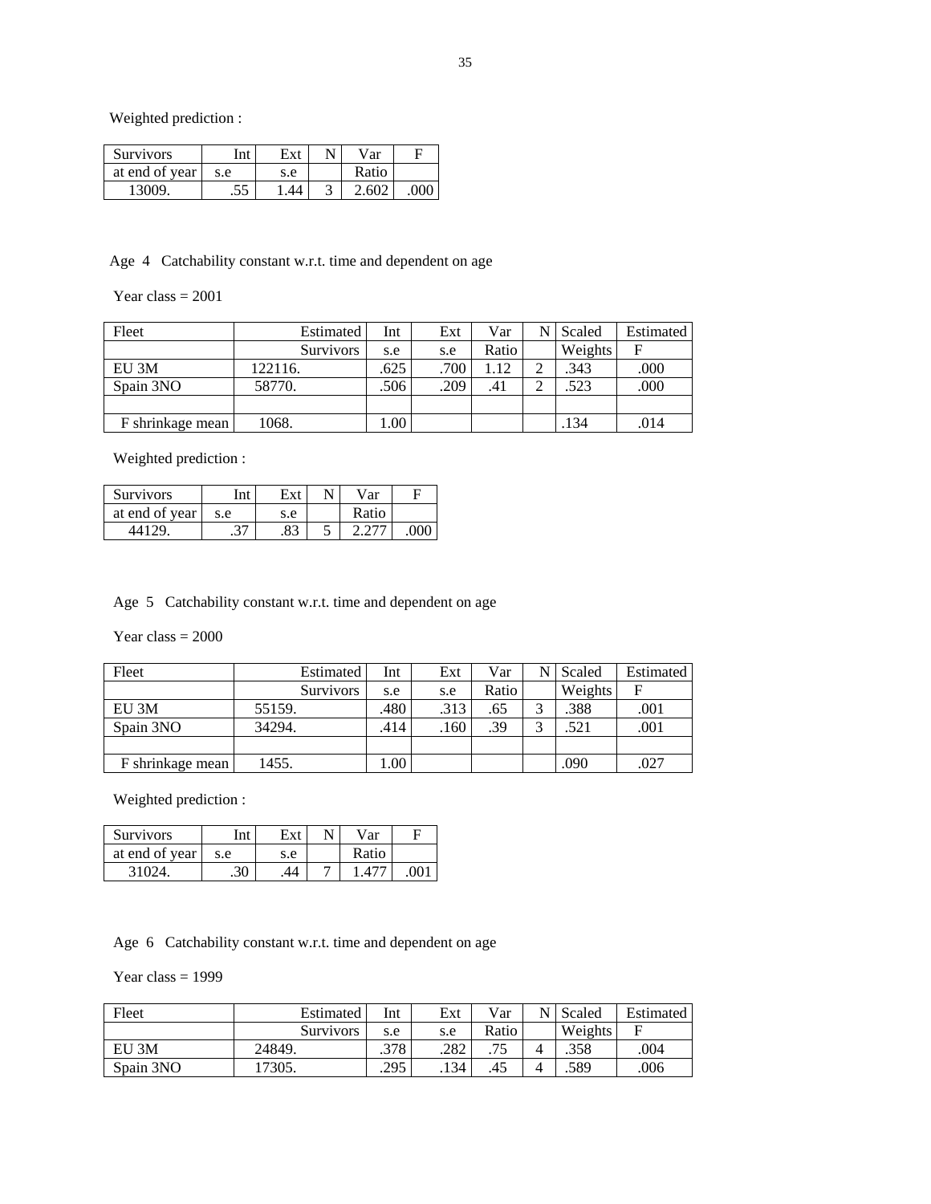Weighted prediction :

| Survivors | Int | Ext | N | Var | F |
|---|---|---|---|---|---|
| at end of year | s.e | s.e | | Ratio | |
| 13009. | .55 | 1.44 | 3 | 2.602 | .000 |

Age 4 Catchability constant w.r.t. time and dependent on age

Year class = 2001

| Fleet | Estimated | Int | Ext | Var | N | Scaled | Estimated |
|---|---|---|---|---|---|---|---|
| | Survivors | s.e | s.e | Ratio | | Weights | F |
| EU 3M | 122116. | .625 | .700 | 1.12 | 2 | .343 | .000 |
| Spain 3NO | 58770. | .506 | .209 | .41 | 2 | .523 | .000 |
| | | | | | | | |
| F shrinkage mean | 1068. | 1.00 | | | | .134 | .014 |

Weighted prediction :

| Survivors | Int | Ext | N | Var | F |
|---|---|---|---|---|---|
| at end of year | s.e | s.e | | Ratio | |
| 44129. | .37 | .83 | 5 | 2.277 | .000 |

Age 5 Catchability constant w.r.t. time and dependent on age

Year class = 2000

| Fleet | Estimated | Int | Ext | Var | N | Scaled | Estimated |
|---|---|---|---|---|---|---|---|
| | Survivors | s.e | s.e | Ratio | | Weights | F |
| EU 3M | 55159. | .480 | .313 | .65 | 3 | .388 | .001 |
| Spain 3NO | 34294. | .414 | .160 | .39 | 3 | .521 | .001 |
| | | | | | | | |
| F shrinkage mean | 1455. | 1.00 | | | | .090 | .027 |

Weighted prediction :

| Survivors | Int | Ext | N | Var | F |
|---|---|---|---|---|---|
| at end of year | s.e | s.e | | Ratio | |
| 31024. | .30 | .44 | 7 | 1.477 | .001 |

Age 6 Catchability constant w.r.t. time and dependent on age

Year class = 1999

| Fleet | Estimated | Int | Ext | Var | N | Scaled | Estimated |
|---|---|---|---|---|---|---|---|
| | Survivors | s.e | s.e | Ratio | | Weights | F |
| EU 3M | 24849. | .378 | .282 | .75 | 4 | .358 | .004 |
| Spain 3NO | 17305. | .295 | .134 | .45 | 4 | .589 | .006 |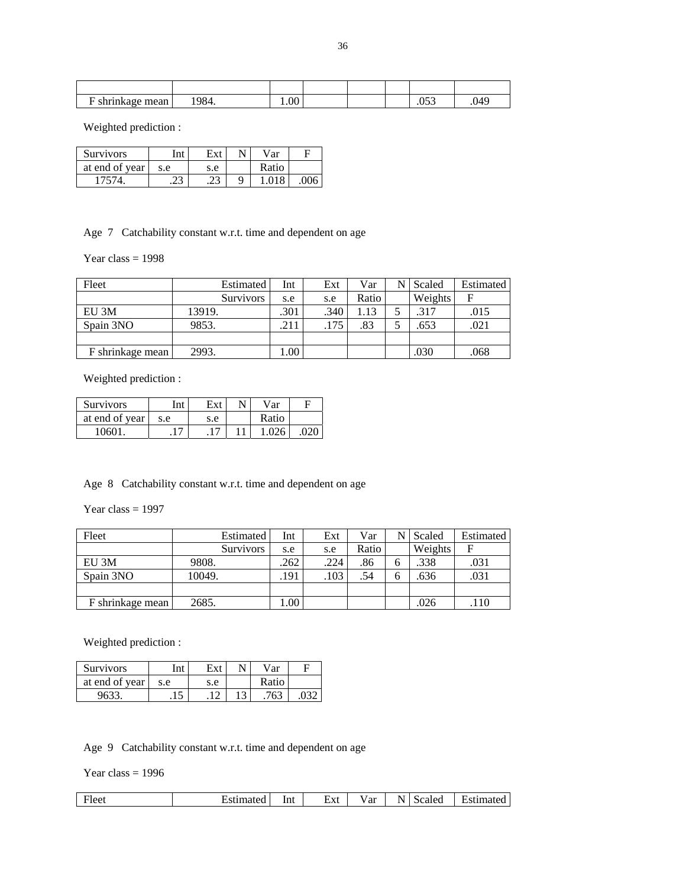| | | | | | | | |
|---|---|---|---|---|---|---|---|
| | | | | | | | |
| F shrinkage mean | 1984. | 1.00 | | | | .053 | .049 |

Weighted prediction :

| Survivors | Int | Ext | N | Var | F |
|---|---|---|---|---|---|
| at end of year | s.e | s.e | | Ratio | |
| 17574. | .23 | .23 | 9 | 1.018 | .006 |

Age 7 Catchability constant w.r.t. time and dependent on age

Year class = 1998

| Fleet | Estimated | Int | Ext | Var | N | Scaled | Estimated |
|---|---|---|---|---|---|---|---|
| | Survivors | s.e | s.e | Ratio | | Weights | F |
| EU 3M | 13919. | .301 | .340 | 1.13 | 5 | .317 | .015 |
| Spain 3NO | 9853. | .211 | .175 | .83 | 5 | .653 | .021 |
| | | | | | | | |
| F shrinkage mean | 2993. | 1.00 | | | | .030 | .068 |

Weighted prediction :

| Survivors | Int | Ext | N | Var | F |
|---|---|---|---|---|---|
| at end of year | s.e | s.e | | Ratio | |
| 10601. | .17 | .17 | 11 | 1.026 | .020 |

Age 8 Catchability constant w.r.t. time and dependent on age

Year class = 1997

| Fleet | Estimated | Int | Ext | Var | N | Scaled | Estimated |
|---|---|---|---|---|---|---|---|
| | Survivors | s.e | s.e | Ratio | | Weights | F |
| EU 3M | 9808. | .262 | .224 | .86 | 6 | .338 | .031 |
| Spain 3NO | 10049. | .191 | .103 | .54 | 6 | .636 | .031 |
| | | | | | | | |
| F shrinkage mean | 2685. | 1.00 | | | | .026 | .110 |

Weighted prediction :

| Survivors | Int | Ext | N | Var | F |
|---|---|---|---|---|---|
| at end of year | s.e | s.e | | Ratio | |
| 9633. | .15 | .12 | 13 | .763 | .032 |

Age 9 Catchability constant w.r.t. time and dependent on age

Year class = 1996

| Fleet | Estimated | Int | Ext | Var | N | Scaled | Estimated |
|---|---|---|---|---|---|---|---|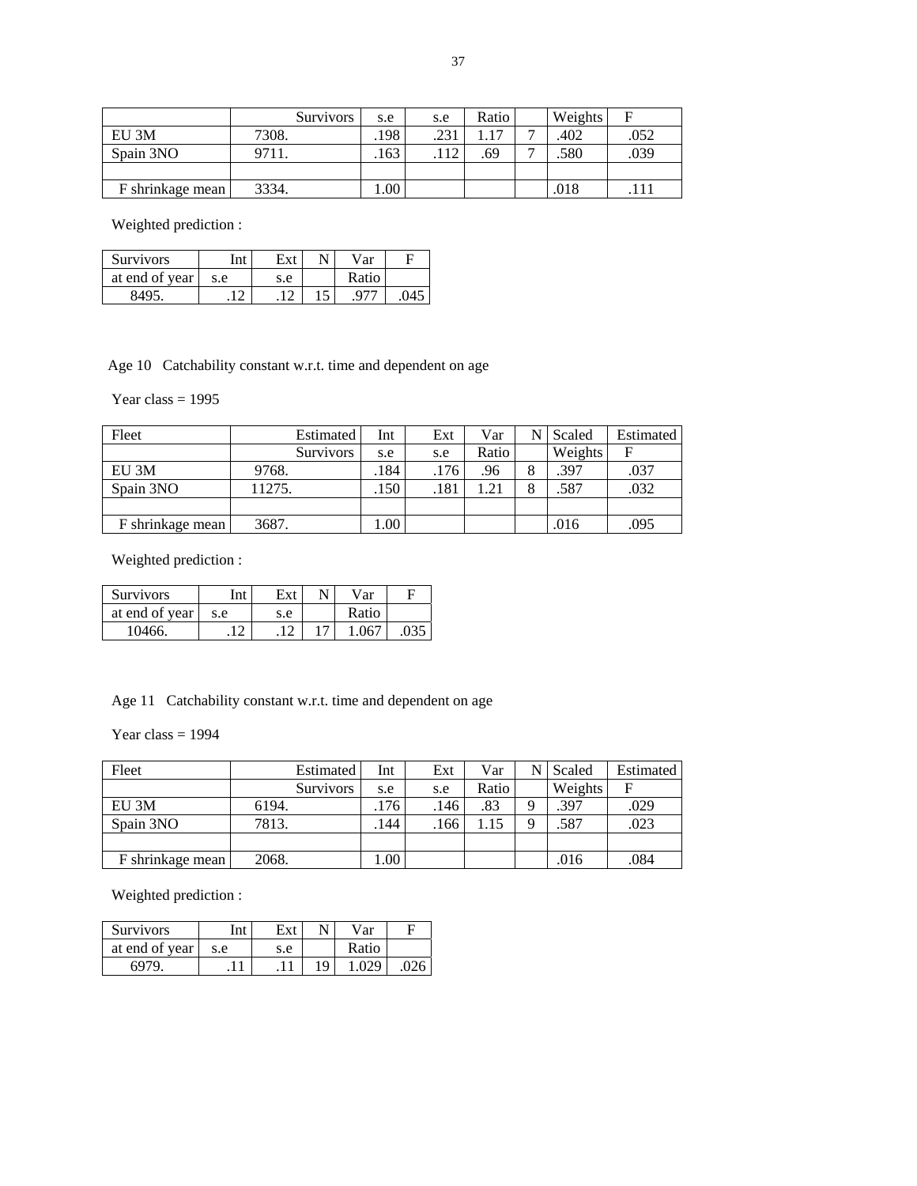| | Survivors | s.e | s.e | Ratio | | Weights | F |
|---|---|---|---|---|---|---|---|
| EU 3M | 7308. | .198 | .231 | 1.17 | 7 | .402 | .052 |
| Spain 3NO | 9711. | .163 | .112 | .69 | 7 | .580 | .039 |
| | | | | | | | |
| F shrinkage mean | 3334. | 1.00 | | | | .018 | .111 |

Weighted prediction :

| Survivors | Int | Ext | N | Var | F |
|---|---|---|---|---|---|
| at end of year | s.e | s.e | | Ratio | |
| 8495. | .12 | .12 | 15 | .977 | .045 |

Age 10 Catchability constant w.r.t. time and dependent on age

Year class = 1995

| Fleet | Estimated | Int | Ext | Var | N | Scaled | Estimated |
|---|---|---|---|---|---|---|---|
| | Survivors | s.e | s.e | Ratio | | Weights | F |
| EU 3M | 9768. | .184 | .176 | .96 | 8 | .397 | .037 |
| Spain 3NO | 11275. | .150 | .181 | 1.21 | 8 | .587 | .032 |
| | | | | | | | |
| F shrinkage mean | 3687. | 1.00 | | | | .016 | .095 |

Weighted prediction :

| Survivors | Int | Ext | N | Var | F |
|---|---|---|---|---|---|
| at end of year | s.e | s.e | | Ratio | |
| 10466. | .12 | .12 | 17 | 1.067 | .035 |

Age 11 Catchability constant w.r.t. time and dependent on age

Year class = 1994

| Fleet | Estimated | Int | Ext | Var | N | Scaled | Estimated |
|---|---|---|---|---|---|---|---|
| | Survivors | s.e | s.e | Ratio | | Weights | F |
| EU 3M | 6194. | .176 | .146 | .83 | 9 | .397 | .029 |
| Spain 3NO | 7813. | .144 | .166 | 1.15 | 9 | .587 | .023 |
| | | | | | | | |
| F shrinkage mean | 2068. | 1.00 | | | | .016 | .084 |

Weighted prediction :

| Survivors | Int | Ext | N | Var | F |
|---|---|---|---|---|---|
| at end of year | s.e | s.e | | Ratio | |
| 6979. | .11 | .11 | 19 | 1.029 | .026 |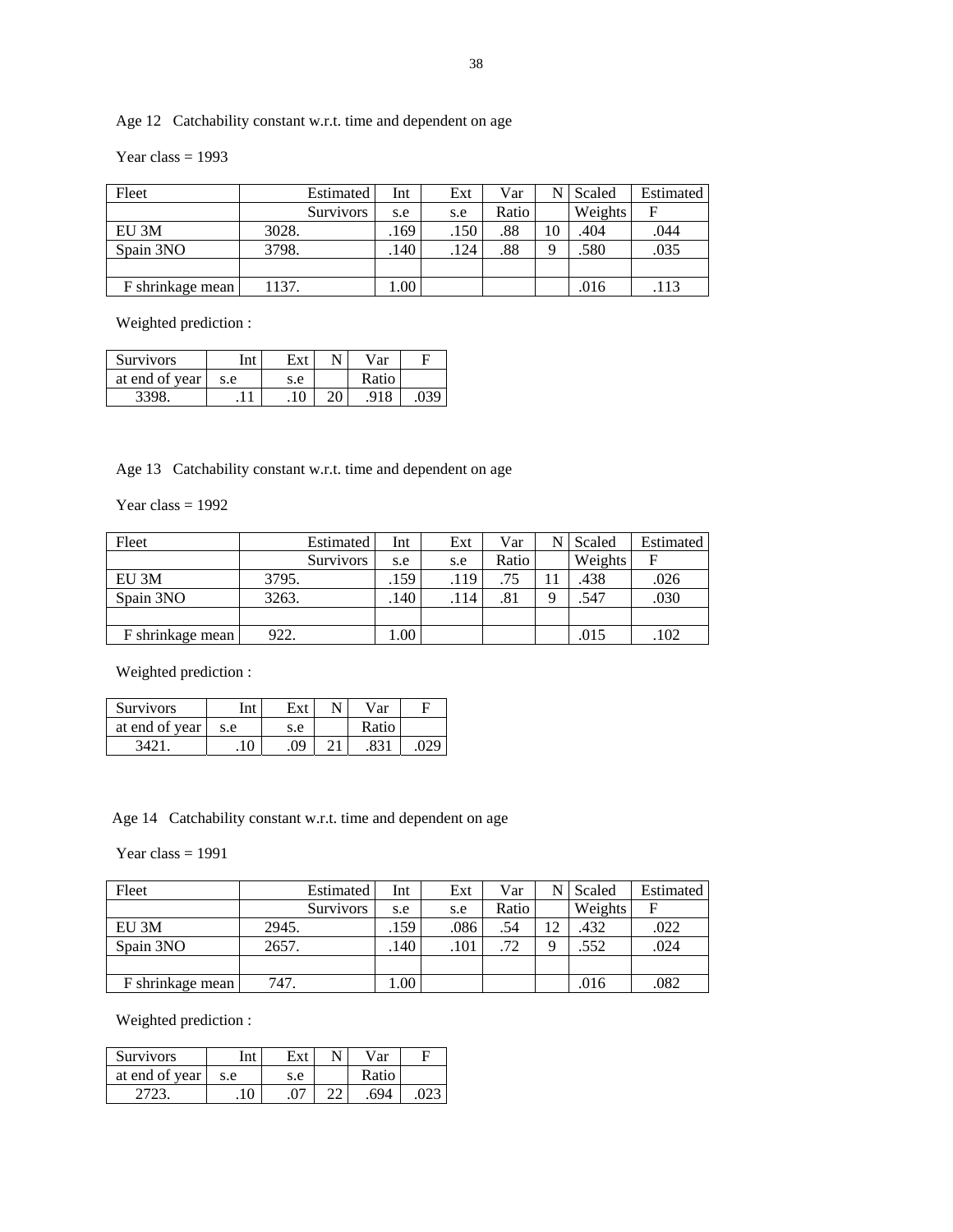Age 12 Catchability constant w.r.t. time and dependent on age

Year class = 1993

| Fleet | Estimated Survivors | Int s.e | Ext s.e | Var Ratio | N | Scaled Weights | Estimated F |
|---|---|---|---|---|---|---|---|
| EU 3M | 3028. | .169 | .150 | .88 | 10 | .404 | .044 |
| Spain 3NO | 3798. | .140 | .124 | .88 | 9 | .580 | .035 |
| | | | | | | | |
| F shrinkage mean | 1137. | 1.00 | | | | .016 | .113 |

Weighted prediction :

| Survivors at end of year | Int s.e | Ext s.e | N | Var Ratio | F |
|---|---|---|---|---|---|
| 3398. | .11 | .10 | 20 | .918 | .039 |

Age 13 Catchability constant w.r.t. time and dependent on age

Year class = 1992

| Fleet | Estimated Survivors | Int s.e | Ext s.e | Var Ratio | N | Scaled Weights | Estimated F |
|---|---|---|---|---|---|---|---|
| EU 3M | 3795. | .159 | .119 | .75 | 11 | .438 | .026 |
| Spain 3NO | 3263. | .140 | .114 | .81 | 9 | .547 | .030 |
| | | | | | | | |
| F shrinkage mean | 922. | 1.00 | | | | .015 | .102 |

Weighted prediction :

| Survivors at end of year | Int s.e | Ext s.e | N | Var Ratio | F |
|---|---|---|---|---|---|
| 3421. | .10 | .09 | 21 | .831 | .029 |

Age 14 Catchability constant w.r.t. time and dependent on age

Year class = 1991

| Fleet | Estimated Survivors | Int s.e | Ext s.e | Var Ratio | N | Scaled Weights | Estimated F |
|---|---|---|---|---|---|---|---|
| EU 3M | 2945. | .159 | .086 | .54 | 12 | .432 | .022 |
| Spain 3NO | 2657. | .140 | .101 | .72 | 9 | .552 | .024 |
| | | | | | | | |
| F shrinkage mean | 747. | 1.00 | | | | .016 | .082 |

Weighted prediction :

| Survivors at end of year | Int s.e | Ext s.e | N | Var Ratio | F |
|---|---|---|---|---|---|
| 2723. | .10 | .07 | 22 | .694 | .023 |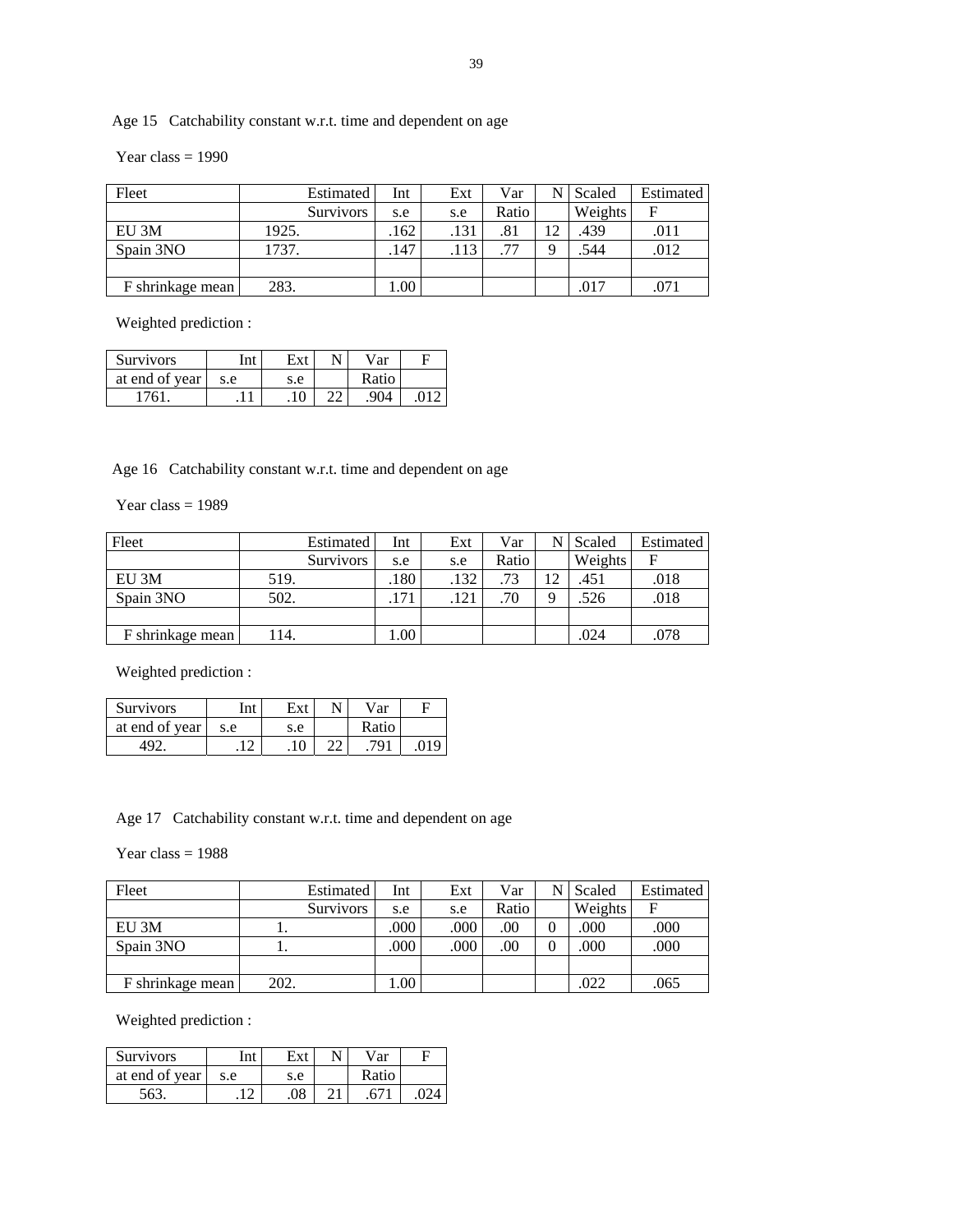Age 15   Catchability constant w.r.t. time and dependent on age

Year class = 1990

| Fleet | Estimated Survivors | Int s.e | Ext s.e | Var Ratio | N | Scaled Weights | Estimated F |
|---|---|---|---|---|---|---|---|
| EU 3M | 1925. | .162 | .131 | .81 | 12 | .439 | .011 |
| Spain 3NO | 1737. | .147 | .113 | .77 | 9 | .544 | .012 |
| | | | | | | | |
| F shrinkage mean | 283. | 1.00 | | | | .017 | .071 |

Weighted prediction :

| Survivors at end of year | Int s.e | Ext s.e | N | Var Ratio | F |
|---|---|---|---|---|---|
| 1761. | .11 | .10 | 22 | .904 | .012 |

Age 16   Catchability constant w.r.t. time and dependent on age

Year class = 1989

| Fleet | Estimated Survivors | Int s.e | Ext s.e | Var Ratio | N | Scaled Weights | Estimated F |
|---|---|---|---|---|---|---|---|
| EU 3M | 519. | .180 | .132 | .73 | 12 | .451 | .018 |
| Spain 3NO | 502. | .171 | .121 | .70 | 9 | .526 | .018 |
| | | | | | | | |
| F shrinkage mean | 114. | 1.00 | | | | .024 | .078 |

Weighted prediction :

| Survivors at end of year | Int s.e | Ext s.e | N | Var Ratio | F |
|---|---|---|---|---|---|
| 492. | .12 | .10 | 22 | .791 | .019 |

Age 17   Catchability constant w.r.t. time and dependent on age

Year class = 1988

| Fleet | Estimated Survivors | Int s.e | Ext s.e | Var Ratio | N | Scaled Weights | Estimated F |
|---|---|---|---|---|---|---|---|
| EU 3M | 1. | .000 | .000 | .00 | 0 | .000 | .000 |
| Spain 3NO | 1. | .000 | .000 | .00 | 0 | .000 | .000 |
| | | | | | | | |
| F shrinkage mean | 202. | 1.00 | | | | .022 | .065 |

Weighted prediction :

| Survivors at end of year | Int s.e | Ext s.e | N | Var Ratio | F |
|---|---|---|---|---|---|
| 563. | .12 | .08 | 21 | .671 | .024 |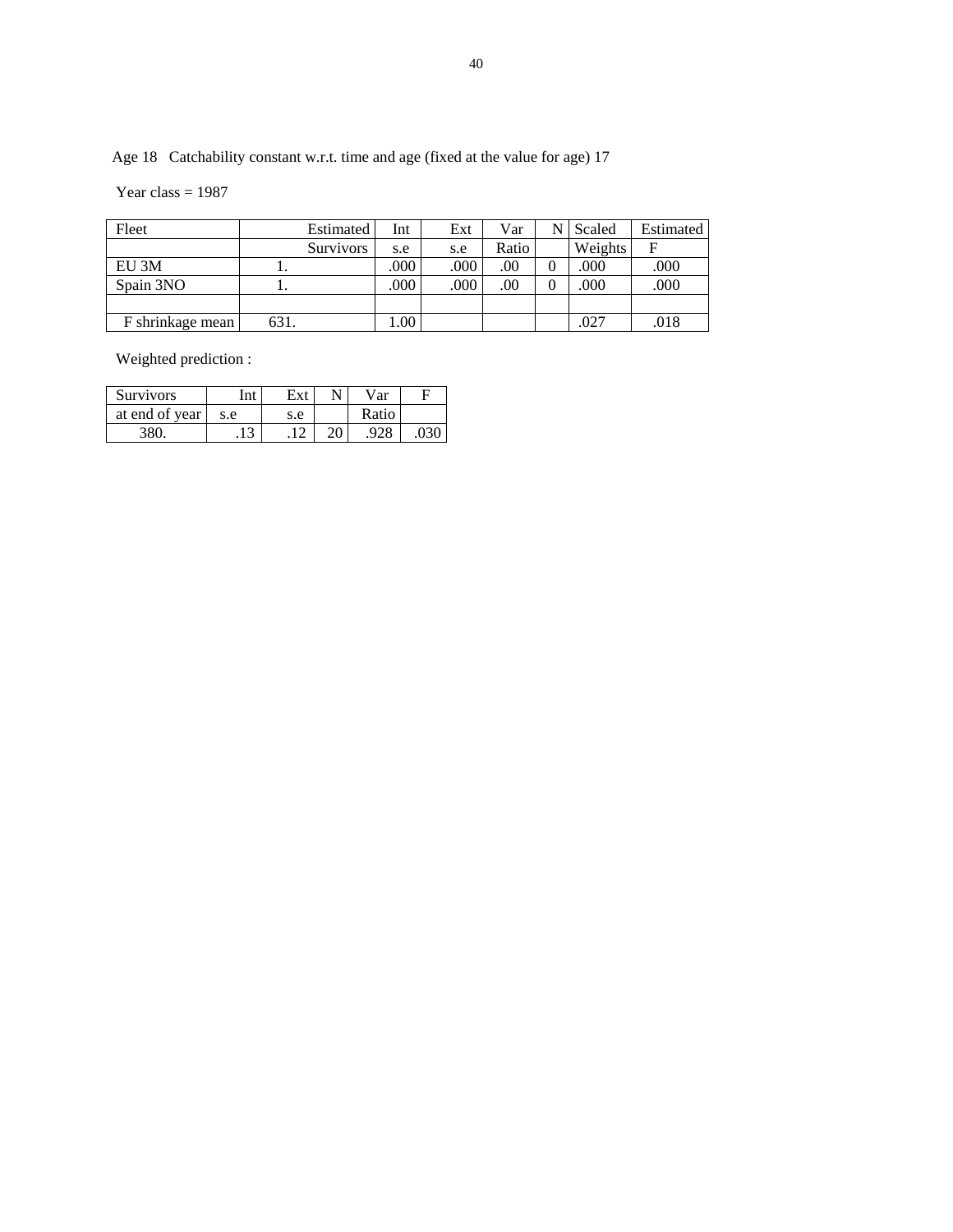Age 18   Catchability constant w.r.t. time and age (fixed at the value for age) 17

Year class = 1987

| Fleet | Estimated Survivors | Int s.e | Ext s.e | Var Ratio | N | Scaled Weights | Estimated F |
|---|---|---|---|---|---|---|---|
| EU 3M | 1. | .000 | .000 | .00 | 0 | .000 | .000 |
| Spain 3NO | 1. | .000 | .000 | .00 | 0 | .000 | .000 |
| | | | | | | | |
| F shrinkage mean | 631. | 1.00 | | | | .027 | .018 |

Weighted prediction :

| Survivors at end of year | Int s.e | Ext s.e | N | Var Ratio | F |
|---|---|---|---|---|---|
| 380. | .13 | .12 | 20 | .928 | .030 |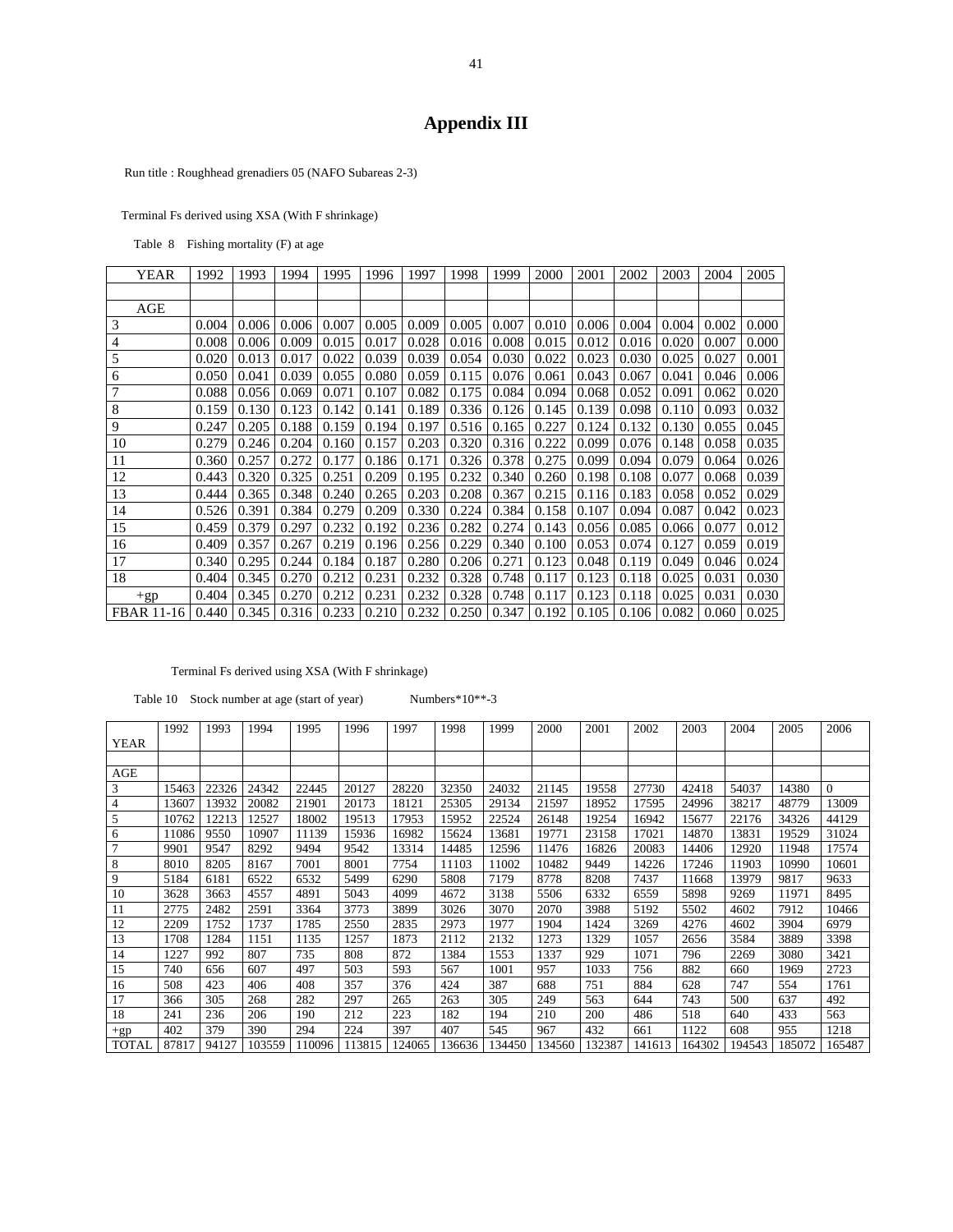# Appendix III

Run title : Roughhead grenadiers 05 (NAFO Subareas 2-3)

Terminal Fs derived using XSA (With F shrinkage)

Table 8 Fishing mortality (F) at age

| YEAR | 1992 | 1993 | 1994 | 1995 | 1996 | 1997 | 1998 | 1999 | 2000 | 2001 | 2002 | 2003 | 2004 | 2005 |
|---|---|---|---|---|---|---|---|---|---|---|---|---|---|---|
| | | | | | | | | | | | | | | |
| AGE | | | | | | | | | | | | | | |
| 3 | 0.004 | 0.006 | 0.006 | 0.007 | 0.005 | 0.009 | 0.005 | 0.007 | 0.010 | 0.006 | 0.004 | 0.004 | 0.002 | 0.000 |
| 4 | 0.008 | 0.006 | 0.009 | 0.015 | 0.017 | 0.028 | 0.016 | 0.008 | 0.015 | 0.012 | 0.016 | 0.020 | 0.007 | 0.000 |
| 5 | 0.020 | 0.013 | 0.017 | 0.022 | 0.039 | 0.039 | 0.054 | 0.030 | 0.022 | 0.023 | 0.030 | 0.025 | 0.027 | 0.001 |
| 6 | 0.050 | 0.041 | 0.039 | 0.055 | 0.080 | 0.059 | 0.115 | 0.076 | 0.061 | 0.043 | 0.067 | 0.041 | 0.046 | 0.006 |
| 7 | 0.088 | 0.056 | 0.069 | 0.071 | 0.107 | 0.082 | 0.175 | 0.084 | 0.094 | 0.068 | 0.052 | 0.091 | 0.062 | 0.020 |
| 8 | 0.159 | 0.130 | 0.123 | 0.142 | 0.141 | 0.189 | 0.336 | 0.126 | 0.145 | 0.139 | 0.098 | 0.110 | 0.093 | 0.032 |
| 9 | 0.247 | 0.205 | 0.188 | 0.159 | 0.194 | 0.197 | 0.516 | 0.165 | 0.227 | 0.124 | 0.132 | 0.130 | 0.055 | 0.045 |
| 10 | 0.279 | 0.246 | 0.204 | 0.160 | 0.157 | 0.203 | 0.320 | 0.316 | 0.222 | 0.099 | 0.076 | 0.148 | 0.058 | 0.035 |
| 11 | 0.360 | 0.257 | 0.272 | 0.177 | 0.186 | 0.171 | 0.326 | 0.378 | 0.275 | 0.099 | 0.094 | 0.079 | 0.064 | 0.026 |
| 12 | 0.443 | 0.320 | 0.325 | 0.251 | 0.209 | 0.195 | 0.232 | 0.340 | 0.260 | 0.198 | 0.108 | 0.077 | 0.068 | 0.039 |
| 13 | 0.444 | 0.365 | 0.348 | 0.240 | 0.265 | 0.203 | 0.208 | 0.367 | 0.215 | 0.116 | 0.183 | 0.058 | 0.052 | 0.029 |
| 14 | 0.526 | 0.391 | 0.384 | 0.279 | 0.209 | 0.330 | 0.224 | 0.384 | 0.158 | 0.107 | 0.094 | 0.087 | 0.042 | 0.023 |
| 15 | 0.459 | 0.379 | 0.297 | 0.232 | 0.192 | 0.236 | 0.282 | 0.274 | 0.143 | 0.056 | 0.085 | 0.066 | 0.077 | 0.012 |
| 16 | 0.409 | 0.357 | 0.267 | 0.219 | 0.196 | 0.256 | 0.229 | 0.340 | 0.100 | 0.053 | 0.074 | 0.127 | 0.059 | 0.019 |
| 17 | 0.340 | 0.295 | 0.244 | 0.184 | 0.187 | 0.280 | 0.206 | 0.271 | 0.123 | 0.048 | 0.119 | 0.049 | 0.046 | 0.024 |
| 18 | 0.404 | 0.345 | 0.270 | 0.212 | 0.231 | 0.232 | 0.328 | 0.748 | 0.117 | 0.123 | 0.118 | 0.025 | 0.031 | 0.030 |
| +gp | 0.404 | 0.345 | 0.270 | 0.212 | 0.231 | 0.232 | 0.328 | 0.748 | 0.117 | 0.123 | 0.118 | 0.025 | 0.031 | 0.030 |
| FBAR 11-16 | 0.440 | 0.345 | 0.316 | 0.233 | 0.210 | 0.232 | 0.250 | 0.347 | 0.192 | 0.105 | 0.106 | 0.082 | 0.060 | 0.025 |

Terminal Fs derived using XSA (With F shrinkage)

Table 10 Stock number at age (start of year) Numbers*10**-3

| YEAR | 1992 | 1993 | 1994 | 1995 | 1996 | 1997 | 1998 | 1999 | 2000 | 2001 | 2002 | 2003 | 2004 | 2005 | 2006 |
|---|---|---|---|---|---|---|---|---|---|---|---|---|---|---|---|
| | | | | | | | | | | | | | | | |
| AGE | | | | | | | | | | | | | | | |
| 3 | 15463 | 22326 | 24342 | 22445 | 20127 | 28220 | 32350 | 24032 | 21145 | 19558 | 27730 | 42418 | 54037 | 14380 | 0 |
| 4 | 13607 | 13932 | 20082 | 21901 | 20173 | 18121 | 25305 | 29134 | 21597 | 18952 | 17595 | 24996 | 38217 | 48779 | 13009 |
| 5 | 10762 | 12213 | 12527 | 18002 | 19513 | 17953 | 15952 | 22524 | 26148 | 19254 | 16942 | 15677 | 22176 | 34326 | 44129 |
| 6 | 11086 | 9550 | 10907 | 11139 | 15936 | 16982 | 15624 | 13681 | 19771 | 23158 | 17021 | 14870 | 13831 | 19529 | 31024 |
| 7 | 9901 | 9547 | 8292 | 9494 | 9542 | 13314 | 14485 | 12596 | 11476 | 16826 | 20083 | 14406 | 12920 | 11948 | 17574 |
| 8 | 8010 | 8205 | 8167 | 7001 | 8001 | 7754 | 11103 | 11002 | 10482 | 9449 | 14226 | 17246 | 11903 | 10990 | 10601 |
| 9 | 5184 | 6181 | 6522 | 6532 | 5499 | 6290 | 5808 | 7179 | 8778 | 8208 | 7437 | 11668 | 13979 | 9817 | 9633 |
| 10 | 3628 | 3663 | 4557 | 4891 | 5043 | 4099 | 4672 | 3138 | 5506 | 6332 | 6559 | 5898 | 9269 | 11971 | 8495 |
| 11 | 2775 | 2482 | 2591 | 3364 | 3773 | 3899 | 3026 | 3070 | 2070 | 3988 | 5192 | 5502 | 4602 | 7912 | 10466 |
| 12 | 2209 | 1752 | 1737 | 1785 | 2550 | 2835 | 2973 | 1977 | 1904 | 1424 | 3269 | 4276 | 4602 | 3904 | 6979 |
| 13 | 1708 | 1284 | 1151 | 1135 | 1257 | 1873 | 2112 | 2132 | 1273 | 1329 | 1057 | 2656 | 3584 | 3889 | 3398 |
| 14 | 1227 | 992 | 807 | 735 | 808 | 872 | 1384 | 1553 | 1337 | 929 | 1071 | 796 | 2269 | 3080 | 3421 |
| 15 | 740 | 656 | 607 | 497 | 503 | 593 | 567 | 1001 | 957 | 1033 | 756 | 882 | 660 | 1969 | 2723 |
| 16 | 508 | 423 | 406 | 408 | 357 | 376 | 424 | 387 | 688 | 751 | 884 | 628 | 747 | 554 | 1761 |
| 17 | 366 | 305 | 268 | 282 | 297 | 265 | 263 | 305 | 249 | 563 | 644 | 743 | 500 | 637 | 492 |
| 18 | 241 | 236 | 206 | 190 | 212 | 223 | 182 | 194 | 210 | 200 | 486 | 518 | 640 | 433 | 563 |
| +gp | 402 | 379 | 390 | 294 | 224 | 397 | 407 | 545 | 967 | 432 | 661 | 1122 | 608 | 955 | 1218 |
| TOTAL | 87817 | 94127 | 103559 | 110096 | 113815 | 124065 | 136636 | 134450 | 134560 | 132387 | 141613 | 164302 | 194543 | 185072 | 165487 |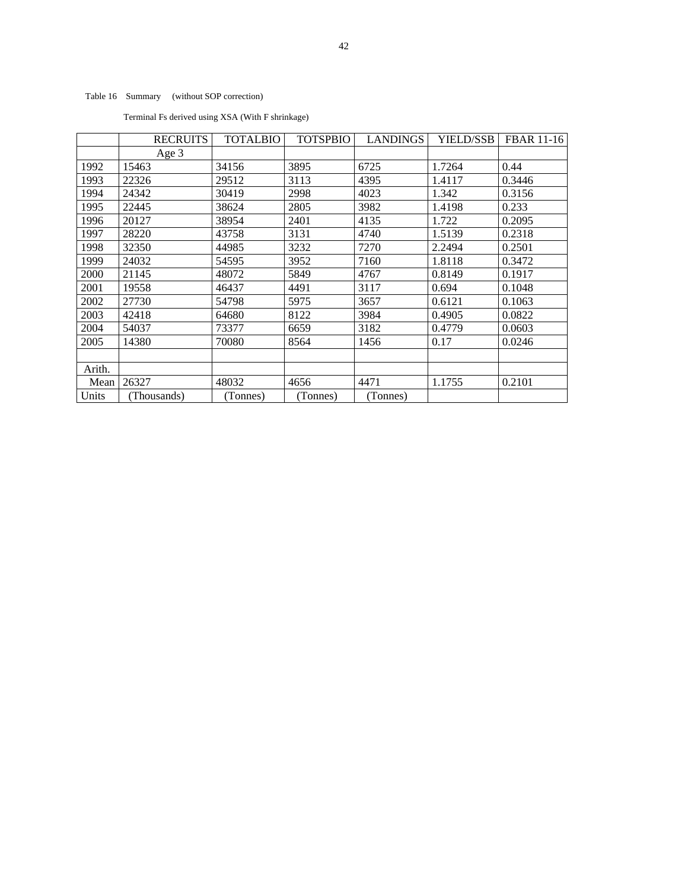Table 16 Summary (without SOP correction)

Terminal Fs derived using XSA (With F shrinkage)

| | RECRUITS | TOTALBIO | TOTSPBIO | LANDINGS | YIELD/SSB | FBAR 11-16 |
|---|---|---|---|---|---|---|
| | Age 3 | | | | | |
| 1992 | 15463 | 34156 | 3895 | 6725 | 1.7264 | 0.44 |
| 1993 | 22326 | 29512 | 3113 | 4395 | 1.4117 | 0.3446 |
| 1994 | 24342 | 30419 | 2998 | 4023 | 1.342 | 0.3156 |
| 1995 | 22445 | 38624 | 2805 | 3982 | 1.4198 | 0.233 |
| 1996 | 20127 | 38954 | 2401 | 4135 | 1.722 | 0.2095 |
| 1997 | 28220 | 43758 | 3131 | 4740 | 1.5139 | 0.2318 |
| 1998 | 32350 | 44985 | 3232 | 7270 | 2.2494 | 0.2501 |
| 1999 | 24032 | 54595 | 3952 | 7160 | 1.8118 | 0.3472 |
| 2000 | 21145 | 48072 | 5849 | 4767 | 0.8149 | 0.1917 |
| 2001 | 19558 | 46437 | 4491 | 3117 | 0.694 | 0.1048 |
| 2002 | 27730 | 54798 | 5975 | 3657 | 0.6121 | 0.1063 |
| 2003 | 42418 | 64680 | 8122 | 3984 | 0.4905 | 0.0822 |
| 2004 | 54037 | 73377 | 6659 | 3182 | 0.4779 | 0.0603 |
| 2005 | 14380 | 70080 | 8564 | 1456 | 0.17 | 0.0246 |
| | | | | | | |
| Arith. | | | | | | |
| Mean | 26327 | 48032 | 4656 | 4471 | 1.1755 | 0.2101 |
| Units | (Thousands) | (Tonnes) | (Tonnes) | (Tonnes) | | |